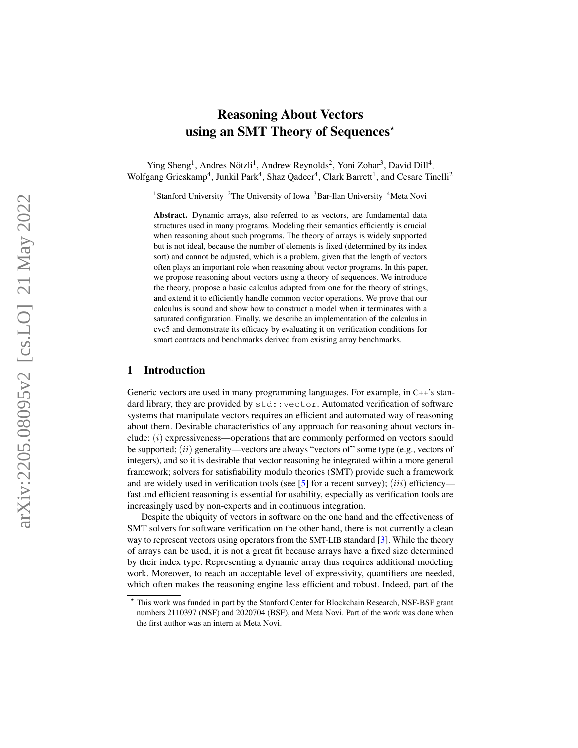# Reasoning About Vectors using an SMT Theory of Sequences*

Ying Sheng[1], Andres Nötzli[1], Andrew Reynolds[2], Yoni Zohar[3], David Dill[4], Wolfgang Grieskamp[4], Junkil Park[4], Shaz Qadeer[4], Clark Barrett[1], and Cesare Tinelli[2]

[1]Stanford University [2]The University of Iowa [3]Bar-Ilan University [4]Meta Novi

**Abstract.** Dynamic arrays, also referred to as vectors, are fundamental data structures used in many programs. Modeling their semantics efficiently is crucial when reasoning about such programs. The theory of arrays is widely supported but is not ideal, because the number of elements is fixed (determined by its index sort) and cannot be adjusted, which is a problem, given that the length of vectors often plays an important role when reasoning about vector programs. In this paper, we propose reasoning about vectors using a theory of sequences. We introduce the theory, propose a basic calculus adapted from one for the theory of strings, and extend it to efficiently handle common vector operations. We prove that our calculus is sound and show how to construct a model when it terminates with a saturated configuration. Finally, we describe an implementation of the calculus in cvc5 and demonstrate its efficacy by evaluating it on verification conditions for smart contracts and benchmarks derived from existing array benchmarks.

## 1 Introduction

Generic vectors are used in many programming languages. For example, in C++'s standard library, they are provided by `std::vector`. Automated verification of software systems that manipulate vectors requires an efficient and automated way of reasoning about them. Desirable characteristics of any approach for reasoning about vectors include: $(i)$ expressiveness—operations that are commonly performed on vectors should be supported; $(ii)$ generality—vectors are always "vectors of" some type (e.g., vectors of integers), and so it is desirable that vector reasoning be integrated within a more general framework; solvers for satisfiability modulo theories (SMT) provide such a framework and are widely used in verification tools (see [5] for a recent survey); $(iii)$ efficiency—fast and efficient reasoning is essential for usability, especially as verification tools are increasingly used by non-experts and in continuous integration.

Despite the ubiquity of vectors in software on the one hand and the effectiveness of SMT solvers for software verification on the other hand, there is not currently a clean way to represent vectors using operators from the SMT-LIB standard [3]. While the theory of arrays can be used, it is not a great fit because arrays have a fixed size determined by their index type. Representing a dynamic array thus requires additional modeling work. Moreover, to reach an acceptable level of expressivity, quantifiers are needed, which often makes the reasoning engine less efficient and robust. Indeed, part of the

* This work was funded in part by the Stanford Center for Blockchain Research, NSF-BSF grant numbers 2110397 (NSF) and 2020704 (BSF), and Meta Novi. Part of the work was done when the first author was an intern at Meta Novi.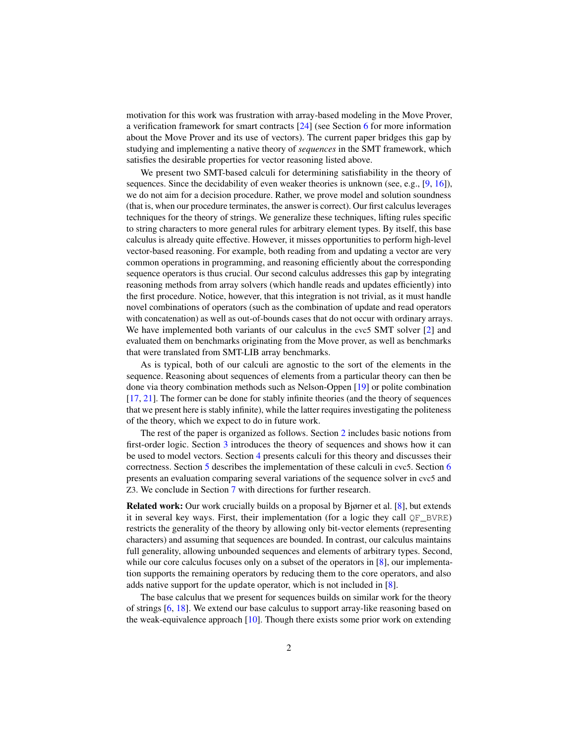motivation for this work was frustration with array-based modeling in the Move Prover, a verification framework for smart contracts [24] (see Section 6 for more information about the Move Prover and its use of vectors). The current paper bridges this gap by studying and implementing a native theory of *sequences* in the SMT framework, which satisfies the desirable properties for vector reasoning listed above.

We present two SMT-based calculi for determining satisfiability in the theory of sequences. Since the decidability of even weaker theories is unknown (see, e.g., [9, 16]), we do not aim for a decision procedure. Rather, we prove model and solution soundness (that is, when our procedure terminates, the answer is correct). Our first calculus leverages techniques for the theory of strings. We generalize these techniques, lifting rules specific to string characters to more general rules for arbitrary element types. By itself, this base calculus is already quite effective. However, it misses opportunities to perform high-level vector-based reasoning. For example, both reading from and updating a vector are very common operations in programming, and reasoning efficiently about the corresponding sequence operators is thus crucial. Our second calculus addresses this gap by integrating reasoning methods from array solvers (which handle reads and updates efficiently) into the first procedure. Notice, however, that this integration is not trivial, as it must handle novel combinations of operators (such as the combination of update and read operators with concatenation) as well as out-of-bounds cases that do not occur with ordinary arrays. We have implemented both variants of our calculus in the cvc5 SMT solver [2] and evaluated them on benchmarks originating from the Move prover, as well as benchmarks that were translated from SMT-LIB array benchmarks.

As is typical, both of our calculi are agnostic to the sort of the elements in the sequence. Reasoning about sequences of elements from a particular theory can then be done via theory combination methods such as Nelson-Oppen [19] or polite combination [17, 21]. The former can be done for stably infinite theories (and the theory of sequences that we present here is stably infinite), while the latter requires investigating the politeness of the theory, which we expect to do in future work.

The rest of the paper is organized as follows. Section 2 includes basic notions from first-order logic. Section 3 introduces the theory of sequences and shows how it can be used to model vectors. Section 4 presents calculi for this theory and discusses their correctness. Section 5 describes the implementation of these calculi in cvc5. Section 6 presents an evaluation comparing several variations of the sequence solver in cvc5 and Z3. We conclude in Section 7 with directions for further research.

**Related work:** Our work crucially builds on a proposal by Bjørner et al. [8], but extends it in several key ways. First, their implementation (for a logic they call `QF_BVRE`) restricts the generality of the theory by allowing only bit-vector elements (representing characters) and assuming that sequences are bounded. In contrast, our calculus maintains full generality, allowing unbounded sequences and elements of arbitrary types. Second, while our core calculus focuses only on a subset of the operators in [8], our implementation supports the remaining operators by reducing them to the core operators, and also adds native support for the `update` operator, which is not included in [8].

The base calculus that we present for sequences builds on similar work for the theory of strings [6, 18]. We extend our base calculus to support array-like reasoning based on the weak-equivalence approach [10]. Though there exists some prior work on extending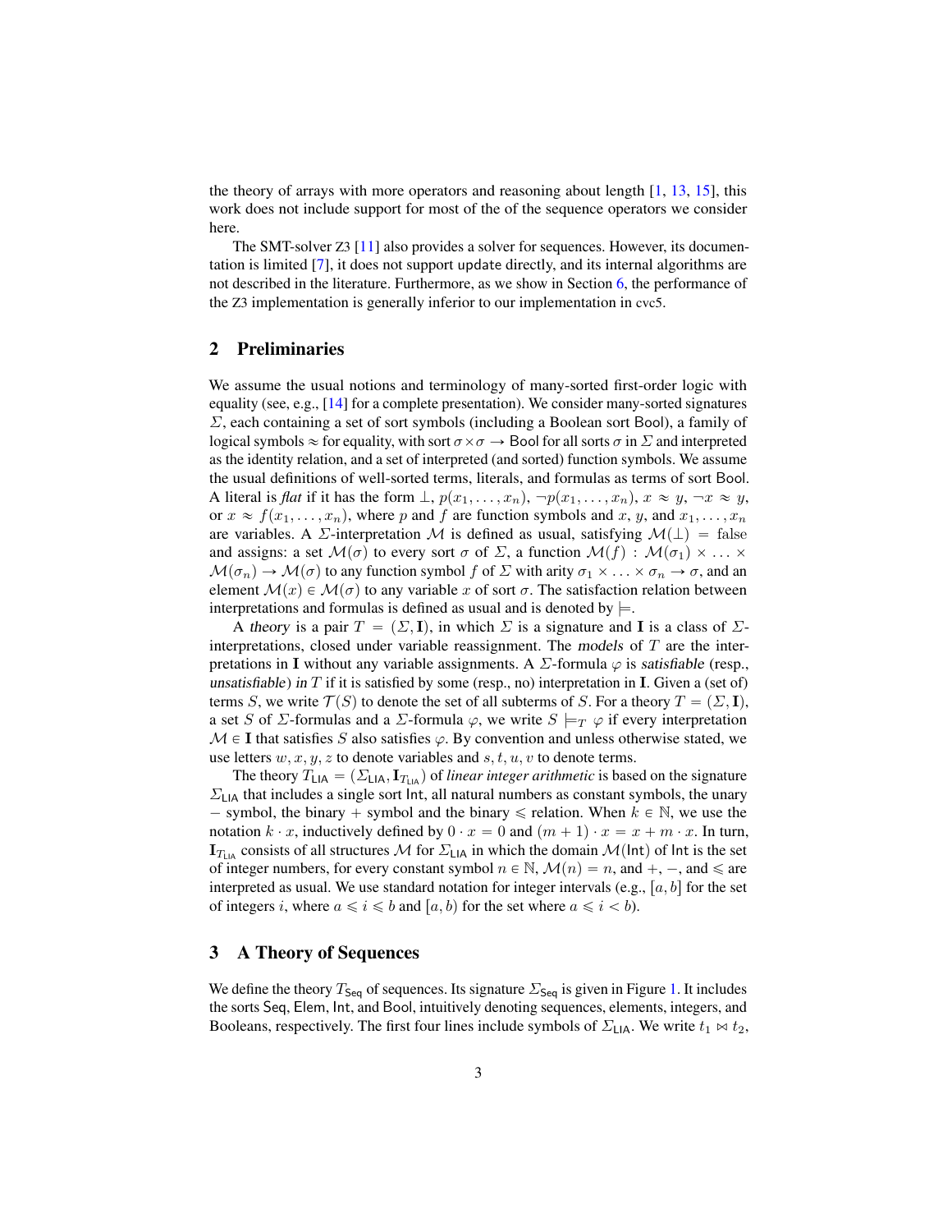the theory of arrays with more operators and reasoning about length [1, 13, 15], this work does not include support for most of the of the sequence operators we consider here.

The SMT-solver Z3 [11] also provides a solver for sequences. However, its documentation is limited [7], it does not support update directly, and its internal algorithms are not described in the literature. Furthermore, as we show in Section 6, the performance of the Z3 implementation is generally inferior to our implementation in cvc5.

## 2 Preliminaries

We assume the usual notions and terminology of many-sorted first-order logic with equality (see, e.g., [14] for a complete presentation). We consider many-sorted signatures $\Sigma$, each containing a set of sort symbols (including a Boolean sort Bool), a family of logical symbols $\approx$ for equality, with sort $\sigma \times \sigma \to \mathsf{Bool}$ for all sorts $\sigma$ in $\Sigma$ and interpreted as the identity relation, and a set of interpreted (and sorted) function symbols. We assume the usual definitions of well-sorted terms, literals, and formulas as terms of sort Bool. A literal is *flat* if it has the form $\bot$, $p(x_1, \ldots, x_n)$, $\neg p(x_1, \ldots, x_n)$, $x \approx y$, $\neg x \approx y$, or $x \approx f(x_1, \ldots, x_n)$, where $p$ and $f$ are function symbols and $x$, $y$, and $x_1, \ldots, x_n$ are variables. A $\Sigma$-interpretation $\mathcal{M}$ is defined as usual, satisfying $\mathcal{M}(\bot) = \text{false}$ and assigns: a set $\mathcal{M}(\sigma)$ to every sort $\sigma$ of $\Sigma$, a function $\mathcal{M}(f) : \mathcal{M}(\sigma_1) \times \ldots \times \mathcal{M}(\sigma_n) \to \mathcal{M}(\sigma)$ to any function symbol $f$ of $\Sigma$ with arity $\sigma_1 \times \ldots \times \sigma_n \to \sigma$, and an element $\mathcal{M}(x) \in \mathcal{M}(\sigma)$ to any variable $x$ of sort $\sigma$. The satisfaction relation between interpretations and formulas is defined as usual and is denoted by $\models$.

A *theory* is a pair $T = (\Sigma, \mathbf{I})$, in which $\Sigma$ is a signature and $\mathbf{I}$ is a class of $\Sigma$-interpretations, closed under variable reassignment. The *models* of $T$ are the interpretations in $\mathbf{I}$ without any variable assignments. A $\Sigma$-formula $\varphi$ is *satisfiable* (resp., *unsatisfiable*) *in* $T$ if it is satisfied by some (resp., no) interpretation in $\mathbf{I}$. Given a (set of) terms $S$, we write $\mathcal{T}(S)$ to denote the set of all subterms of $S$. For a theory $T = (\Sigma, \mathbf{I})$, a set $S$ of $\Sigma$-formulas and a $\Sigma$-formula $\varphi$, we write $S \models_T \varphi$ if every interpretation $\mathcal{M} \in \mathbf{I}$ that satisfies $S$ also satisfies $\varphi$. By convention and unless otherwise stated, we use letters $w, x, y, z$ to denote variables and $s, t, u, v$ to denote terms.

The theory $T_{\mathsf{LIA}} = (\Sigma_{\mathsf{LIA}}, \mathbf{I}_{T_{\mathsf{LIA}}})$ of *linear integer arithmetic* is based on the signature $\Sigma_{\mathsf{LIA}}$ that includes a single sort Int, all natural numbers as constant symbols, the unary $-$ symbol, the binary $+$ symbol and the binary $\leqslant$ relation. When $k \in \mathbb{N}$, we use the notation $k \cdot x$, inductively defined by $0 \cdot x = 0$ and $(m+1) \cdot x = x + m \cdot x$. In turn, $\mathbf{I}_{T_{\mathsf{LIA}}}$ consists of all structures $\mathcal{M}$ for $\Sigma_{\mathsf{LIA}}$ in which the domain $\mathcal{M}(\mathsf{Int})$ of Int is the set of integer numbers, for every constant symbol $n \in \mathbb{N}$, $\mathcal{M}(n) = n$, and $+$, $-$, and $\leqslant$ are interpreted as usual. We use standard notation for integer intervals (e.g., $[a, b]$ for the set of integers $i$, where $a \leqslant i \leqslant b$ and $[a, b)$ for the set where $a \leqslant i < b$).

## 3 A Theory of Sequences

We define the theory $T_{\mathsf{Seq}}$ of sequences. Its signature $\Sigma_{\mathsf{Seq}}$ is given in Figure 1. It includes the sorts Seq, Elem, Int, and Bool, intuitively denoting sequences, elements, integers, and Booleans, respectively. The first four lines include symbols of $\Sigma_{\mathsf{LIA}}$. We write $t_1 \bowtie t_2$,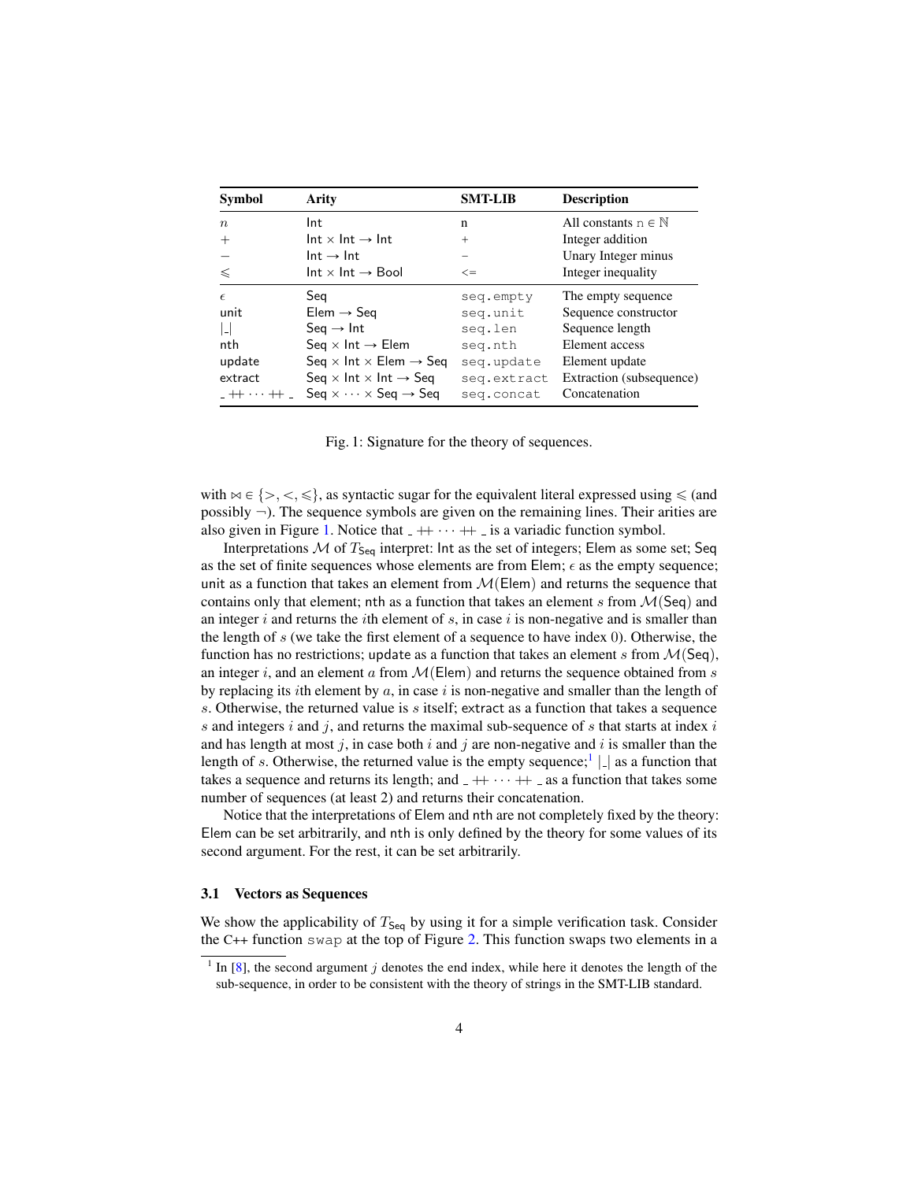| Symbol | Arity | SMT-LIB | Description |
|---|---|---|---|
| $n$ | $\mathsf{Int}$ | n | All constants $\mathrm{n} \in \mathbb{N}$ |
| $+$ | $\mathsf{Int} \times \mathsf{Int} \to \mathsf{Int}$ | + | Integer addition |
| $-$ | $\mathsf{Int} \to \mathsf{Int}$ | - | Unary Integer minus |
| $\leqslant$ | $\mathsf{Int} \times \mathsf{Int} \to \mathsf{Bool}$ | <= | Integer inequality |
| $\epsilon$ | $\mathsf{Seq}$ | `seq.empty` | The empty sequence |
| $\mathsf{unit}$ | $\mathsf{Elem} \to \mathsf{Seq}$ | `seq.unit` | Sequence constructor |
| $\lvert\_\rvert$ | $\mathsf{Seq} \to \mathsf{Int}$ | `seq.len` | Sequence length |
| $\mathsf{nth}$ | $\mathsf{Seq} \times \mathsf{Int} \to \mathsf{Elem}$ | `seq.nth` | Element access |
| $\mathsf{update}$ | $\mathsf{Seq} \times \mathsf{Int} \times \mathsf{Elem} \to \mathsf{Seq}$ | `seq.update` | Element update |
| $\mathsf{extract}$ | $\mathsf{Seq} \times \mathsf{Int} \times \mathsf{Int} \to \mathsf{Seq}$ | `seq.extract` | Extraction (subsequence) |
| $\_ \mathbin{+\!\!+} \cdots \mathbin{+\!\!+} \_$ | $\mathsf{Seq} \times \cdots \times \mathsf{Seq} \to \mathsf{Seq}$ | `seq.concat` | Concatenation |

Fig. 1: Signature for the theory of sequences.

with $\bowtie \in \{>, <, \leqslant\}$, as syntactic sugar for the equivalent literal expressed using $\leqslant$ (and possibly $\neg$). The sequence symbols are given on the remaining lines. Their arities are also given in Figure 1. Notice that $\_ \mathbin{+\!\!+} \cdots \mathbin{+\!\!+} \_$ is a variadic function symbol.

Interpretations $\mathcal{M}$ of $T_{\mathsf{Seq}}$ interpret: $\mathsf{Int}$ as the set of integers; $\mathsf{Elem}$ as some set; $\mathsf{Seq}$ as the set of finite sequences whose elements are from $\mathsf{Elem}$; $\epsilon$ as the empty sequence; $\mathsf{unit}$ as a function that takes an element from $\mathcal{M}(\mathsf{Elem})$ and returns the sequence that contains only that element; $\mathsf{nth}$ as a function that takes an element $s$ from $\mathcal{M}(\mathsf{Seq})$ and an integer $i$ and returns the $i$th element of $s$, in case $i$ is non-negative and is smaller than the length of $s$ (we take the first element of a sequence to have index 0). Otherwise, the function has no restrictions; $\mathsf{update}$ as a function that takes an element $s$ from $\mathcal{M}(\mathsf{Seq})$, an integer $i$, and an element $a$ from $\mathcal{M}(\mathsf{Elem})$ and returns the sequence obtained from $s$ by replacing its $i$th element by $a$, in case $i$ is non-negative and smaller than the length of $s$. Otherwise, the returned value is $s$ itself; $\mathsf{extract}$ as a function that takes a sequence $s$ and integers $i$ and $j$, and returns the maximal sub-sequence of $s$ that starts at index $i$ and has length at most $j$, in case both $i$ and $j$ are non-negative and $i$ is smaller than the length of $s$. Otherwise, the returned value is the empty sequence;[1] $\lvert\_\rvert$ as a function that takes a sequence and returns its length; and $\_ \mathbin{+\!\!+} \cdots \mathbin{+\!\!+} \_$ as a function that takes some number of sequences (at least 2) and returns their concatenation.

Notice that the interpretations of $\mathsf{Elem}$ and $\mathsf{nth}$ are not completely fixed by the theory: $\mathsf{Elem}$ can be set arbitrarily, and $\mathsf{nth}$ is only defined by the theory for some values of its second argument. For the rest, it can be set arbitrarily.

### 3.1 Vectors as Sequences

We show the applicability of $T_{\mathsf{Seq}}$ by using it for a simple verification task. Consider the C++ function `swap` at the top of Figure 2. This function swaps two elements in a

[1] In [8], the second argument $j$ denotes the end index, while here it denotes the length of the sub-sequence, in order to be consistent with the theory of strings in the SMT-LIB standard.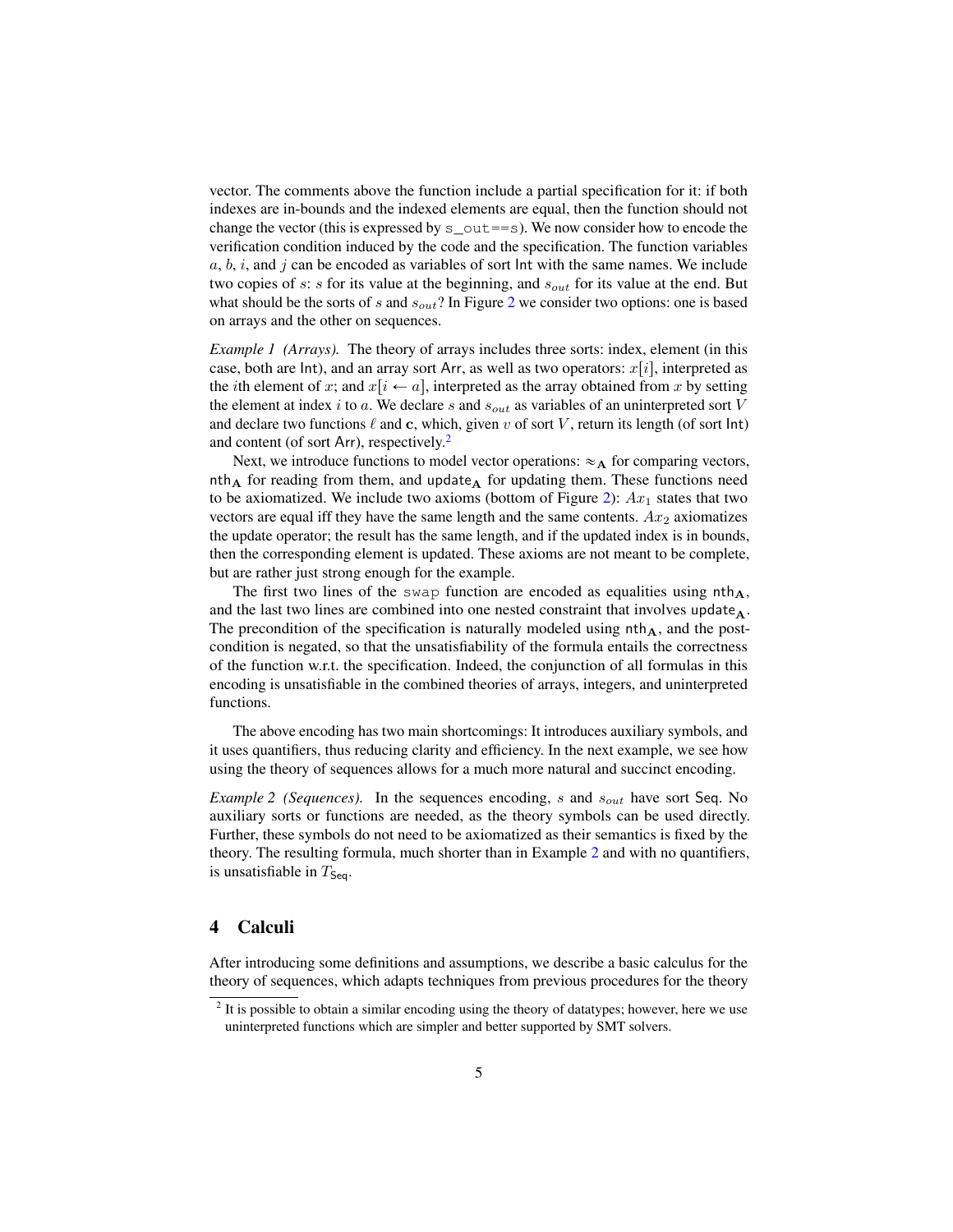vector. The comments above the function include a partial specification for it: if both indexes are in-bounds and the indexed elements are equal, then the function should not change the vector (this is expressed by `s_out==s`). We now consider how to encode the verification condition induced by the code and the specification. The function variables $a$, $b$, $i$, and $j$ can be encoded as variables of sort $\mathsf{Int}$ with the same names. We include two copies of $s$: $s$ for its value at the beginning, and $s_{out}$ for its value at the end. But what should be the sorts of $s$ and $s_{out}$? In Figure 2 we consider two options: one is based on arrays and the other on sequences.

*Example 1 (Arrays).* The theory of arrays includes three sorts: index, element (in this case, both are $\mathsf{Int}$), and an array sort $\mathsf{Arr}$, as well as two operators: $x[i]$, interpreted as the $i$th element of $x$; and $x[i \leftarrow a]$, interpreted as the array obtained from $x$ by setting the element at index $i$ to $a$. We declare $s$ and $s_{out}$ as variables of an uninterpreted sort $V$ and declare two functions $\ell$ and $\mathbf{c}$, which, given $v$ of sort $V$, return its length (of sort $\mathsf{Int}$) and content (of sort $\mathsf{Arr}$), respectively.[2]

Next, we introduce functions to model vector operations: $\approx_{\mathbf{A}}$ for comparing vectors, $\mathsf{nth}_{\mathbf{A}}$ for reading from them, and $\mathsf{update}_{\mathbf{A}}$ for updating them. These functions need to be axiomatized. We include two axioms (bottom of Figure 2): $Ax_1$ states that two vectors are equal iff they have the same length and the same contents. $Ax_2$ axiomatizes the update operator; the result has the same length, and if the updated index is in bounds, then the corresponding element is updated. These axioms are not meant to be complete, but are rather just strong enough for the example.

The first two lines of the `swap` function are encoded as equalities using $\mathsf{nth}_{\mathbf{A}}$, and the last two lines are combined into one nested constraint that involves $\mathsf{update}_{\mathbf{A}}$. The precondition of the specification is naturally modeled using $\mathsf{nth}_{\mathbf{A}}$, and the post-condition is negated, so that the unsatisfiability of the formula entails the correctness of the function w.r.t. the specification. Indeed, the conjunction of all formulas in this encoding is unsatisfiable in the combined theories of arrays, integers, and uninterpreted functions.

The above encoding has two main shortcomings: It introduces auxiliary symbols, and it uses quantifiers, thus reducing clarity and efficiency. In the next example, we see how using the theory of sequences allows for a much more natural and succinct encoding.

*Example 2 (Sequences).* In the sequences encoding, $s$ and $s_{out}$ have sort $\mathsf{Seq}$. No auxiliary sorts or functions are needed, as the theory symbols can be used directly. Further, these symbols do not need to be axiomatized as their semantics is fixed by the theory. The resulting formula, much shorter than in Example 2 and with no quantifiers, is unsatisfiable in $T_{\mathsf{Seq}}$.

## 4 Calculi

After introducing some definitions and assumptions, we describe a basic calculus for the theory of sequences, which adapts techniques from previous procedures for the theory

---

[2] It is possible to obtain a similar encoding using the theory of datatypes; however, here we use uninterpreted functions which are simpler and better supported by SMT solvers.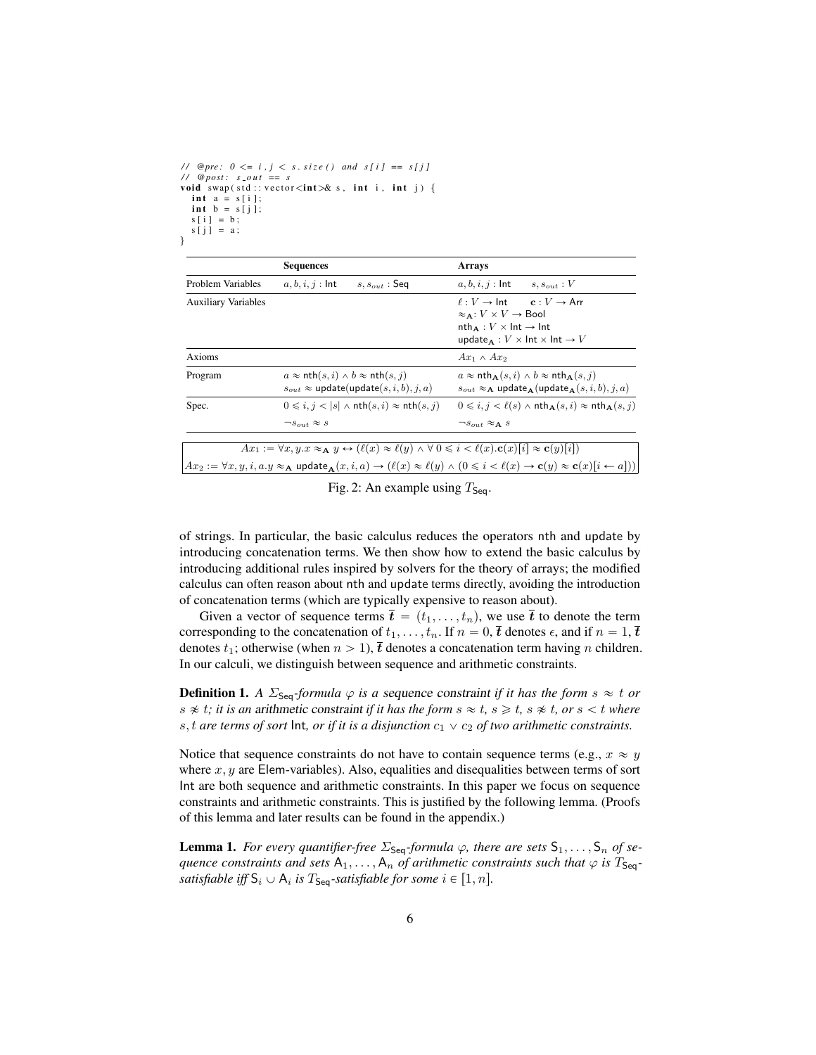```
// @pre: 0 <= i,j < s.size() and s[i] == s[j]
// @post: s_out == s
void swap(std::vector<int>& s, int i, int j) {
  int a = s[i];
  int b = s[j];
  s[i] = b;
  s[j] = a;
}
```

| | **Sequences** | **Arrays** |
|---|---|---|
| Problem Variables | $a, b, i, j : \mathsf{Int} \quad s, s_{out} : \mathsf{Seq}$ | $a, b, i, j : \mathsf{Int} \quad s, s_{out} : V$ |
| Auxiliary Variables | | $\ell : V \to \mathsf{Int} \quad \mathbf{c} : V \to \mathsf{Arr}$ <br> $\approx_{\mathbf{A}} : V \times V \to \mathsf{Bool}$ <br> $\mathsf{nth}_{\mathbf{A}} : V \times \mathsf{Int} \to \mathsf{Int}$ <br> $\mathsf{update}_{\mathbf{A}} : V \times \mathsf{Int} \times \mathsf{Int} \to V$ |
| Axioms | | $Ax_1 \wedge Ax_2$ |
| Program | $a \approx \mathsf{nth}(s, i) \wedge b \approx \mathsf{nth}(s, j)$ <br> $s_{out} \approx \mathsf{update}(\mathsf{update}(s, i, b), j, a)$ | $a \approx \mathsf{nth}_{\mathbf{A}}(s, i) \wedge b \approx \mathsf{nth}_{\mathbf{A}}(s, j)$ <br> $s_{out} \approx_{\mathbf{A}} \mathsf{update}_{\mathbf{A}}(\mathsf{update}_{\mathbf{A}}(s, i, b), j, a)$ |
| Spec. | $0 \leqslant i, j < \lvert s \rvert \wedge \mathsf{nth}(s, i) \approx \mathsf{nth}(s, j)$ <br> $\neg s_{out} \approx s$ | $0 \leqslant i, j < \ell(s) \wedge \mathsf{nth}_{\mathbf{A}}(s, i) \approx \mathsf{nth}_{\mathbf{A}}(s, j)$ <br> $\neg s_{out} \approx_{\mathbf{A}} s$ |

$$Ax_1 := \forall x, y. x \approx_{\mathbf{A}} y \leftrightarrow (\ell(x) \approx \ell(y) \wedge \forall\, 0 \leqslant i < \ell(x). \mathbf{c}(x)[i] \approx \mathbf{c}(y)[i])$$

$$Ax_2 := \forall x, y, i, a. y \approx_{\mathbf{A}} \mathsf{update}_{\mathbf{A}}(x, i, a) \rightarrow (\ell(x) \approx \ell(y) \wedge (0 \leqslant i < \ell(x) \rightarrow \mathbf{c}(y) \approx \mathbf{c}(x)[i \leftarrow a]))$$

Fig. 2: An example using $T_{\mathsf{Seq}}$.

of strings. In particular, the basic calculus reduces the operators nth and update by introducing concatenation terms. We then show how to extend the basic calculus by introducing additional rules inspired by solvers for the theory of arrays; the modified calculus can often reason about nth and update terms directly, avoiding the introduction of concatenation terms (which are typically expensive to reason about).

Given a vector of sequence terms $\overline{\boldsymbol{t}} = (t_1, \ldots, t_n)$, we use $\overline{\boldsymbol{t}}$ to denote the term corresponding to the concatenation of $t_1, \ldots, t_n$. If $n = 0$, $\overline{\boldsymbol{t}}$ denotes $\epsilon$, and if $n = 1$, $\overline{\boldsymbol{t}}$ denotes $t_1$; otherwise (when $n > 1$), $\overline{\boldsymbol{t}}$ denotes a concatenation term having $n$ children. In our calculi, we distinguish between sequence and arithmetic constraints.

**Definition 1.** *A $\Sigma_{\mathsf{Seq}}$-formula $\varphi$ is a* sequence constraint *if it has the form $s \approx t$ or $s \not\approx t$; it is an* arithmetic constraint *if it has the form $s \approx t$, $s \geqslant t$, $s \not\approx t$, or $s < t$ where $s, t$ are terms of sort* Int*, or if it is a disjunction $c_1 \vee c_2$ of two arithmetic constraints.*

Notice that sequence constraints do not have to contain sequence terms (e.g., $x \approx y$ where $x, y$ are Elem-variables). Also, equalities and disequalities between terms of sort Int are both sequence and arithmetic constraints. In this paper we focus on sequence constraints and arithmetic constraints. This is justified by the following lemma. (Proofs of this lemma and later results can be found in the appendix.)

**Lemma 1.** *For every quantifier-free $\Sigma_{\mathsf{Seq}}$-formula $\varphi$, there are sets $\mathsf{S}_1, \ldots, \mathsf{S}_n$ of sequence constraints and sets $\mathsf{A}_1, \ldots, \mathsf{A}_n$ of arithmetic constraints such that $\varphi$ is $T_{\mathsf{Seq}}$-satisfiable iff $\mathsf{S}_i \cup \mathsf{A}_i$ is $T_{\mathsf{Seq}}$-satisfiable for some $i \in [1, n]$.*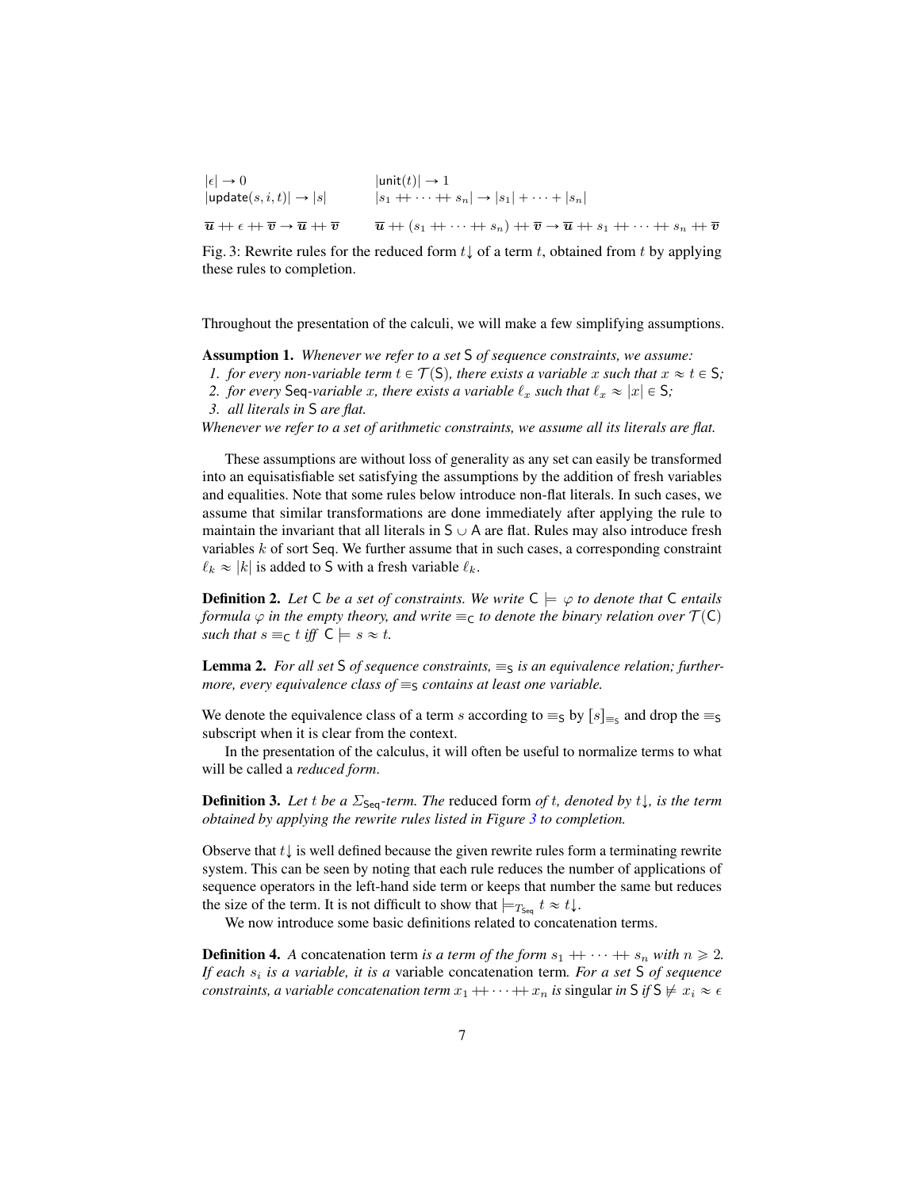$$|\epsilon| \to 0 \qquad\qquad |\mathsf{unit}(t)| \to 1$$
$$|\mathsf{update}(s, i, t)| \to |s| \qquad\qquad |s_1 \mathbin{+\!\!+} \cdots \mathbin{+\!\!+} s_n| \to |s_1| + \cdots + |s_n|$$

$$\overline{\boldsymbol{u}} \mathbin{+\!\!+} \epsilon \mathbin{+\!\!+} \overline{\boldsymbol{v}} \to \overline{\boldsymbol{u}} \mathbin{+\!\!+} \overline{\boldsymbol{v}} \qquad\qquad \overline{\boldsymbol{u}} \mathbin{+\!\!+} (s_1 \mathbin{+\!\!+} \cdots \mathbin{+\!\!+} s_n) \mathbin{+\!\!+} \overline{\boldsymbol{v}} \to \overline{\boldsymbol{u}} \mathbin{+\!\!+} s_1 \mathbin{+\!\!+} \cdots \mathbin{+\!\!+} s_n \mathbin{+\!\!+} \overline{\boldsymbol{v}}$$

Fig. 3: Rewrite rules for the reduced form $t\!\downarrow$ of a term $t$, obtained from $t$ by applying these rules to completion.

Throughout the presentation of the calculi, we will make a few simplifying assumptions.

**Assumption 1.** *Whenever we refer to a set* $\mathsf{S}$ *of sequence constraints, we assume:*

1. *for every non-variable term* $t \in \mathcal{T}(\mathsf{S})$*, there exists a variable* $x$ *such that* $x \approx t \in \mathsf{S}$*;*
2. *for every* $\mathsf{Seq}$*-variable* $x$*, there exists a variable* $\ell_x$ *such that* $\ell_x \approx |x| \in \mathsf{S}$*;*
3. *all literals in* $\mathsf{S}$ *are flat.*

*Whenever we refer to a set of arithmetic constraints, we assume all its literals are flat.*

These assumptions are without loss of generality as any set can easily be transformed into an equisatisfiable set satisfying the assumptions by the addition of fresh variables and equalities. Note that some rules below introduce non-flat literals. In such cases, we assume that similar transformations are done immediately after applying the rule to maintain the invariant that all literals in $\mathsf{S} \cup \mathsf{A}$ are flat. Rules may also introduce fresh variables $k$ of sort $\mathsf{Seq}$. We further assume that in such cases, a corresponding constraint $\ell_k \approx |k|$ is added to $\mathsf{S}$ with a fresh variable $\ell_k$.

**Definition 2.** *Let* $\mathsf{C}$ *be a set of constraints. We write* $\mathsf{C} \models \varphi$ *to denote that* $\mathsf{C}$ *entails formula* $\varphi$ *in the empty theory, and write* $\equiv_{\mathsf{C}}$ *to denote the binary relation over* $\mathcal{T}(\mathsf{C})$ *such that* $s \equiv_{\mathsf{C}} t$ *iff* $\mathsf{C} \models s \approx t$*.*

**Lemma 2.** *For all set* $\mathsf{S}$ *of sequence constraints,* $\equiv_{\mathsf{S}}$ *is an equivalence relation; furthermore, every equivalence class of* $\equiv_{\mathsf{S}}$ *contains at least one variable.*

We denote the equivalence class of a term $s$ according to $\equiv_{\mathsf{S}}$ by $[s]_{\equiv_{\mathsf{S}}}$ and drop the $\equiv_{\mathsf{S}}$ subscript when it is clear from the context.

In the presentation of the calculus, it will often be useful to normalize terms to what will be called a *reduced form*.

**Definition 3.** *Let* $t$ *be a* $\Sigma_{\mathsf{Seq}}$*-term. The* reduced form *of* $t$*, denoted by* $t\!\downarrow$*, is the term obtained by applying the rewrite rules listed in Figure 3 to completion.*

Observe that $t\!\downarrow$ is well defined because the given rewrite rules form a terminating rewrite system. This can be seen by noting that each rule reduces the number of applications of sequence operators in the left-hand side term or keeps that number the same but reduces the size of the term. It is not difficult to show that $\models_{T_{\mathsf{Seq}}} t \approx t\!\downarrow$.

We now introduce some basic definitions related to concatenation terms.

**Definition 4.** *A* concatenation term *is a term of the form* $s_1 \mathbin{+\!\!+} \cdots \mathbin{+\!\!+} s_n$ *with* $n \geqslant 2$*. If each* $s_i$ *is a variable, it is a* variable concatenation term*. For a set* $\mathsf{S}$ *of sequence constraints, a variable concatenation term* $x_1 \mathbin{+\!\!+} \cdots \mathbin{+\!\!+} x_n$ *is* singular *in* $\mathsf{S}$ *if* $\mathsf{S} \not\models x_i \approx \epsilon$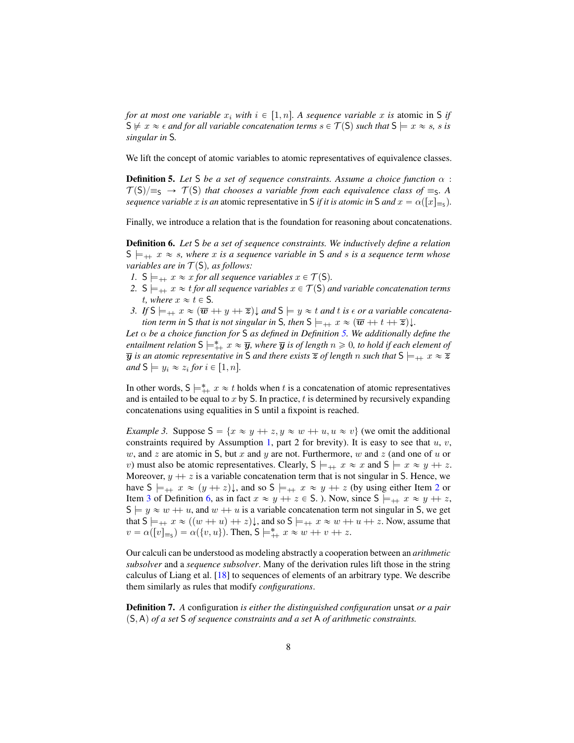*for at most one variable $x_i$ with $i \in [1, n]$. A sequence variable $x$ is* atomic in $\mathsf{S}$ *if* $\mathsf{S} \not\models x \approx \epsilon$ *and for all variable concatenation terms $s \in \mathcal{T}(\mathsf{S})$ such that $\mathsf{S} \models x \approx s$, $s$ is singular in* $\mathsf{S}$*.*

We lift the concept of atomic variables to atomic representatives of equivalence classes.

**Definition 5.** *Let $\mathsf{S}$ be a set of sequence constraints. Assume a choice function $\alpha : \mathcal{T}(\mathsf{S})/{\equiv_{\mathsf{S}}} \to \mathcal{T}(\mathsf{S})$ that chooses a variable from each equivalence class of $\equiv_{\mathsf{S}}$. A sequence variable $x$ is an* atomic representative in $\mathsf{S}$ *if it is atomic in $\mathsf{S}$ and $x = \alpha([x]_{\equiv_{\mathsf{S}}})$.*

Finally, we introduce a relation that is the foundation for reasoning about concatenations.

**Definition 6.** *Let $\mathsf{S}$ be a set of sequence constraints. We inductively define a relation $\mathsf{S} \models_{++} x \approx s$, where $x$ is a sequence variable in $\mathsf{S}$ and $s$ is a sequence term whose variables are in $\mathcal{T}(\mathsf{S})$, as follows:*

1. *$\mathsf{S} \models_{++} x \approx x$ for all sequence variables $x \in \mathcal{T}(\mathsf{S})$.*
2. *$\mathsf{S} \models_{++} x \approx t$ for all sequence variables $x \in \mathcal{T}(\mathsf{S})$ and variable concatenation terms $t$, where $x \approx t \in \mathsf{S}$.*
3. *If $\mathsf{S} \models_{++} x \approx (\overline{w} ++ y ++ \overline{z})\!\downarrow$ and $\mathsf{S} \models y \approx t$ and $t$ is $\epsilon$ or a variable concatenation term in $\mathsf{S}$ that is not singular in $\mathsf{S}$, then $\mathsf{S} \models_{++} x \approx (\overline{w} ++ t ++ \overline{z})\!\downarrow$.*

*Let $\alpha$ be a choice function for $\mathsf{S}$ as defined in Definition 5. We additionally define the entailment relation $\mathsf{S} \models^*_{++} x \approx \overline{y}$, where $\overline{y}$ is of length $n \geqslant 0$, to hold if each element of $\overline{y}$ is an atomic representative in $\mathsf{S}$ and there exists $\overline{z}$ of length $n$ such that $\mathsf{S} \models_{++} x \approx \overline{z}$ and $\mathsf{S} \models y_i \approx z_i$ for $i \in [1, n]$.*

In other words, $\mathsf{S} \models^*_{++} x \approx t$ holds when $t$ is a concatenation of atomic representatives and is entailed to be equal to $x$ by $\mathsf{S}$. In practice, $t$ is determined by recursively expanding concatenations using equalities in $\mathsf{S}$ until a fixpoint is reached.

*Example 3.* Suppose $\mathsf{S} = \{x \approx y ++ z, y \approx w ++ u, u \approx v\}$ (we omit the additional constraints required by Assumption 1, part 2 for brevity). It is easy to see that $u$, $v$, $w$, and $z$ are atomic in $\mathsf{S}$, but $x$ and $y$ are not. Furthermore, $w$ and $z$ (and one of $u$ or $v$) must also be atomic representatives. Clearly, $\mathsf{S} \models_{++} x \approx x$ and $\mathsf{S} \models x \approx y ++ z$. Moreover, $y ++ z$ is a variable concatenation term that is not singular in $\mathsf{S}$. Hence, we have $\mathsf{S} \models_{++} x \approx (y ++ z)\!\downarrow$, and so $\mathsf{S} \models_{++} x \approx y ++ z$ (by using either Item 2 or Item 3 of Definition 6, as in fact $x \approx y ++ z \in \mathsf{S}$. ). Now, since $\mathsf{S} \models_{++} x \approx y ++ z$, $\mathsf{S} \models y \approx w ++ u$, and $w ++ u$ is a variable concatenation term not singular in $\mathsf{S}$, we get that $\mathsf{S} \models_{++} x \approx ((w ++ u) ++ z)\!\downarrow$, and so $\mathsf{S} \models_{++} x \approx w ++ u ++ z$. Now, assume that $v = \alpha([v]_{\equiv_{\mathsf{S}}}) = \alpha(\{v, u\})$. Then, $\mathsf{S} \models^*_{++} x \approx w ++ v ++ z$.

Our calculi can be understood as modeling abstractly a cooperation between an *arithmetic subsolver* and a *sequence subsolver*. Many of the derivation rules lift those in the string calculus of Liang et al. [18] to sequences of elements of an arbitrary type. We describe them similarly as rules that modify *configurations*.

**Definition 7.** *A* configuration *is either the distinguished configuration* unsat *or a pair $(\mathsf{S}, \mathsf{A})$ of a set $\mathsf{S}$ of sequence constraints and a set $\mathsf{A}$ of arithmetic constraints.*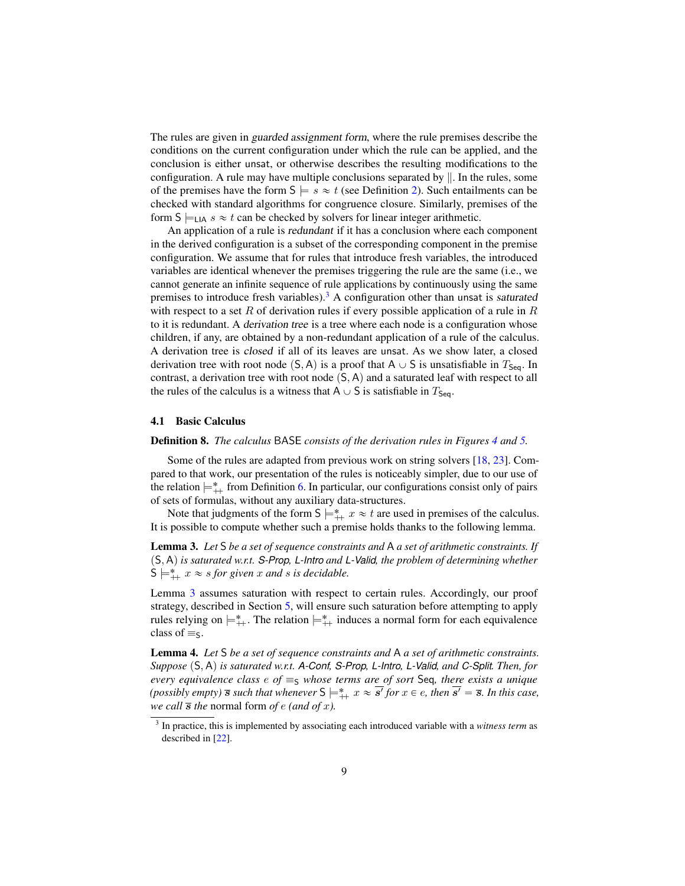The rules are given in *guarded assignment form*, where the rule premises describe the conditions on the current configuration under which the rule can be applied, and the conclusion is either unsat, or otherwise describes the resulting modifications to the configuration. A rule may have multiple conclusions separated by $\|$. In the rules, some of the premises have the form $\mathsf{S} \models s \approx t$ (see Definition 2). Such entailments can be checked with standard algorithms for congruence closure. Similarly, premises of the form $\mathsf{S} \models_{\mathsf{LIA}} s \approx t$ can be checked by solvers for linear integer arithmetic.

An application of a rule is *redundant* if it has a conclusion where each component in the derived configuration is a subset of the corresponding component in the premise configuration. We assume that for rules that introduce fresh variables, the introduced variables are identical whenever the premises triggering the rule are the same (i.e., we cannot generate an infinite sequence of rule applications by continuously using the same premises to introduce fresh variables).[3] A configuration other than unsat is *saturated* with respect to a set $R$ of derivation rules if every possible application of a rule in $R$ to it is redundant. A *derivation tree* is a tree where each node is a configuration whose children, if any, are obtained by a non-redundant application of a rule of the calculus. A derivation tree is *closed* if all of its leaves are unsat. As we show later, a closed derivation tree with root node $(\mathsf{S}, \mathsf{A})$ is a proof that $\mathsf{A} \cup \mathsf{S}$ is unsatisfiable in $T_{\mathsf{Seq}}$. In contrast, a derivation tree with root node $(\mathsf{S}, \mathsf{A})$ and a saturated leaf with respect to all the rules of the calculus is a witness that $\mathsf{A} \cup \mathsf{S}$ is satisfiable in $T_{\mathsf{Seq}}$.

### 4.1 Basic Calculus

**Definition 8.** *The calculus* BASE *consists of the derivation rules in Figures 4 and 5.*

Some of the rules are adapted from previous work on string solvers [18, 23]. Compared to that work, our presentation of the rules is noticeably simpler, due to our use of the relation $\models^*_{++}$ from Definition 6. In particular, our configurations consist only of pairs of sets of formulas, without any auxiliary data-structures.

Note that judgments of the form $\mathsf{S} \models^*_{++} x \approx t$ are used in premises of the calculus. It is possible to compute whether such a premise holds thanks to the following lemma.

**Lemma 3.** *Let* $\mathsf{S}$ *be a set of sequence constraints and* $\mathsf{A}$ *a set of arithmetic constraints. If* $(\mathsf{S}, \mathsf{A})$ *is saturated w.r.t. S-Prop, L-Intro and L-Valid, the problem of determining whether* $\mathsf{S} \models^*_{++} x \approx s$ *for given* $x$ *and* $s$ *is decidable.*

Lemma 3 assumes saturation with respect to certain rules. Accordingly, our proof strategy, described in Section 5, will ensure such saturation before attempting to apply rules relying on $\models^*_{++}$. The relation $\models^*_{++}$ induces a normal form for each equivalence class of $\equiv_{\mathsf{S}}$.

**Lemma 4.** *Let* $\mathsf{S}$ *be a set of sequence constraints and* $\mathsf{A}$ *a set of arithmetic constraints. Suppose* $(\mathsf{S}, \mathsf{A})$ *is saturated w.r.t. A-Conf, S-Prop, L-Intro, L-Valid, and C-Split. Then, for every equivalence class* $e$ *of* $\equiv_{\mathsf{S}}$ *whose terms are of sort* Seq*, there exists a unique (possibly empty)* $\overline{s}$ *such that whenever* $\mathsf{S} \models^*_{++} x \approx \overline{s'}$ *for* $x \in e$*, then* $\overline{s'} = \overline{s}$*. In this case, we call* $\overline{s}$ *the* normal form *of* $e$ *(and of* $x$*).*

[3] In practice, this is implemented by associating each introduced variable with a *witness term* as described in [22].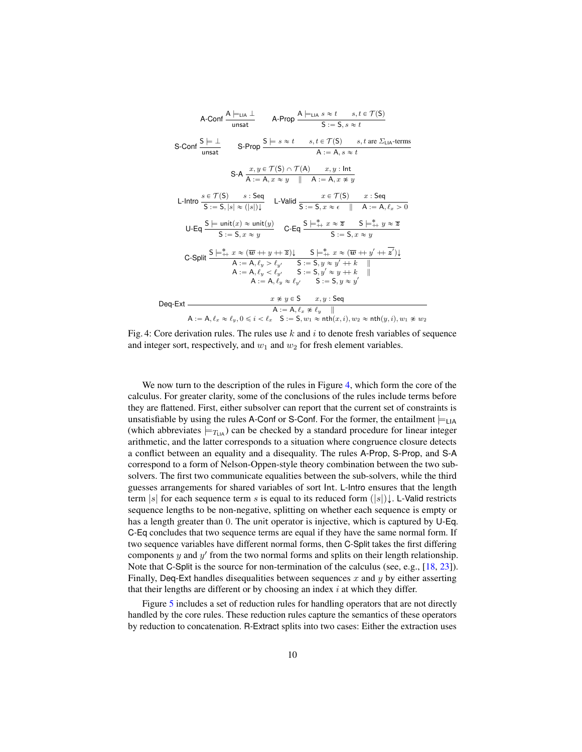$$\textsf{A-Conf}\ \frac{\mathsf{A} \models_{\mathsf{LIA}} \bot}{\mathsf{unsat}} \qquad \textsf{A-Prop}\ \frac{\mathsf{A} \models_{\mathsf{LIA}} s \approx t \qquad s, t \in \mathcal{T}(\mathsf{S})}{\mathsf{S} := \mathsf{S}, s \approx t}$$

$$\textsf{S-Conf}\ \frac{\mathsf{S} \models \bot}{\mathsf{unsat}} \qquad \textsf{S-Prop}\ \frac{\mathsf{S} \models s \approx t \qquad s, t \in \mathcal{T}(\mathsf{S}) \qquad s, t \text{ are } \Sigma_{\mathsf{LIA}}\text{-terms}}{\mathsf{A} := \mathsf{A}, s \approx t}$$

$$\textsf{S-A}\ \frac{x, y \in \mathcal{T}(\mathsf{S}) \cap \mathcal{T}(\mathsf{A}) \qquad x, y : \mathsf{Int}}{\mathsf{A} := \mathsf{A}, x \approx y \quad \| \quad \mathsf{A} := \mathsf{A}, x \not\approx y}$$

$$\textsf{L-Intro}\ \frac{s \in \mathcal{T}(\mathsf{S}) \qquad s : \mathsf{Seq}}{\mathsf{S} := \mathsf{S}, |s| \approx (|s|)\!\downarrow} \qquad \textsf{L-Valid}\ \frac{x \in \mathcal{T}(\mathsf{S}) \qquad x : \mathsf{Seq}}{\mathsf{S} := \mathsf{S}, x \approx \epsilon \quad \| \quad \mathsf{A} := \mathsf{A}, \ell_x > 0}$$

$$\textsf{U-Eq}\ \frac{\mathsf{S} \models \mathsf{unit}(x) \approx \mathsf{unit}(y)}{\mathsf{S} := \mathsf{S}, x \approx y} \qquad \textsf{C-Eq}\ \frac{\mathsf{S} \models^*_{++} x \approx \overline{\boldsymbol{z}} \qquad \mathsf{S} \models^*_{++} y \approx \overline{\boldsymbol{z}}}{\mathsf{S} := \mathsf{S}, x \approx y}$$

$$\textsf{C-Split}\ \frac{\mathsf{S} \models^*_{++} x \approx (\overline{\boldsymbol{w}} +\!\!+\, y +\!\!+\, \overline{\boldsymbol{z}})\!\downarrow \qquad \mathsf{S} \models^*_{++} x \approx (\overline{\boldsymbol{w}} +\!\!+\, y' +\!\!+\, \overline{\boldsymbol{z}'})\!\downarrow}{\begin{array}{l} \mathsf{A} := \mathsf{A}, \ell_y > \ell_{y'} \quad \mathsf{S} := \mathsf{S}, y \approx y' +\!\!+\, k \quad \| \\ \mathsf{A} := \mathsf{A}, \ell_y < \ell_{y'} \quad \mathsf{S} := \mathsf{S}, y' \approx y +\!\!+\, k \quad \| \\ \mathsf{A} := \mathsf{A}, \ell_y \approx \ell_{y'} \quad \mathsf{S} := \mathsf{S}, y \approx y' \end{array}}$$

$$\textsf{Deq-Ext}\ \frac{x \not\approx y \in \mathsf{S} \qquad x, y : \mathsf{Seq}}{\begin{array}{c} \mathsf{A} := \mathsf{A}, \ell_x \not\approx \ell_y \quad \| \\ \mathsf{A} := \mathsf{A}, \ell_x \approx \ell_y, 0 \leqslant i < \ell_x \quad \mathsf{S} := \mathsf{S}, w_1 \approx \mathsf{nth}(x, i), w_2 \approx \mathsf{nth}(y, i), w_1 \not\approx w_2 \end{array}}$$

Fig. 4: Core derivation rules. The rules use $k$ and $i$ to denote fresh variables of sequence and integer sort, respectively, and $w_1$ and $w_2$ for fresh element variables.

We now turn to the description of the rules in Figure 4, which form the core of the calculus. For greater clarity, some of the conclusions of the rules include terms before they are flattened. First, either subsolver can report that the current set of constraints is unsatisfiable by using the rules A-Conf or S-Conf. For the former, the entailment $\models_{\mathsf{LIA}}$ (which abbreviates $\models_{T_{\mathsf{LIA}}}$) can be checked by a standard procedure for linear integer arithmetic, and the latter corresponds to a situation where congruence closure detects a conflict between an equality and a disequality. The rules A-Prop, S-Prop, and S-A correspond to a form of Nelson-Oppen-style theory combination between the two sub-solvers. The first two communicate equalities between the sub-solvers, while the third guesses arrangements for shared variables of sort Int. L-Intro ensures that the length term $|s|$ for each sequence term $s$ is equal to its reduced form $(|s|)\!\downarrow$. L-Valid restricts sequence lengths to be non-negative, splitting on whether each sequence is empty or has a length greater than 0. The unit operator is injective, which is captured by U-Eq. C-Eq concludes that two sequence terms are equal if they have the same normal form. If two sequence variables have different normal forms, then C-Split takes the first differing components $y$ and $y'$ from the two normal forms and splits on their length relationship. Note that C-Split is the source for non-termination of the calculus (see, e.g., [18, 23]). Finally, Deq-Ext handles disequalities between sequences $x$ and $y$ by either asserting that their lengths are different or by choosing an index $i$ at which they differ.

Figure 5 includes a set of reduction rules for handling operators that are not directly handled by the core rules. These reduction rules capture the semantics of these operators by reduction to concatenation. R-Extract splits into two cases: Either the extraction uses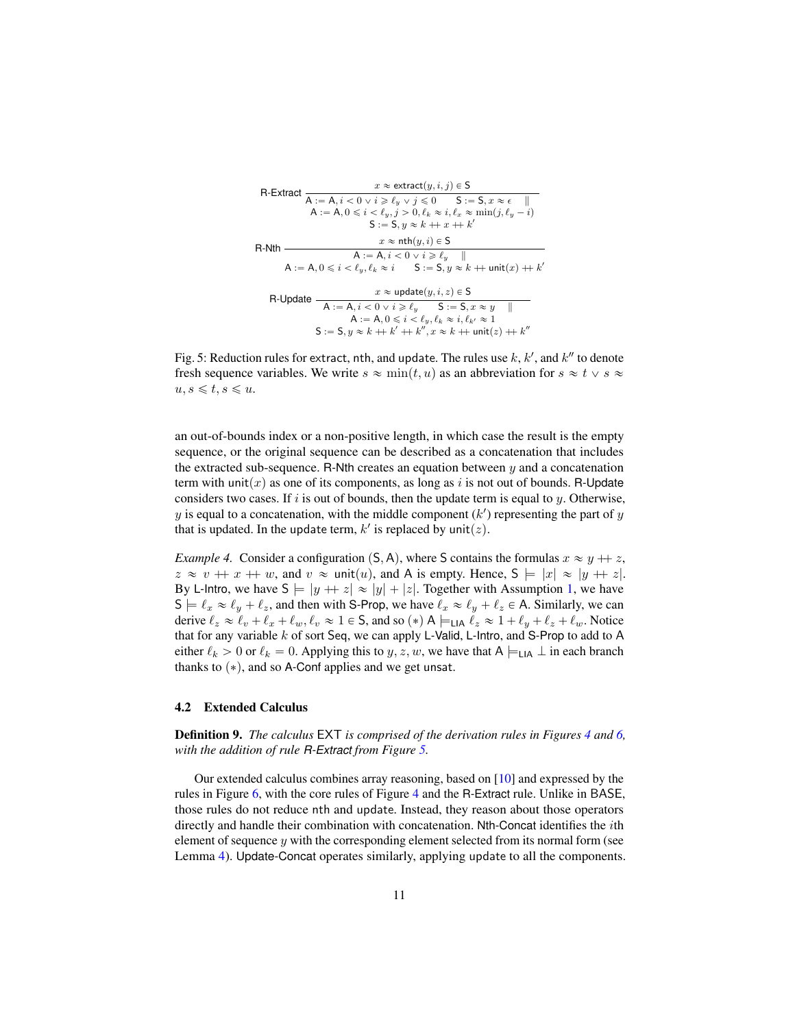$$\textsf{R-Extract}\ \frac{x \approx \mathsf{extract}(y,i,j) \in \mathsf{S}}{\mathsf{A} := \mathsf{A}, i < 0 \vee i \geqslant \ell_y \vee j \leqslant 0 \quad \mathsf{S} := \mathsf{S}, x \approx \epsilon \quad \| \quad \begin{array}{c}\mathsf{A} := \mathsf{A}, 0 \leqslant i < \ell_y, j > 0, \ell_k \approx i, \ell_x \approx \min(j, \ell_y - i) \\ \mathsf{S} := \mathsf{S}, y \approx k \mathbin{++} x \mathbin{++} k'\end{array}}$$

$$\textsf{R-Nth}\ \frac{x \approx \mathsf{nth}(y,i) \in \mathsf{S}}{\mathsf{A} := \mathsf{A}, i < 0 \vee i \geqslant \ell_y \quad \| \quad \mathsf{A} := \mathsf{A}, 0 \leqslant i < \ell_y, \ell_k \approx i \quad \mathsf{S} := \mathsf{S}, y \approx k \mathbin{++} \mathsf{unit}(x) \mathbin{++} k'}$$

$$\textsf{R-Update}\ \frac{x \approx \mathsf{update}(y,i,z) \in \mathsf{S}}{\mathsf{A} := \mathsf{A}, i < 0 \vee i \geqslant \ell_y \quad \mathsf{S} := \mathsf{S}, x \approx y \quad \| \quad \begin{array}{c}\mathsf{A} := \mathsf{A}, 0 \leqslant i < \ell_y, \ell_k \approx i, \ell_{k'} \approx 1 \\ \mathsf{S} := \mathsf{S}, y \approx k \mathbin{++} k' \mathbin{++} k'', x \approx k \mathbin{++} \mathsf{unit}(z) \mathbin{++} k''\end{array}}$$

Fig. 5: Reduction rules for extract, nth, and update. The rules use $k$, $k'$, and $k''$ to denote fresh sequence variables. We write $s \approx \min(t, u)$ as an abbreviation for $s \approx t \vee s \approx u, s \leqslant t, s \leqslant u$.

an out-of-bounds index or a non-positive length, in which case the result is the empty sequence, or the original sequence can be described as a concatenation that includes the extracted sub-sequence. R-Nth creates an equation between $y$ and a concatenation term with $\mathsf{unit}(x)$ as one of its components, as long as $i$ is not out of bounds. R-Update considers two cases. If $i$ is out of bounds, then the update term is equal to $y$. Otherwise, $y$ is equal to a concatenation, with the middle component ($k'$) representing the part of $y$ that is updated. In the update term, $k'$ is replaced by $\mathsf{unit}(z)$.

*Example 4.* Consider a configuration $(\mathsf{S}, \mathsf{A})$, where $\mathsf{S}$ contains the formulas $x \approx y \mathbin{++} z$, $z \approx v \mathbin{++} x \mathbin{++} w$, and $v \approx \mathsf{unit}(u)$, and $\mathsf{A}$ is empty. Hence, $\mathsf{S} \models |x| \approx |y \mathbin{++} z|$. By L-Intro, we have $\mathsf{S} \models |y \mathbin{++} z| \approx |y| + |z|$. Together with Assumption 1, we have $\mathsf{S} \models \ell_x \approx \ell_y + \ell_z$, and then with S-Prop, we have $\ell_x \approx \ell_y + \ell_z \in \mathsf{A}$. Similarly, we can derive $\ell_z \approx \ell_v + \ell_x + \ell_w, \ell_v \approx 1 \in \mathsf{S}$, and so $(*)$ $\mathsf{A} \models_{\mathsf{LIA}} \ell_z \approx 1 + \ell_y + \ell_z + \ell_w$. Notice that for any variable $k$ of sort Seq, we can apply L-Valid, L-Intro, and S-Prop to add to $\mathsf{A}$ either $\ell_k > 0$ or $\ell_k = 0$. Applying this to $y, z, w$, we have that $\mathsf{A} \models_{\mathsf{LIA}} \bot$ in each branch thanks to $(*)$, and so A-Conf applies and we get unsat.

### 4.2 Extended Calculus

**Definition 9.** *The calculus* EXT *is comprised of the derivation rules in Figures 4 and 6, with the addition of rule R-Extract from Figure 5.*

Our extended calculus combines array reasoning, based on [10] and expressed by the rules in Figure 6, with the core rules of Figure 4 and the R-Extract rule. Unlike in BASE, those rules do not reduce nth and update. Instead, they reason about those operators directly and handle their combination with concatenation. Nth-Concat identifies the $i$th element of sequence $y$ with the corresponding element selected from its normal form (see Lemma 4). Update-Concat operates similarly, applying update to all the components.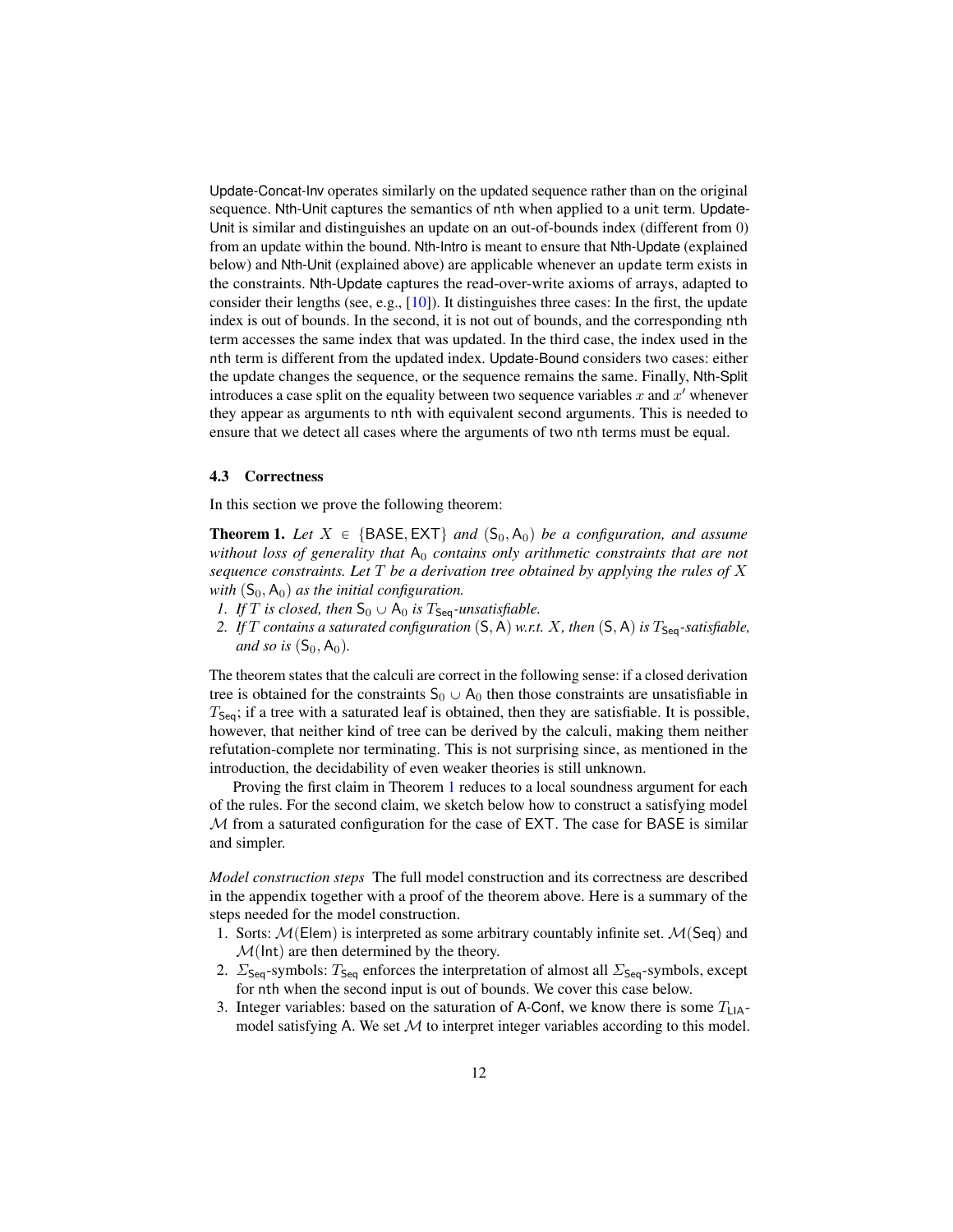Update-Concat-Inv operates similarly on the updated sequence rather than on the original sequence. Nth-Unit captures the semantics of nth when applied to a unit term. Update-Unit is similar and distinguishes an update on an out-of-bounds index (different from 0) from an update within the bound. Nth-Intro is meant to ensure that Nth-Update (explained below) and Nth-Unit (explained above) are applicable whenever an update term exists in the constraints. Nth-Update captures the read-over-write axioms of arrays, adapted to consider their lengths (see, e.g., [10]). It distinguishes three cases: In the first, the update index is out of bounds. In the second, it is not out of bounds, and the corresponding nth term accesses the same index that was updated. In the third case, the index used in the nth term is different from the updated index. Update-Bound considers two cases: either the update changes the sequence, or the sequence remains the same. Finally, Nth-Split introduces a case split on the equality between two sequence variables $x$ and $x'$ whenever they appear as arguments to nth with equivalent second arguments. This is needed to ensure that we detect all cases where the arguments of two nth terms must be equal.

### 4.3 Correctness

In this section we prove the following theorem:

**Theorem 1.** *Let $X \in \{\mathsf{BASE}, \mathsf{EXT}\}$ and $(\mathsf{S}_0, \mathsf{A}_0)$ be a configuration, and assume without loss of generality that $\mathsf{A}_0$ contains only arithmetic constraints that are not sequence constraints. Let $T$ be a derivation tree obtained by applying the rules of $X$ with $(\mathsf{S}_0, \mathsf{A}_0)$ as the initial configuration.*

1. *If $T$ is closed, then $\mathsf{S}_0 \cup \mathsf{A}_0$ is $T_{\mathsf{Seq}}$-unsatisfiable.*
2. *If $T$ contains a saturated configuration $(\mathsf{S}, \mathsf{A})$ w.r.t. $X$, then $(\mathsf{S}, \mathsf{A})$ is $T_{\mathsf{Seq}}$-satisfiable, and so is $(\mathsf{S}_0, \mathsf{A}_0)$.*

The theorem states that the calculi are correct in the following sense: if a closed derivation tree is obtained for the constraints $\mathsf{S}_0 \cup \mathsf{A}_0$ then those constraints are unsatisfiable in $T_{\mathsf{Seq}}$; if a tree with a saturated leaf is obtained, then they are satisfiable. It is possible, however, that neither kind of tree can be derived by the calculi, making them neither refutation-complete nor terminating. This is not surprising since, as mentioned in the introduction, the decidability of even weaker theories is still unknown.

Proving the first claim in Theorem 1 reduces to a local soundness argument for each of the rules. For the second claim, we sketch below how to construct a satisfying model $\mathcal{M}$ from a saturated configuration for the case of EXT. The case for BASE is similar and simpler.

*Model construction steps* The full model construction and its correctness are described in the appendix together with a proof of the theorem above. Here is a summary of the steps needed for the model construction.

1. Sorts: $\mathcal{M}(\mathsf{Elem})$ is interpreted as some arbitrary countably infinite set. $\mathcal{M}(\mathsf{Seq})$ and $\mathcal{M}(\mathsf{Int})$ are then determined by the theory.
2. $\Sigma_{\mathsf{Seq}}$-symbols: $T_{\mathsf{Seq}}$ enforces the interpretation of almost all $\Sigma_{\mathsf{Seq}}$-symbols, except for nth when the second input is out of bounds. We cover this case below.
3. Integer variables: based on the saturation of A-Conf, we know there is some $T_{\mathsf{LIA}}$-model satisfying A. We set $\mathcal{M}$ to interpret integer variables according to this model.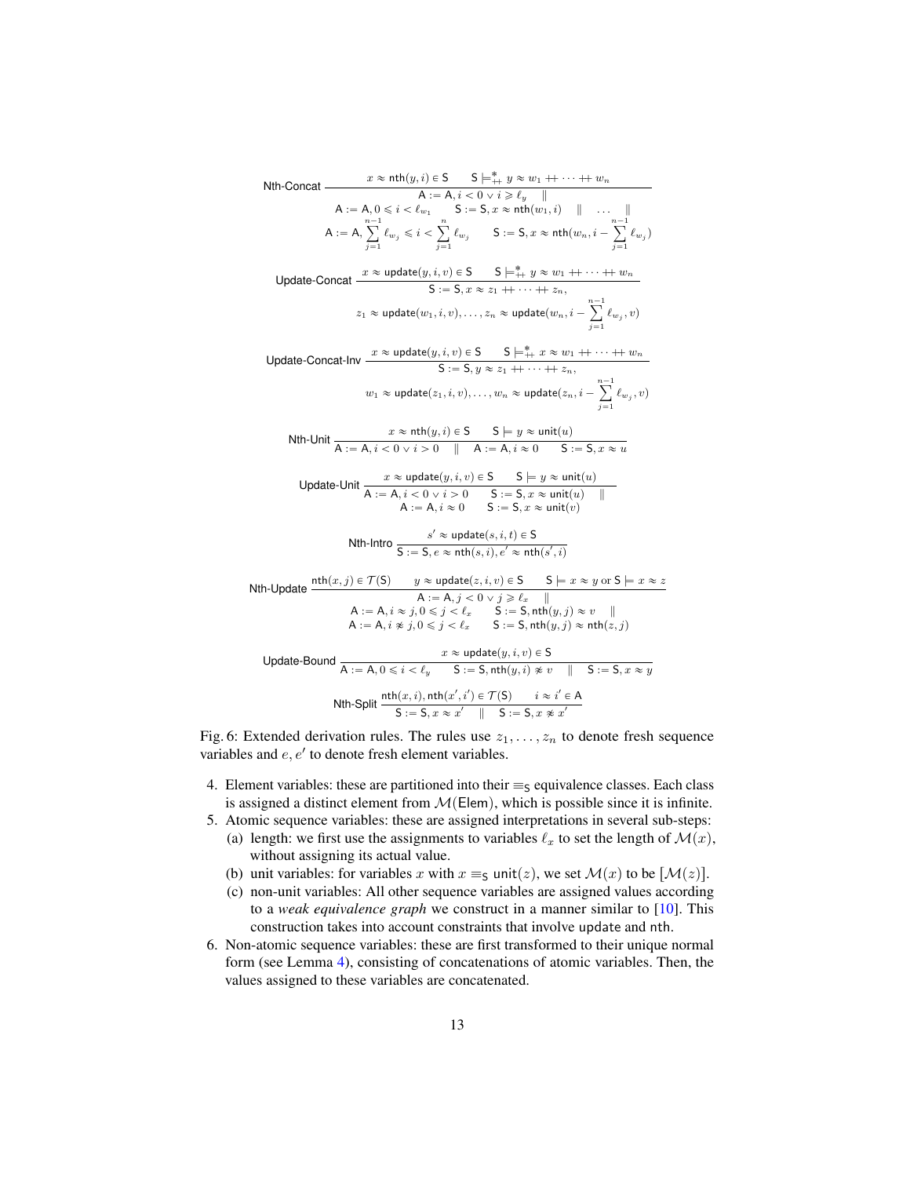$$\textsf{Nth-Concat}\ \frac{x \approx \mathsf{nth}(y,i) \in \mathsf{S} \qquad \mathsf{S} \models^*_{++} y \approx w_1 ++ \cdots ++ w_n}{\begin{array}{c}\mathsf{A} := \mathsf{A}, i < 0 \vee i \geqslant \ell_y \quad \| \\ \mathsf{A} := \mathsf{A}, 0 \leqslant i < \ell_{w_1} \qquad \mathsf{S} := \mathsf{S}, x \approx \mathsf{nth}(w_1, i) \quad \| \quad \ldots \quad \| \\ \mathsf{A} := \mathsf{A}, \sum_{j=1}^{n-1} \ell_{w_j} \leqslant i < \sum_{j=1}^{n} \ell_{w_j} \qquad \mathsf{S} := \mathsf{S}, x \approx \mathsf{nth}(w_n, i - \sum_{j=1}^{n-1} \ell_{w_j})\end{array}}$$

$$\textsf{Update-Concat}\ \frac{x \approx \mathsf{update}(y,i,v) \in \mathsf{S} \qquad \mathsf{S} \models^*_{++} y \approx w_1 ++ \cdots ++ w_n}{\begin{array}{c}\mathsf{S} := \mathsf{S}, x \approx z_1 ++ \cdots ++ z_n, \\ z_1 \approx \mathsf{update}(w_1, i, v), \ldots, z_n \approx \mathsf{update}(w_n, i - \sum_{j=1}^{n-1} \ell_{w_j}, v)\end{array}}$$

$$\textsf{Update-Concat-Inv}\ \frac{x \approx \mathsf{update}(y,i,v) \in \mathsf{S} \qquad \mathsf{S} \models^*_{++} x \approx w_1 ++ \cdots ++ w_n}{\begin{array}{c}\mathsf{S} := \mathsf{S}, y \approx z_1 ++ \cdots ++ z_n, \\ w_1 \approx \mathsf{update}(z_1, i, v), \ldots, w_n \approx \mathsf{update}(z_n, i - \sum_{j=1}^{n-1} \ell_{w_j}, v)\end{array}}$$

$$\textsf{Nth-Unit}\ \frac{x \approx \mathsf{nth}(y,i) \in \mathsf{S} \qquad \mathsf{S} \models y \approx \mathsf{unit}(u)}{\mathsf{A} := \mathsf{A}, i < 0 \vee i > 0 \quad \| \quad \mathsf{A} := \mathsf{A}, i \approx 0 \qquad \mathsf{S} := \mathsf{S}, x \approx u}$$

$$\textsf{Update-Unit}\ \frac{x \approx \mathsf{update}(y,i,v) \in \mathsf{S} \qquad \mathsf{S} \models y \approx \mathsf{unit}(u)}{\begin{array}{c}\mathsf{A} := \mathsf{A}, i < 0 \vee i > 0 \qquad \mathsf{S} := \mathsf{S}, x \approx \mathsf{unit}(u) \quad \| \\ \mathsf{A} := \mathsf{A}, i \approx 0 \qquad \mathsf{S} := \mathsf{S}, x \approx \mathsf{unit}(v)\end{array}}$$

$$\textsf{Nth-Intro}\ \frac{s' \approx \mathsf{update}(s,i,t) \in \mathsf{S}}{\mathsf{S} := \mathsf{S}, e \approx \mathsf{nth}(s,i), e' \approx \mathsf{nth}(s',i)}$$

$$\textsf{Nth-Update}\ \frac{\mathsf{nth}(x,j) \in \mathcal{T}(\mathsf{S}) \qquad y \approx \mathsf{update}(z,i,v) \in \mathsf{S} \qquad \mathsf{S} \models x \approx y \text{ or } \mathsf{S} \models x \approx z}{\begin{array}{c}\mathsf{A} := \mathsf{A}, j < 0 \vee j \geqslant \ell_x \quad \| \\ \mathsf{A} := \mathsf{A}, i \approx j, 0 \leqslant j < \ell_x \qquad \mathsf{S} := \mathsf{S}, \mathsf{nth}(y,j) \approx v \quad \| \\ \mathsf{A} := \mathsf{A}, i \not\approx j, 0 \leqslant j < \ell_x \qquad \mathsf{S} := \mathsf{S}, \mathsf{nth}(y,j) \approx \mathsf{nth}(z,j)\end{array}}$$

$$\textsf{Update-Bound}\ \frac{x \approx \mathsf{update}(y,i,v) \in \mathsf{S}}{\mathsf{A} := \mathsf{A}, 0 \leqslant i < \ell_y \qquad \mathsf{S} := \mathsf{S}, \mathsf{nth}(y,i) \not\approx v \quad \| \quad \mathsf{S} := \mathsf{S}, x \approx y}$$

$$\textsf{Nth-Split}\ \frac{\mathsf{nth}(x,i), \mathsf{nth}(x',i') \in \mathcal{T}(\mathsf{S}) \qquad i \approx i' \in \mathsf{A}}{\mathsf{S} := \mathsf{S}, x \approx x' \quad \| \quad \mathsf{S} := \mathsf{S}, x \not\approx x'}$$

Fig. 6: Extended derivation rules. The rules use $z_1, \ldots, z_n$ to denote fresh sequence variables and $e, e'$ to denote fresh element variables.

4. Element variables: these are partitioned into their $\equiv_{\mathsf{S}}$ equivalence classes. Each class is assigned a distinct element from $\mathcal{M}(\mathsf{Elem})$, which is possible since it is infinite.
5. Atomic sequence variables: these are assigned interpretations in several sub-steps:
   (a) length: we first use the assignments to variables $\ell_x$ to set the length of $\mathcal{M}(x)$, without assigning its actual value.
   (b) unit variables: for variables $x$ with $x \equiv_{\mathsf{S}} \mathsf{unit}(z)$, we set $\mathcal{M}(x)$ to be $[\mathcal{M}(z)]$.
   (c) non-unit variables: All other sequence variables are assigned values according to a *weak equivalence graph* we construct in a manner similar to [10]. This construction takes into account constraints that involve update and nth.
6. Non-atomic sequence variables: these are first transformed to their unique normal form (see Lemma 4), consisting of concatenations of atomic variables. Then, the values assigned to these variables are concatenated.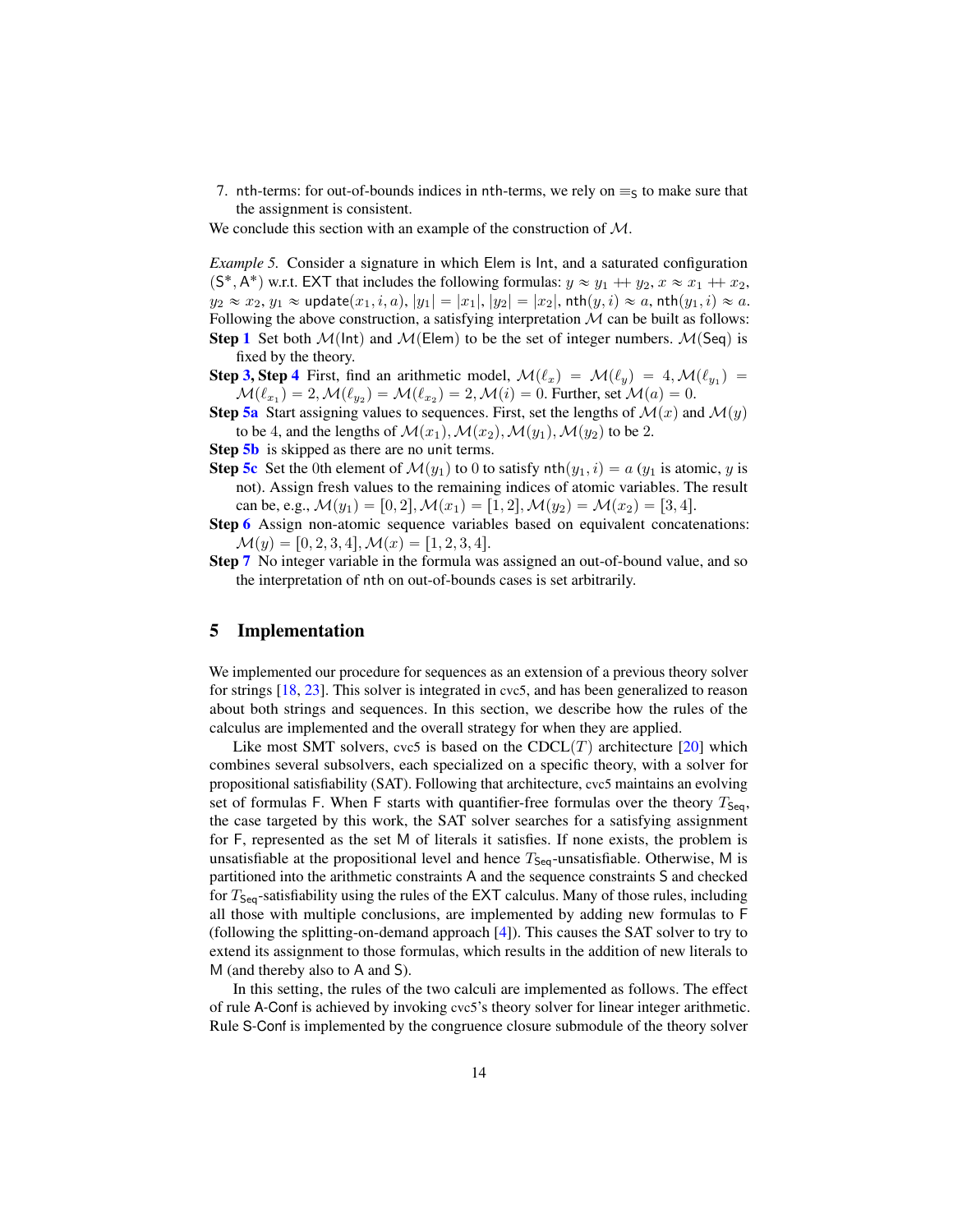7. nth-terms: for out-of-bounds indices in nth-terms, we rely on $\equiv_{\mathsf{S}}$ to make sure that the assignment is consistent.

We conclude this section with an example of the construction of $\mathcal{M}$.

*Example 5.* Consider a signature in which Elem is Int, and a saturated configuration $(\mathsf{S}^*, \mathsf{A}^*)$ w.r.t. EXT that includes the following formulas: $y \approx y_1 ++ y_2$, $x \approx x_1 ++ x_2$, $y_2 \approx x_2$, $y_1 \approx \mathsf{update}(x_1, i, a)$, $|y_1| = |x_1|$, $|y_2| = |x_2|$, $\mathsf{nth}(y, i) \approx a$, $\mathsf{nth}(y_1, i) \approx a$. Following the above construction, a satisfying interpretation $\mathcal{M}$ can be built as follows:

**Step 1** Set both $\mathcal{M}(\mathsf{Int})$ and $\mathcal{M}(\mathsf{Elem})$ to be the set of integer numbers. $\mathcal{M}(\mathsf{Seq})$ is fixed by the theory.

**Step 3, Step 4** First, find an arithmetic model, $\mathcal{M}(\ell_x) = \mathcal{M}(\ell_y) = 4, \mathcal{M}(\ell_{y_1}) = \mathcal{M}(\ell_{x_1}) = 2, \mathcal{M}(\ell_{y_2}) = \mathcal{M}(\ell_{x_2}) = 2, \mathcal{M}(i) = 0$. Further, set $\mathcal{M}(a) = 0$.

**Step 5a** Start assigning values to sequences. First, set the lengths of $\mathcal{M}(x)$ and $\mathcal{M}(y)$ to be 4, and the lengths of $\mathcal{M}(x_1), \mathcal{M}(x_2), \mathcal{M}(y_1), \mathcal{M}(y_2)$ to be 2.

**Step 5b** is skipped as there are no unit terms.

**Step 5c** Set the 0th element of $\mathcal{M}(y_1)$ to 0 to satisfy $\mathsf{nth}(y_1, i) = a$ ($y_1$ is atomic, $y$ is not). Assign fresh values to the remaining indices of atomic variables. The result can be, e.g., $\mathcal{M}(y_1) = [0, 2], \mathcal{M}(x_1) = [1, 2], \mathcal{M}(y_2) = \mathcal{M}(x_2) = [3, 4]$.

**Step 6** Assign non-atomic sequence variables based on equivalent concatenations: $\mathcal{M}(y) = [0, 2, 3, 4], \mathcal{M}(x) = [1, 2, 3, 4]$.

**Step 7** No integer variable in the formula was assigned an out-of-bound value, and so the interpretation of nth on out-of-bounds cases is set arbitrarily.

## 5 Implementation

We implemented our procedure for sequences as an extension of a previous theory solver for strings [18, 23]. This solver is integrated in cvc5, and has been generalized to reason about both strings and sequences. In this section, we describe how the rules of the calculus are implemented and the overall strategy for when they are applied.

Like most SMT solvers, cvc5 is based on the CDCL($T$) architecture [20] which combines several subsolvers, each specialized on a specific theory, with a solver for propositional satisfiability (SAT). Following that architecture, cvc5 maintains an evolving set of formulas F. When F starts with quantifier-free formulas over the theory $T_{\mathsf{Seq}}$, the case targeted by this work, the SAT solver searches for a satisfying assignment for F, represented as the set M of literals it satisfies. If none exists, the problem is unsatisfiable at the propositional level and hence $T_{\mathsf{Seq}}$-unsatisfiable. Otherwise, M is partitioned into the arithmetic constraints A and the sequence constraints S and checked for $T_{\mathsf{Seq}}$-satisfiability using the rules of the EXT calculus. Many of those rules, including all those with multiple conclusions, are implemented by adding new formulas to F (following the splitting-on-demand approach [4]). This causes the SAT solver to try to extend its assignment to those formulas, which results in the addition of new literals to M (and thereby also to A and S).

In this setting, the rules of the two calculi are implemented as follows. The effect of rule A-Conf is achieved by invoking cvc5's theory solver for linear integer arithmetic. Rule S-Conf is implemented by the congruence closure submodule of the theory solver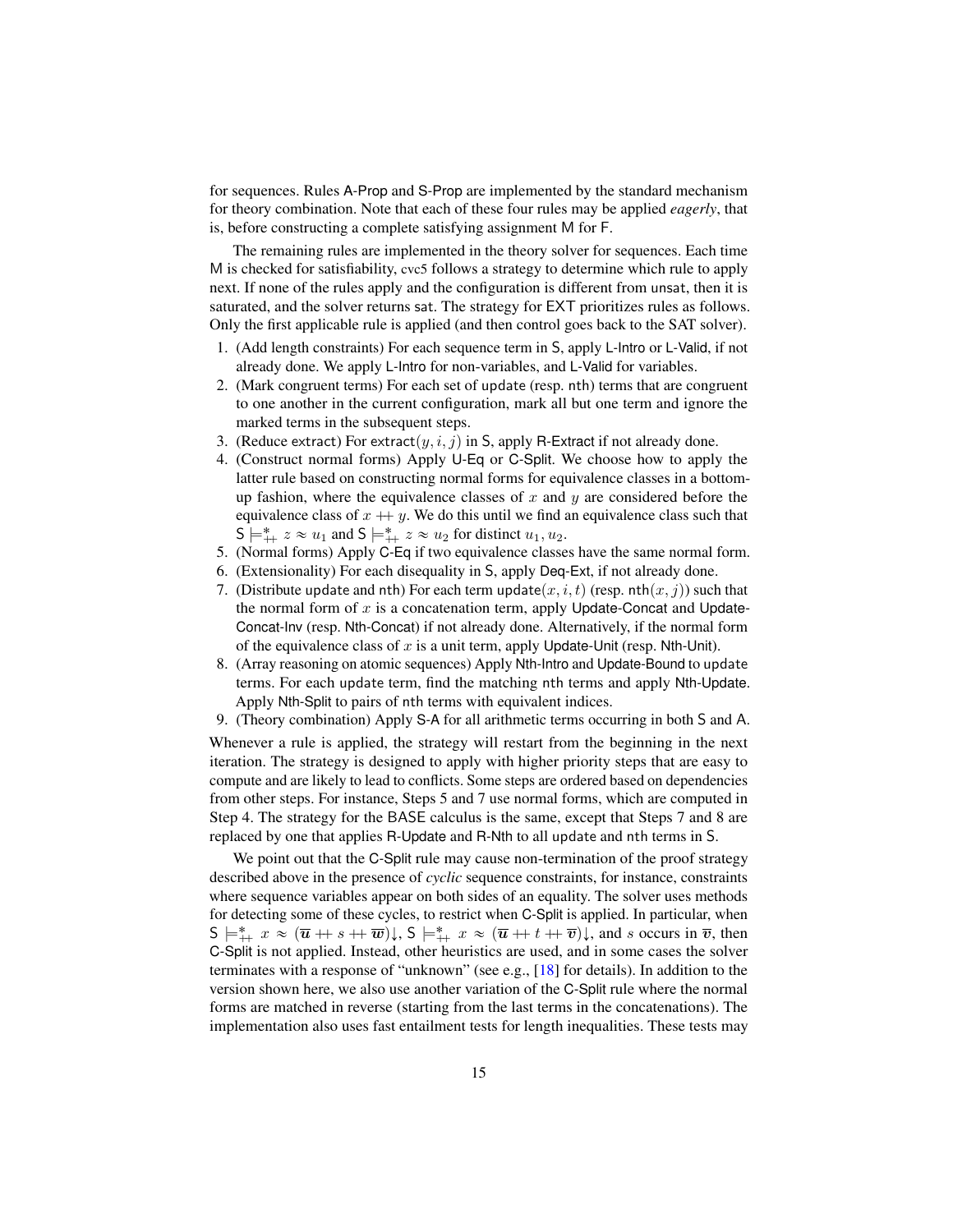for sequences. Rules A-Prop and S-Prop are implemented by the standard mechanism for theory combination. Note that each of these four rules may be applied *eagerly*, that is, before constructing a complete satisfying assignment M for F.

The remaining rules are implemented in the theory solver for sequences. Each time M is checked for satisfiability, cvc5 follows a strategy to determine which rule to apply next. If none of the rules apply and the configuration is different from unsat, then it is saturated, and the solver returns sat. The strategy for EXT prioritizes rules as follows. Only the first applicable rule is applied (and then control goes back to the SAT solver).

1. (Add length constraints) For each sequence term in S, apply L-Intro or L-Valid, if not already done. We apply L-Intro for non-variables, and L-Valid for variables.
2. (Mark congruent terms) For each set of update (resp. nth) terms that are congruent to one another in the current configuration, mark all but one term and ignore the marked terms in the subsequent steps.
3. (Reduce extract) For $\mathsf{extract}(y, i, j)$ in S, apply R-Extract if not already done.
4. (Construct normal forms) Apply U-Eq or C-Split. We choose how to apply the latter rule based on constructing normal forms for equivalence classes in a bottom-up fashion, where the equivalence classes of $x$ and $y$ are considered before the equivalence class of $x +\!\!+\, y$. We do this until we find an equivalence class such that $\mathsf{S} \models^{*}_{++} z \approx u_1$ and $\mathsf{S} \models^{*}_{++} z \approx u_2$ for distinct $u_1, u_2$.
5. (Normal forms) Apply C-Eq if two equivalence classes have the same normal form.
6. (Extensionality) For each disequality in S, apply Deq-Ext, if not already done.
7. (Distribute update and nth) For each term $\mathsf{update}(x, i, t)$ (resp. $\mathsf{nth}(x, j)$) such that the normal form of $x$ is a concatenation term, apply Update-Concat and Update-Concat-Inv (resp. Nth-Concat) if not already done. Alternatively, if the normal form of the equivalence class of $x$ is a unit term, apply Update-Unit (resp. Nth-Unit).
8. (Array reasoning on atomic sequences) Apply Nth-Intro and Update-Bound to update terms. For each update term, find the matching nth terms and apply Nth-Update. Apply Nth-Split to pairs of nth terms with equivalent indices.
9. (Theory combination) Apply S-A for all arithmetic terms occurring in both S and A.

Whenever a rule is applied, the strategy will restart from the beginning in the next iteration. The strategy is designed to apply with higher priority steps that are easy to compute and are likely to lead to conflicts. Some steps are ordered based on dependencies from other steps. For instance, Steps 5 and 7 use normal forms, which are computed in Step 4. The strategy for the BASE calculus is the same, except that Steps 7 and 8 are replaced by one that applies R-Update and R-Nth to all update and nth terms in S.

We point out that the C-Split rule may cause non-termination of the proof strategy described above in the presence of *cyclic* sequence constraints, for instance, constraints where sequence variables appear on both sides of an equality. The solver uses methods for detecting some of these cycles, to restrict when C-Split is applied. In particular, when $\mathsf{S} \models^{*}_{++} x \approx (\overline{\boldsymbol{u}} +\!\!+\, s +\!\!+\, \overline{\boldsymbol{w}})\!\downarrow$, $\mathsf{S} \models^{*}_{++} x \approx (\overline{\boldsymbol{u}} +\!\!+\, t +\!\!+\, \overline{\boldsymbol{v}})\!\downarrow$, and $s$ occurs in $\overline{\boldsymbol{v}}$, then C-Split is not applied. Instead, other heuristics are used, and in some cases the solver terminates with a response of "unknown" (see e.g., [18] for details). In addition to the version shown here, we also use another variation of the C-Split rule where the normal forms are matched in reverse (starting from the last terms in the concatenations). The implementation also uses fast entailment tests for length inequalities. These tests may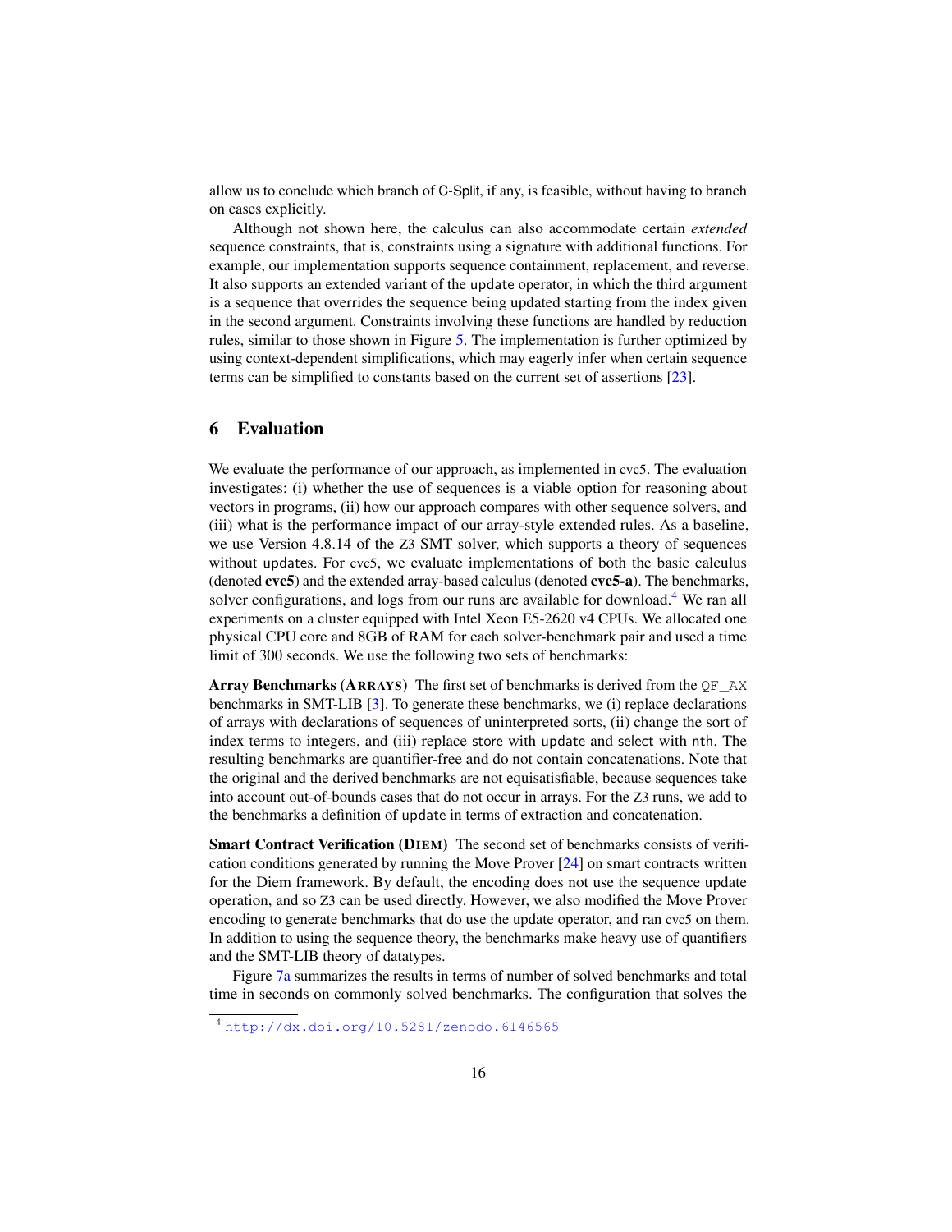allow us to conclude which branch of C-Split, if any, is feasible, without having to branch on cases explicitly.

Although not shown here, the calculus can also accommodate certain *extended* sequence constraints, that is, constraints using a signature with additional functions. For example, our implementation supports sequence containment, replacement, and reverse. It also supports an extended variant of the `update` operator, in which the third argument is a sequence that overrides the sequence being updated starting from the index given in the second argument. Constraints involving these functions are handled by reduction rules, similar to those shown in Figure 5. The implementation is further optimized by using context-dependent simplifications, which may eagerly infer when certain sequence terms can be simplified to constants based on the current set of assertions [23].

## 6 Evaluation

We evaluate the performance of our approach, as implemented in cvc5. The evaluation investigates: (i) whether the use of sequences is a viable option for reasoning about vectors in programs, (ii) how our approach compares with other sequence solvers, and (iii) what is the performance impact of our array-style extended rules. As a baseline, we use Version 4.8.14 of the Z3 SMT solver, which supports a theory of sequences without `update`s. For cvc5, we evaluate implementations of both the basic calculus (denoted **cvc5**) and the extended array-based calculus (denoted **cvc5-a**). The benchmarks, solver configurations, and logs from our runs are available for download.[4] We ran all experiments on a cluster equipped with Intel Xeon E5-2620 v4 CPUs. We allocated one physical CPU core and 8GB of RAM for each solver-benchmark pair and used a time limit of 300 seconds. We use the following two sets of benchmarks:

**Array Benchmarks (ARRAYS)** The first set of benchmarks is derived from the `QF_AX` benchmarks in SMT-LIB [3]. To generate these benchmarks, we (i) replace declarations of arrays with declarations of sequences of uninterpreted sorts, (ii) change the sort of index terms to integers, and (iii) replace `store` with `update` and `select` with `nth`. The resulting benchmarks are quantifier-free and do not contain concatenations. Note that the original and the derived benchmarks are not equisatisfiable, because sequences take into account out-of-bounds cases that do not occur in arrays. For the Z3 runs, we add to the benchmarks a definition of `update` in terms of extraction and concatenation.

**Smart Contract Verification (DIEM)** The second set of benchmarks consists of verification conditions generated by running the Move Prover [24] on smart contracts written for the Diem framework. By default, the encoding does not use the sequence update operation, and so Z3 can be used directly. However, we also modified the Move Prover encoding to generate benchmarks that do use the update operator, and ran cvc5 on them. In addition to using the sequence theory, the benchmarks make heavy use of quantifiers and the SMT-LIB theory of datatypes.

Figure 7a summarizes the results in terms of number of solved benchmarks and total time in seconds on commonly solved benchmarks. The configuration that solves the

[4] http://dx.doi.org/10.5281/zenodo.6146565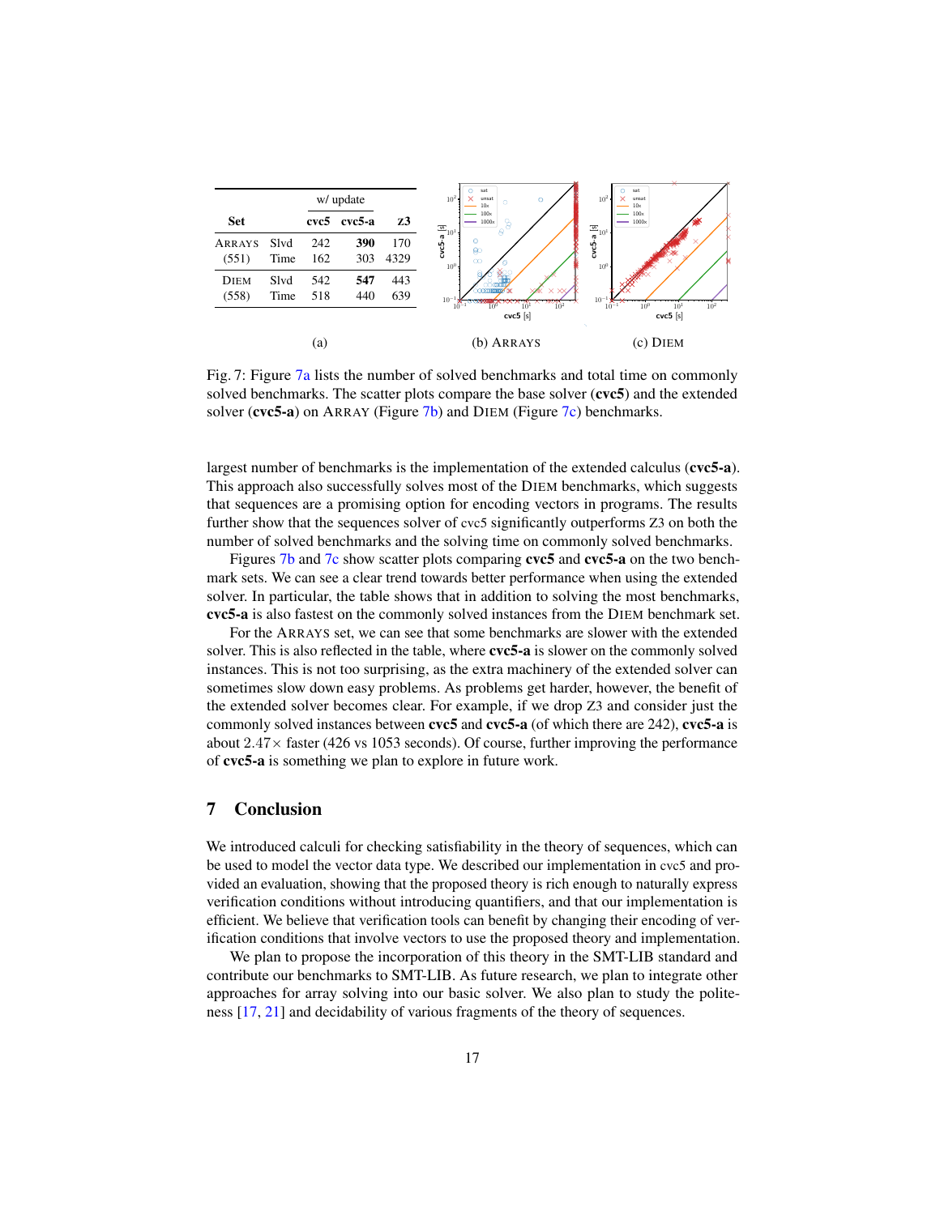| Set | | w/ update cvc5 | cvc5-a | z3 |
|---|---|---|---|---|
| ARRAYS (551) | Slvd | 242 | **390** | 170 |
| | Time | 162 | 303 | 4329 |
| DIEM (558) | Slvd | 542 | **547** | 443 |
| | Time | 518 | 440 | 639 |

(a)

(b) ARRAYS

(c) DIEM

Fig. 7: Figure 7a lists the number of solved benchmarks and total time on commonly solved benchmarks. The scatter plots compare the base solver (**cvc5**) and the extended solver (**cvc5-a**) on ARRAY (Figure 7b) and DIEM (Figure 7c) benchmarks.

largest number of benchmarks is the implementation of the extended calculus (**cvc5-a**). This approach also successfully solves most of the DIEM benchmarks, which suggests that sequences are a promising option for encoding vectors in programs. The results further show that the sequences solver of cvc5 significantly outperforms Z3 on both the number of solved benchmarks and the solving time on commonly solved benchmarks.

Figures 7b and 7c show scatter plots comparing **cvc5** and **cvc5-a** on the two benchmark sets. We can see a clear trend towards better performance when using the extended solver. In particular, the table shows that in addition to solving the most benchmarks, **cvc5-a** is also fastest on the commonly solved instances from the DIEM benchmark set.

For the ARRAYS set, we can see that some benchmarks are slower with the extended solver. This is also reflected in the table, where **cvc5-a** is slower on the commonly solved instances. This is not too surprising, as the extra machinery of the extended solver can sometimes slow down easy problems. As problems get harder, however, the benefit of the extended solver becomes clear. For example, if we drop Z3 and consider just the commonly solved instances between **cvc5** and **cvc5-a** (of which there are 242), **cvc5-a** is about $2.47\times$ faster (426 vs 1053 seconds). Of course, further improving the performance of **cvc5-a** is something we plan to explore in future work.

## 7 Conclusion

We introduced calculi for checking satisfiability in the theory of sequences, which can be used to model the vector data type. We described our implementation in cvc5 and provided an evaluation, showing that the proposed theory is rich enough to naturally express verification conditions without introducing quantifiers, and that our implementation is efficient. We believe that verification tools can benefit by changing their encoding of verification conditions that involve vectors to use the proposed theory and implementation.

We plan to propose the incorporation of this theory in the SMT-LIB standard and contribute our benchmarks to SMT-LIB. As future research, we plan to integrate other approaches for array solving into our basic solver. We also plan to study the politeness [17, 21] and decidability of various fragments of the theory of sequences.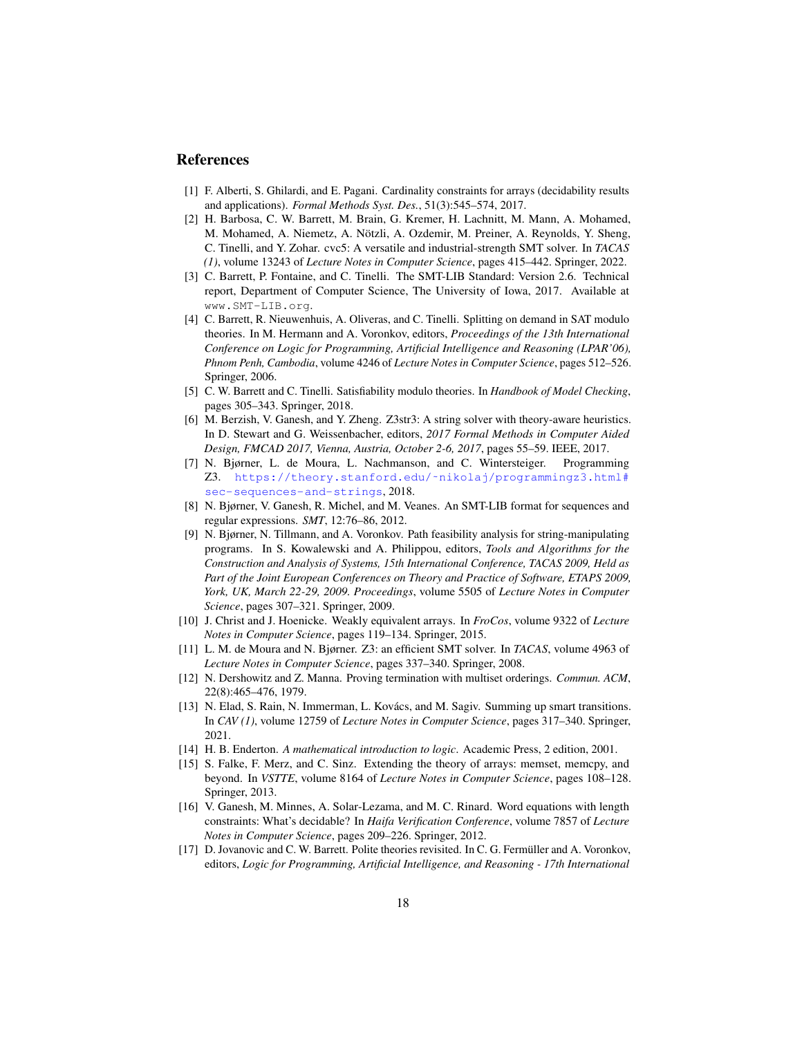## References

[1] F. Alberti, S. Ghilardi, and E. Pagani. Cardinality constraints for arrays (decidability results and applications). *Formal Methods Syst. Des.*, 51(3):545–574, 2017.

[2] H. Barbosa, C. W. Barrett, M. Brain, G. Kremer, H. Lachnitt, M. Mann, A. Mohamed, M. Mohamed, A. Niemetz, A. Nötzli, A. Ozdemir, M. Preiner, A. Reynolds, Y. Sheng, C. Tinelli, and Y. Zohar. cvc5: A versatile and industrial-strength SMT solver. In *TACAS (1)*, volume 13243 of *Lecture Notes in Computer Science*, pages 415–442. Springer, 2022.

[3] C. Barrett, P. Fontaine, and C. Tinelli. The SMT-LIB Standard: Version 2.6. Technical report, Department of Computer Science, The University of Iowa, 2017. Available at www.SMT-LIB.org.

[4] C. Barrett, R. Nieuwenhuis, A. Oliveras, and C. Tinelli. Splitting on demand in SAT modulo theories. In M. Hermann and A. Voronkov, editors, *Proceedings of the 13th International Conference on Logic for Programming, Artificial Intelligence and Reasoning (LPAR'06), Phnom Penh, Cambodia*, volume 4246 of *Lecture Notes in Computer Science*, pages 512–526. Springer, 2006.

[5] C. W. Barrett and C. Tinelli. Satisfiability modulo theories. In *Handbook of Model Checking*, pages 305–343. Springer, 2018.

[6] M. Berzish, V. Ganesh, and Y. Zheng. Z3str3: A string solver with theory-aware heuristics. In D. Stewart and G. Weissenbacher, editors, *2017 Formal Methods in Computer Aided Design, FMCAD 2017, Vienna, Austria, October 2-6, 2017*, pages 55–59. IEEE, 2017.

[7] N. Bjørner, L. de Moura, L. Nachmanson, and C. Wintersteiger. Programming Z3. https://theory.stanford.edu/~nikolaj/programmingz3.html#sec-sequences-and-strings, 2018.

[8] N. Bjørner, V. Ganesh, R. Michel, and M. Veanes. An SMT-LIB format for sequences and regular expressions. *SMT*, 12:76–86, 2012.

[9] N. Bjørner, N. Tillmann, and A. Voronkov. Path feasibility analysis for string-manipulating programs. In S. Kowalewski and A. Philippou, editors, *Tools and Algorithms for the Construction and Analysis of Systems, 15th International Conference, TACAS 2009, Held as Part of the Joint European Conferences on Theory and Practice of Software, ETAPS 2009, York, UK, March 22-29, 2009. Proceedings*, volume 5505 of *Lecture Notes in Computer Science*, pages 307–321. Springer, 2009.

[10] J. Christ and J. Hoenicke. Weakly equivalent arrays. In *FroCos*, volume 9322 of *Lecture Notes in Computer Science*, pages 119–134. Springer, 2015.

[11] L. M. de Moura and N. Bjørner. Z3: an efficient SMT solver. In *TACAS*, volume 4963 of *Lecture Notes in Computer Science*, pages 337–340. Springer, 2008.

[12] N. Dershowitz and Z. Manna. Proving termination with multiset orderings. *Commun. ACM*, 22(8):465–476, 1979.

[13] N. Elad, S. Rain, N. Immerman, L. Kovács, and M. Sagiv. Summing up smart transitions. In *CAV (1)*, volume 12759 of *Lecture Notes in Computer Science*, pages 317–340. Springer, 2021.

[14] H. B. Enderton. *A mathematical introduction to logic*. Academic Press, 2 edition, 2001.

[15] S. Falke, F. Merz, and C. Sinz. Extending the theory of arrays: memset, memcpy, and beyond. In *VSTTE*, volume 8164 of *Lecture Notes in Computer Science*, pages 108–128. Springer, 2013.

[16] V. Ganesh, M. Minnes, A. Solar-Lezama, and M. C. Rinard. Word equations with length constraints: What's decidable? In *Haifa Verification Conference*, volume 7857 of *Lecture Notes in Computer Science*, pages 209–226. Springer, 2012.

[17] D. Jovanovic and C. W. Barrett. Polite theories revisited. In C. G. Fermüller and A. Voronkov, editors, *Logic for Programming, Artificial Intelligence, and Reasoning - 17th International*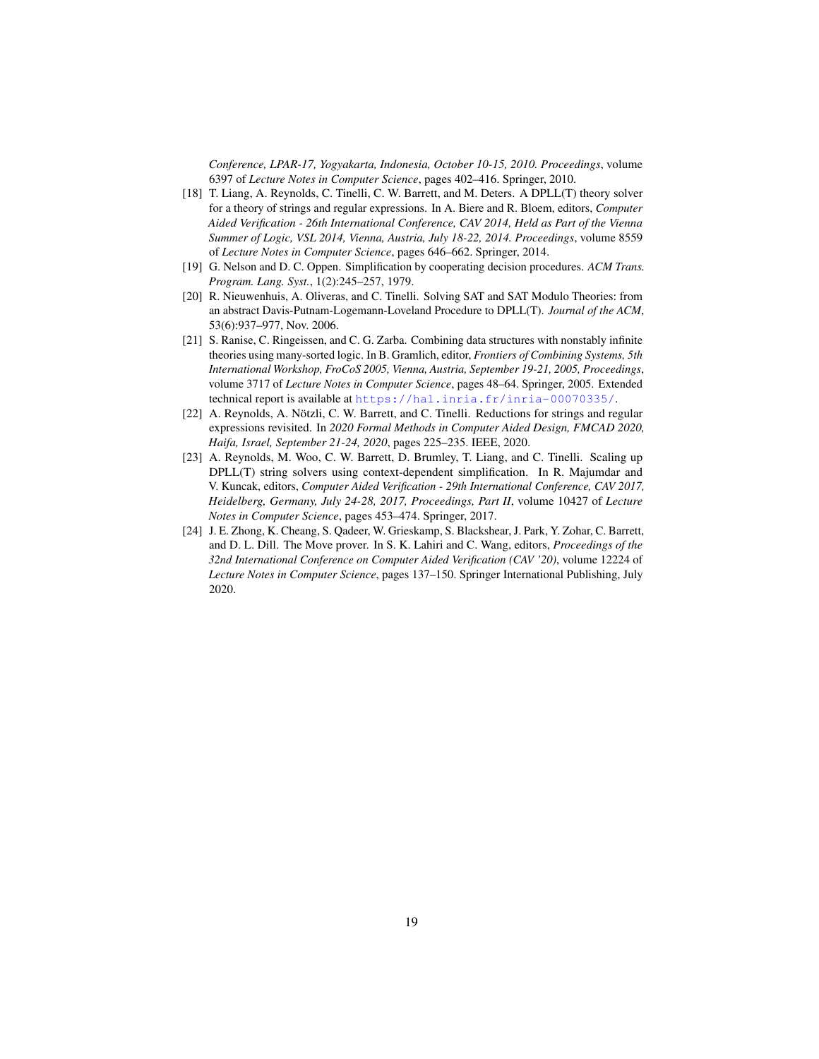*Conference, LPAR-17, Yogyakarta, Indonesia, October 10-15, 2010. Proceedings*, volume 6397 of *Lecture Notes in Computer Science*, pages 402–416. Springer, 2010.

[18] T. Liang, A. Reynolds, C. Tinelli, C. W. Barrett, and M. Deters. A DPLL(T) theory solver for a theory of strings and regular expressions. In A. Biere and R. Bloem, editors, *Computer Aided Verification - 26th International Conference, CAV 2014, Held as Part of the Vienna Summer of Logic, VSL 2014, Vienna, Austria, July 18-22, 2014. Proceedings*, volume 8559 of *Lecture Notes in Computer Science*, pages 646–662. Springer, 2014.

[19] G. Nelson and D. C. Oppen. Simplification by cooperating decision procedures. *ACM Trans. Program. Lang. Syst.*, 1(2):245–257, 1979.

[20] R. Nieuwenhuis, A. Oliveras, and C. Tinelli. Solving SAT and SAT Modulo Theories: from an abstract Davis-Putnam-Logemann-Loveland Procedure to DPLL(T). *Journal of the ACM*, 53(6):937–977, Nov. 2006.

[21] S. Ranise, C. Ringeissen, and C. G. Zarba. Combining data structures with nonstably infinite theories using many-sorted logic. In B. Gramlich, editor, *Frontiers of Combining Systems, 5th International Workshop, FroCoS 2005, Vienna, Austria, September 19-21, 2005, Proceedings*, volume 3717 of *Lecture Notes in Computer Science*, pages 48–64. Springer, 2005. Extended technical report is available at https://hal.inria.fr/inria-00070335/.

[22] A. Reynolds, A. Nötzli, C. W. Barrett, and C. Tinelli. Reductions for strings and regular expressions revisited. In *2020 Formal Methods in Computer Aided Design, FMCAD 2020, Haifa, Israel, September 21-24, 2020*, pages 225–235. IEEE, 2020.

[23] A. Reynolds, M. Woo, C. W. Barrett, D. Brumley, T. Liang, and C. Tinelli. Scaling up DPLL(T) string solvers using context-dependent simplification. In R. Majumdar and V. Kuncak, editors, *Computer Aided Verification - 29th International Conference, CAV 2017, Heidelberg, Germany, July 24-28, 2017, Proceedings, Part II*, volume 10427 of *Lecture Notes in Computer Science*, pages 453–474. Springer, 2017.

[24] J. E. Zhong, K. Cheang, S. Qadeer, W. Grieskamp, S. Blackshear, J. Park, Y. Zohar, C. Barrett, and D. L. Dill. The Move prover. In S. K. Lahiri and C. Wang, editors, *Proceedings of the 32nd International Conference on Computer Aided Verification (CAV '20)*, volume 12224 of *Lecture Notes in Computer Science*, pages 137–150. Springer International Publishing, July 2020.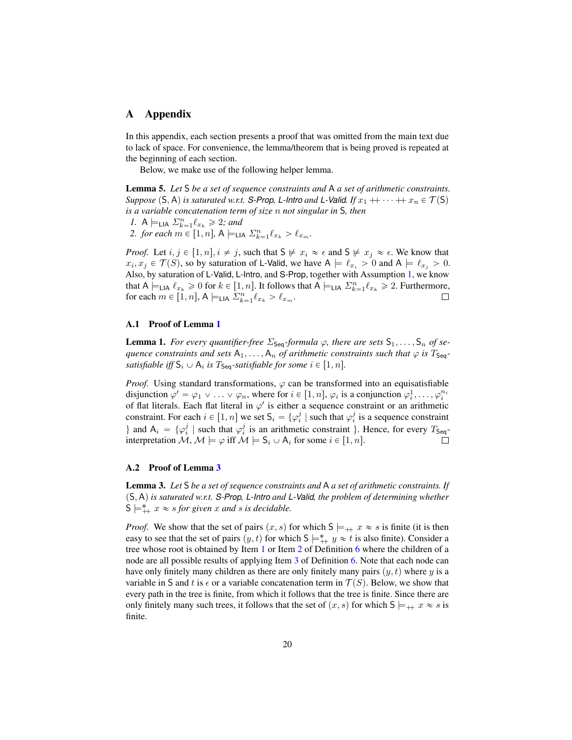# A Appendix

In this appendix, each section presents a proof that was omitted from the main text due to lack of space. For convenience, the lemma/theorem that is being proved is repeated at the beginning of each section.

Below, we make use of the following helper lemma.

**Lemma 5.** *Let* $\mathsf{S}$ *be a set of sequence constraints and* $\mathsf{A}$ *a set of arithmetic constraints. Suppose* $(\mathsf{S}, \mathsf{A})$ *is saturated w.r.t.* S-Prop*,* L-Intro *and* L-Valid*. If* $x_1 \mathbin{+\!\!+} \cdots \mathbin{+\!\!+} x_n \in \mathcal{T}(\mathsf{S})$ *is a variable concatenation term of size* $n$ *not singular in* $\mathsf{S}$*, then*

1. $\mathsf{A} \models_{\mathsf{LIA}} \Sigma_{k=1}^{n} \ell_{x_k} \geqslant 2$*; and*
2. *for each* $m \in [1, n]$*,* $\mathsf{A} \models_{\mathsf{LIA}} \Sigma_{k=1}^{n} \ell_{x_k} > \ell_{x_m}$*.*

*Proof.* Let $i, j \in [1, n], i \neq j$, such that $\mathsf{S} \not\models x_i \approx \epsilon$ and $\mathsf{S} \not\models x_j \approx \epsilon$. We know that $x_i, x_j \in \mathcal{T}(S)$, so by saturation of L-Valid, we have $\mathsf{A} \models \ell_{x_i} > 0$ and $\mathsf{A} \models \ell_{x_j} > 0$. Also, by saturation of L-Valid, L-Intro, and S-Prop, together with Assumption 1, we know that $\mathsf{A} \models_{\mathsf{LIA}} \ell_{x_k} \geqslant 0$ for $k \in [1, n]$. It follows that $\mathsf{A} \models_{\mathsf{LIA}} \Sigma_{k=1}^{n} \ell_{x_k} \geqslant 2$. Furthermore, for each $m \in [1, n]$, $\mathsf{A} \models_{\mathsf{LIA}} \Sigma_{k=1}^{n} \ell_{x_k} > \ell_{x_m}$. □

## A.1 Proof of Lemma 1

**Lemma 1.** *For every quantifier-free* $\Sigma_{\mathsf{Seq}}$*-formula* $\varphi$*, there are sets* $\mathsf{S}_1, \ldots, \mathsf{S}_n$ *of sequence constraints and sets* $\mathsf{A}_1, \ldots, \mathsf{A}_n$ *of arithmetic constraints such that* $\varphi$ *is* $T_{\mathsf{Seq}}$*-satisfiable iff* $\mathsf{S}_i \cup \mathsf{A}_i$ *is* $T_{\mathsf{Seq}}$*-satisfiable for some* $i \in [1, n]$*.*

*Proof.* Using standard transformations, $\varphi$ can be transformed into an equisatisfiable disjunction $\varphi' = \varphi_1 \vee \ldots \vee \varphi_n$, where for $i \in [1, n]$, $\varphi_i$ is a conjunction $\varphi_i^1, \ldots, \varphi_i^{n_i}$ of flat literals. Each flat literal in $\varphi'$ is either a sequence constraint or an arithmetic constraint. For each $i \in [1, n]$ we set $\mathsf{S}_i = \{\varphi_i^j \mid$ such that $\varphi_i^j$ is a sequence constraint $\}$ and $\mathsf{A}_i = \{\varphi_i^j \mid$ such that $\varphi_i^j$ is an arithmetic constraint $\}$. Hence, for every $T_{\mathsf{Seq}}$-interpretation $\mathcal{M}$, $\mathcal{M} \models \varphi$ iff $\mathcal{M} \models \mathsf{S}_i \cup \mathsf{A}_i$ for some $i \in [1, n]$. □

## A.2 Proof of Lemma 3

**Lemma 3.** *Let* $\mathsf{S}$ *be a set of sequence constraints and* $\mathsf{A}$ *a set of arithmetic constraints. If* $(\mathsf{S}, \mathsf{A})$ *is saturated w.r.t.* S-Prop*,* L-Intro *and* L-Valid*, the problem of determining whether* $\mathsf{S} \models_{\mathbin{+\!\!+}}^{*} x \approx s$ *for given* $x$ *and* $s$ *is decidable.*

*Proof.* We show that the set of pairs $(x, s)$ for which $\mathsf{S} \models_{\mathbin{+\!\!+}} x \approx s$ is finite (it is then easy to see that the set of pairs $(y, t)$ for which $\mathsf{S} \models_{\mathbin{+\!\!+}}^{*} y \approx t$ is also finite). Consider a tree whose root is obtained by Item 1 or Item 2 of Definition 6 where the children of a node are all possible results of applying Item 3 of Definition 6. Note that each node can have only finitely many children as there are only finitely many pairs $(y, t)$ where $y$ is a variable in $\mathsf{S}$ and $t$ is $\epsilon$ or a variable concatenation term in $\mathcal{T}(S)$. Below, we show that every path in the tree is finite, from which it follows that the tree is finite. Since there are only finitely many such trees, it follows that the set of $(x, s)$ for which $\mathsf{S} \models_{\mathbin{+\!\!+}} x \approx s$ is finite.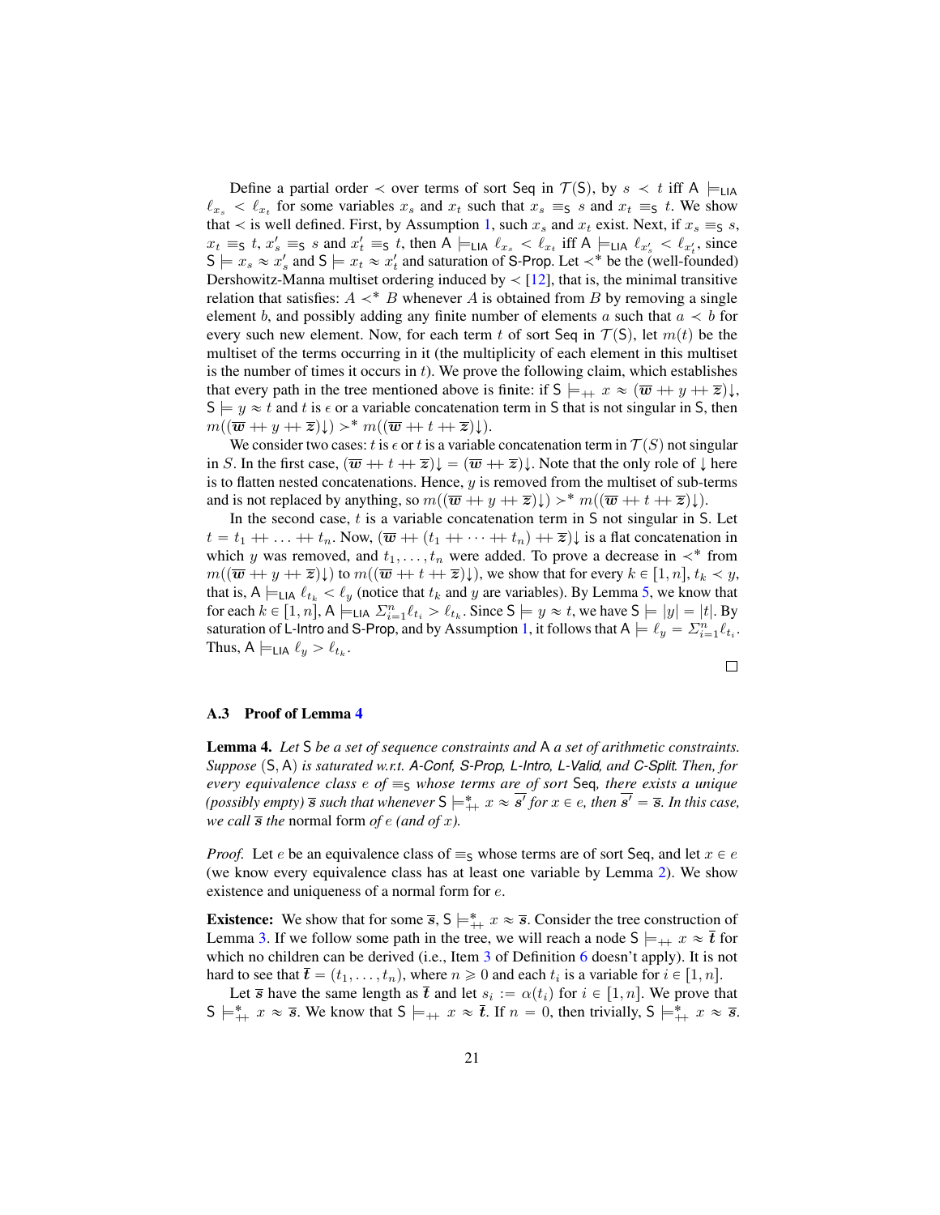Define a partial order $\prec$ over terms of sort $\mathsf{Seq}$ in $\mathcal{T}(\mathsf{S})$, by $s \prec t$ iff $\mathsf{A} \models_{\mathsf{LIA}} \ell_{x_s} < \ell_{x_t}$ for some variables $x_s$ and $x_t$ such that $x_s \equiv_{\mathsf{S}} s$ and $x_t \equiv_{\mathsf{S}} t$. We show that $\prec$ is well defined. First, by Assumption 1, such $x_s$ and $x_t$ exist. Next, if $x_s \equiv_{\mathsf{S}} s$, $x_t \equiv_{\mathsf{S}} t$, $x'_s \equiv_{\mathsf{S}} s$ and $x'_t \equiv_{\mathsf{S}} t$, then $\mathsf{A} \models_{\mathsf{LIA}} \ell_{x_s} < \ell_{x_t}$ iff $\mathsf{A} \models_{\mathsf{LIA}} \ell_{x'_s} < \ell_{x'_t}$, since $\mathsf{S} \models x_s \approx x'_s$ and $\mathsf{S} \models x_t \approx x'_t$ and saturation of S-Prop. Let $\prec^*$ be the (well-founded) Dershowitz-Manna multiset ordering induced by $\prec$ [12], that is, the minimal transitive relation that satisfies: $A \prec^* B$ whenever $A$ is obtained from $B$ by removing a single element $b$, and possibly adding any finite number of elements $a$ such that $a \prec b$ for every such new element. Now, for each term $t$ of sort $\mathsf{Seq}$ in $\mathcal{T}(\mathsf{S})$, let $m(t)$ be the multiset of the terms occurring in it (the multiplicity of each element in this multiset is the number of times it occurs in $t$). We prove the following claim, which establishes that every path in the tree mentioned above is finite: if $\mathsf{S} \models_{++} x \approx (\overline{\boldsymbol{w}} +\!\!+ y +\!\!+ \overline{\boldsymbol{z}})\!\downarrow$, $\mathsf{S} \models y \approx t$ and $t$ is $\epsilon$ or a variable concatenation term in $\mathsf{S}$ that is not singular in $\mathsf{S}$, then $m((\overline{\boldsymbol{w}} +\!\!+ y +\!\!+ \overline{\boldsymbol{z}})\!\downarrow) \succ^* m((\overline{\boldsymbol{w}} +\!\!+ t +\!\!+ \overline{\boldsymbol{z}})\!\downarrow)$.

We consider two cases: $t$ is $\epsilon$ or $t$ is a variable concatenation term in $\mathcal{T}(S)$ not singular in $S$. In the first case, $(\overline{\boldsymbol{w}} +\!\!+ t +\!\!+ \overline{\boldsymbol{z}})\!\downarrow = (\overline{\boldsymbol{w}} +\!\!+ \overline{\boldsymbol{z}})\!\downarrow$. Note that the only role of $\downarrow$ here is to flatten nested concatenations. Hence, $y$ is removed from the multiset of sub-terms and is not replaced by anything, so $m((\overline{\boldsymbol{w}} +\!\!+ y +\!\!+ \overline{\boldsymbol{z}})\!\downarrow) \succ^* m((\overline{\boldsymbol{w}} +\!\!+ t +\!\!+ \overline{\boldsymbol{z}})\!\downarrow)$.

In the second case, $t$ is a variable concatenation term in $\mathsf{S}$ not singular in $\mathsf{S}$. Let $t = t_1 +\!\!+ \ldots +\!\!+ t_n$. Now, $(\overline{\boldsymbol{w}} +\!\!+ (t_1 +\!\!+ \cdots +\!\!+ t_n) +\!\!+ \overline{\boldsymbol{z}})\!\downarrow$ is a flat concatenation in which $y$ was removed, and $t_1, \ldots, t_n$ were added. To prove a decrease in $\prec^*$ from $m((\overline{\boldsymbol{w}} +\!\!+ y +\!\!+ \overline{\boldsymbol{z}})\!\downarrow)$ to $m((\overline{\boldsymbol{w}} +\!\!+ t +\!\!+ \overline{\boldsymbol{z}})\!\downarrow)$, we show that for every $k \in [1, n]$, $t_k \prec y$, that is, $\mathsf{A} \models_{\mathsf{LIA}} \ell_{t_k} < \ell_y$ (notice that $t_k$ and $y$ are variables). By Lemma 5, we know that for each $k \in [1, n]$, $\mathsf{A} \models_{\mathsf{LIA}} \Sigma_{i=1}^{n} \ell_{t_i} > \ell_{t_k}$. Since $\mathsf{S} \models y \approx t$, we have $\mathsf{S} \models |y| = |t|$. By saturation of L-Intro and S-Prop, and by Assumption 1, it follows that $\mathsf{A} \models \ell_y = \Sigma_{i=1}^{n} \ell_{t_i}$. Thus, $\mathsf{A} \models_{\mathsf{LIA}} \ell_y > \ell_{t_k}$. $\square$

### A.3 Proof of Lemma 4

**Lemma 4.** *Let $\mathsf{S}$ be a set of sequence constraints and $\mathsf{A}$ a set of arithmetic constraints. Suppose $(\mathsf{S}, \mathsf{A})$ is saturated w.r.t. A-Conf, S-Prop, L-Intro, L-Valid, and C-Split. Then, for every equivalence class $e$ of $\equiv_{\mathsf{S}}$ whose terms are of sort $\mathsf{Seq}$, there exists a unique (possibly empty) $\overline{\boldsymbol{s}}$ such that whenever $\mathsf{S} \models^*_{++} x \approx \overline{\boldsymbol{s}'}$ for $x \in e$, then $\overline{\boldsymbol{s}'} = \overline{\boldsymbol{s}}$. In this case, we call $\overline{\boldsymbol{s}}$ the* normal form *of $e$ (and of $x$).*

*Proof.* Let $e$ be an equivalence class of $\equiv_{\mathsf{S}}$ whose terms are of sort $\mathsf{Seq}$, and let $x \in e$ (we know every equivalence class has at least one variable by Lemma 2). We show existence and uniqueness of a normal form for $e$.

**Existence:** We show that for some $\overline{\boldsymbol{s}}$, $\mathsf{S} \models^*_{++} x \approx \overline{\boldsymbol{s}}$. Consider the tree construction of Lemma 3. If we follow some path in the tree, we will reach a node $\mathsf{S} \models_{++} x \approx \overline{\boldsymbol{t}}$ for which no children can be derived (i.e., Item 3 of Definition 6 doesn't apply). It is not hard to see that $\overline{\boldsymbol{t}} = (t_1, \ldots, t_n)$, where $n \geqslant 0$ and each $t_i$ is a variable for $i \in [1, n]$.

Let $\overline{\boldsymbol{s}}$ have the same length as $\overline{\boldsymbol{t}}$ and let $s_i := \alpha(t_i)$ for $i \in [1, n]$. We prove that $\mathsf{S} \models^*_{++} x \approx \overline{\boldsymbol{s}}$. We know that $\mathsf{S} \models_{++} x \approx \overline{\boldsymbol{t}}$. If $n = 0$, then trivially, $\mathsf{S} \models^*_{++} x \approx \overline{\boldsymbol{s}}$.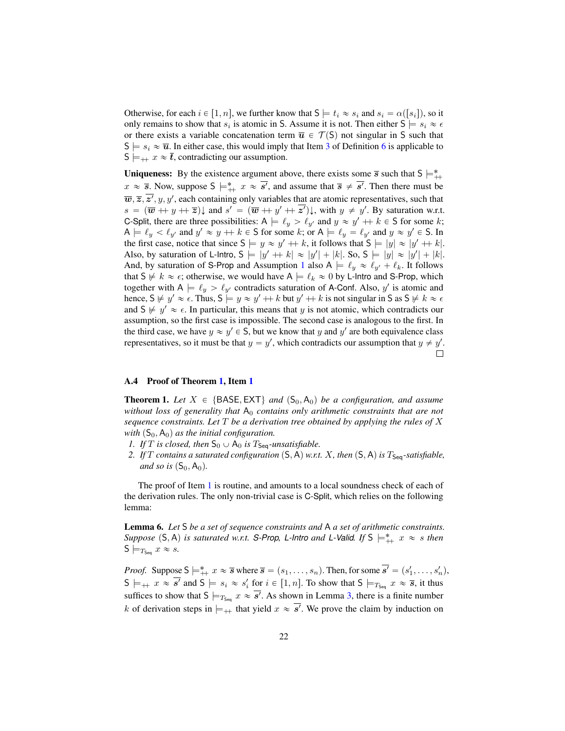Otherwise, for each $i \in [1, n]$, we further know that $\mathsf{S} \models t_i \approx s_i$ and $s_i = \alpha([s_i])$, so it only remains to show that $s_i$ is atomic in $\mathsf{S}$. Assume it is not. Then either $\mathsf{S} \models s_i \approx \epsilon$ or there exists a variable concatenation term $\overline{\boldsymbol{u}} \in \mathcal{T}(\mathsf{S})$ not singular in $\mathsf{S}$ such that $\mathsf{S} \models s_i \approx \overline{\boldsymbol{u}}$. In either case, this would imply that Item 3 of Definition 6 is applicable to $\mathsf{S} \models_{++} x \approx \overline{\boldsymbol{t}}$, contradicting our assumption.

**Uniqueness:** By the existence argument above, there exists some $\overline{\boldsymbol{s}}$ such that $\mathsf{S} \models^*_{++} x \approx \overline{\boldsymbol{s}}$. Now, suppose $\mathsf{S} \models^*_{++} x \approx \overline{\boldsymbol{s'}}$, and assume that $\overline{\boldsymbol{s}} \neq \overline{\boldsymbol{s'}}$. Then there must be $\overline{\boldsymbol{w}}, \overline{\boldsymbol{z}}, \overline{\boldsymbol{z'}}, y, y'$, each containing only variables that are atomic representatives, such that $s = (\overline{\boldsymbol{w}} \mathbin{++} y \mathbin{++} \overline{\boldsymbol{z}})\!\downarrow$ and $s' = (\overline{\boldsymbol{w}} \mathbin{++} y' \mathbin{++} \overline{\boldsymbol{z'}})\!\downarrow$, with $y \neq y'$. By saturation w.r.t. C-Split, there are three possibilities: $\mathsf{A} \models \ell_y > \ell_{y'}$ and $y \approx y' \mathbin{++} k \in \mathsf{S}$ for some $k$; $\mathsf{A} \models \ell_y < \ell_{y'}$ and $y' \approx y \mathbin{++} k \in \mathsf{S}$ for some $k$; or $\mathsf{A} \models \ell_y = \ell_{y'}$ and $y \approx y' \in \mathsf{S}$. In the first case, notice that since $\mathsf{S} \models y \approx y' \mathbin{++} k$, it follows that $\mathsf{S} \models |y| \approx |y' \mathbin{++} k|$. Also, by saturation of L-Intro, $\mathsf{S} \models |y' \mathbin{++} k| \approx |y'| + |k|$. So, $\mathsf{S} \models |y| \approx |y'| + |k|$. And, by saturation of S-Prop and Assumption 1 also $\mathsf{A} \models \ell_y \approx \ell_{y'} + \ell_k$. It follows that $\mathsf{S} \not\models k \approx \epsilon$; otherwise, we would have $\mathsf{A} \models \ell_k \approx 0$ by L-Intro and S-Prop, which together with $\mathsf{A} \models \ell_y > \ell_{y'}$ contradicts saturation of A-Conf. Also, $y'$ is atomic and hence, $\mathsf{S} \not\models y' \approx \epsilon$. Thus, $\mathsf{S} \models y \approx y' \mathbin{++} k$ but $y' \mathbin{++} k$ is not singular in $\mathsf{S}$ as $\mathsf{S} \not\models k \approx \epsilon$ and $\mathsf{S} \not\models y' \approx \epsilon$. In particular, this means that $y$ is not atomic, which contradicts our assumption, so the first case is impossible. The second case is analogous to the first. In the third case, we have $y \approx y' \in \mathsf{S}$, but we know that $y$ and $y'$ are both equivalence class representatives, so it must be that $y = y'$, which contradicts our assumption that $y \neq y'$. □

### A.4 Proof of Theorem 1, Item 1

**Theorem 1.** *Let $X \in \{\mathsf{BASE}, \mathsf{EXT}\}$ and $(\mathsf{S}_0, \mathsf{A}_0)$ be a configuration, and assume without loss of generality that $\mathsf{A}_0$ contains only arithmetic constraints that are not sequence constraints. Let $T$ be a derivation tree obtained by applying the rules of $X$ with $(\mathsf{S}_0, \mathsf{A}_0)$ as the initial configuration.*

1. *If $T$ is closed, then $\mathsf{S}_0 \cup \mathsf{A}_0$ is $T_{\mathsf{Seq}}$-unsatisfiable.*
2. *If $T$ contains a saturated configuration $(\mathsf{S}, \mathsf{A})$ w.r.t. $X$, then $(\mathsf{S}, \mathsf{A})$ is $T_{\mathsf{Seq}}$-satisfiable, and so is $(\mathsf{S}_0, \mathsf{A}_0)$.*

The proof of Item 1 is routine, and amounts to a local soundness check of each of the derivation rules. The only non-trivial case is C-Split, which relies on the following lemma:

**Lemma 6.** *Let $\mathsf{S}$ be a set of sequence constraints and $\mathsf{A}$ a set of arithmetic constraints. Suppose $(\mathsf{S}, \mathsf{A})$ is saturated w.r.t. S-Prop, L-Intro and L-Valid. If $\mathsf{S} \models^*_{++} x \approx s$ then $\mathsf{S} \models_{T_{\mathsf{Seq}}} x \approx s$.*

*Proof.* Suppose $\mathsf{S} \models^*_{++} x \approx \overline{\boldsymbol{s}}$ where $\overline{\boldsymbol{s}} = (s_1, \ldots, s_n)$. Then, for some $\overline{\boldsymbol{s'}} = (s'_1, \ldots, s'_n)$, $\mathsf{S} \models_{++} x \approx \overline{\boldsymbol{s'}}$ and $\mathsf{S} \models s_i \approx s'_i$ for $i \in [1, n]$. To show that $\mathsf{S} \models_{T_{\mathsf{Seq}}} x \approx \overline{\boldsymbol{s}}$, it thus suffices to show that $\mathsf{S} \models_{T_{\mathsf{Seq}}} x \approx \overline{\boldsymbol{s'}}$. As shown in Lemma 3, there is a finite number $k$ of derivation steps in $\models_{++}$ that yield $x \approx \overline{\boldsymbol{s'}}$. We prove the claim by induction on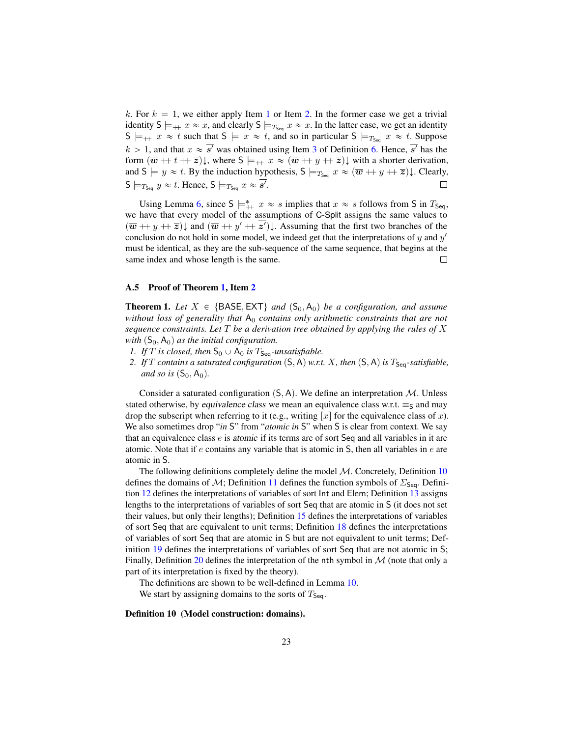$k$. For $k = 1$, we either apply Item 1 or Item 2. In the former case we get a trivial identity $\mathsf{S} \models_{++} x \approx x$, and clearly $\mathsf{S} \models_{T_{\mathsf{Seq}}} x \approx x$. In the latter case, we get an identity $\mathsf{S} \models_{++} x \approx t$ such that $\mathsf{S} \models x \approx t$, and so in particular $\mathsf{S} \models_{T_{\mathsf{Seq}}} x \approx t$. Suppose $k > 1$, and that $x \approx \overline{s'}$ was obtained using Item 3 of Definition 6. Hence, $\overline{s'}$ has the form $(\overline{w} ++ t ++ \overline{z})\!\downarrow$, where $\mathsf{S} \models_{++} x \approx (\overline{w} ++ y ++ \overline{z})\!\downarrow$ with a shorter derivation, and $\mathsf{S} \models y \approx t$. By the induction hypothesis, $\mathsf{S} \models_{T_{\mathsf{Seq}}} x \approx (\overline{w} ++ y ++ \overline{z})\!\downarrow$. Clearly, $\mathsf{S} \models_{T_{\mathsf{Seq}}} y \approx t$. Hence, $\mathsf{S} \models_{T_{\mathsf{Seq}}} x \approx \overline{s'}$. ☐

Using Lemma 6, since $\mathsf{S} \models^{*}_{++} x \approx s$ implies that $x \approx s$ follows from $\mathsf{S}$ in $T_{\mathsf{Seq}}$, we have that every model of the assumptions of C-Split assigns the same values to $(\overline{w} ++ y ++ \overline{z})\!\downarrow$ and $(\overline{w} ++ y' ++ \overline{z'})\!\downarrow$. Assuming that the first two branches of the conclusion do not hold in some model, we indeed get that the interpretations of $y$ and $y'$ must be identical, as they are the sub-sequence of the same sequence, that begins at the same index and whose length is the same. ☐

### A.5 Proof of Theorem 1, Item 2

**Theorem 1.** *Let $X \in \{\mathsf{BASE}, \mathsf{EXT}\}$ and $(\mathsf{S}_0, \mathsf{A}_0)$ be a configuration, and assume without loss of generality that $\mathsf{A}_0$ contains only arithmetic constraints that are not sequence constraints. Let $T$ be a derivation tree obtained by applying the rules of $X$ with $(\mathsf{S}_0, \mathsf{A}_0)$ as the initial configuration.*

1. *If $T$ is closed, then $\mathsf{S}_0 \cup \mathsf{A}_0$ is $T_{\mathsf{Seq}}$-unsatisfiable.*
2. *If $T$ contains a saturated configuration $(\mathsf{S}, \mathsf{A})$ w.r.t. $X$, then $(\mathsf{S}, \mathsf{A})$ is $T_{\mathsf{Seq}}$-satisfiable, and so is $(\mathsf{S}_0, \mathsf{A}_0)$.*

Consider a saturated configuration $(\mathsf{S}, \mathsf{A})$. We define an interpretation $\mathcal{M}$. Unless stated otherwise, by *equivalence class* we mean an equivalence class w.r.t. $\equiv_{\mathsf{S}}$ and may drop the subscript when referring to it (e.g., writing $[x]$ for the equivalence class of $x$). We also sometimes drop "*in* $\mathsf{S}$" from "*atomic in* $\mathsf{S}$" when $\mathsf{S}$ is clear from context. We say that an equivalence class $e$ is *atomic* if its terms are of sort $\mathsf{Seq}$ and all variables in it are atomic. Note that if $e$ contains any variable that is atomic in $\mathsf{S}$, then all variables in $e$ are atomic in $\mathsf{S}$.

The following definitions completely define the model $\mathcal{M}$. Concretely, Definition 10 defines the domains of $\mathcal{M}$; Definition 11 defines the function symbols of $\Sigma_{\mathsf{Seq}}$. Definition 12 defines the interpretations of variables of sort $\mathsf{Int}$ and $\mathsf{Elem}$; Definition 13 assigns lengths to the interpretations of variables of sort $\mathsf{Seq}$ that are atomic in $\mathsf{S}$ (it does not set their values, but only their lengths); Definition 15 defines the interpretations of variables of sort $\mathsf{Seq}$ that are equivalent to unit terms; Definition 18 defines the interpretations of variables of sort $\mathsf{Seq}$ that are atomic in $\mathsf{S}$ but are not equivalent to unit terms; Definition 19 defines the interpretations of variables of sort $\mathsf{Seq}$ that are not atomic in $\mathsf{S}$; Finally, Definition 20 defines the interpretation of the $\mathsf{nth}$ symbol in $\mathcal{M}$ (note that only a part of its interpretation is fixed by the theory).

The definitions are shown to be well-defined in Lemma 10.

We start by assigning domains to the sorts of $T_{\mathsf{Seq}}$.

**Definition 10 (Model construction: domains).**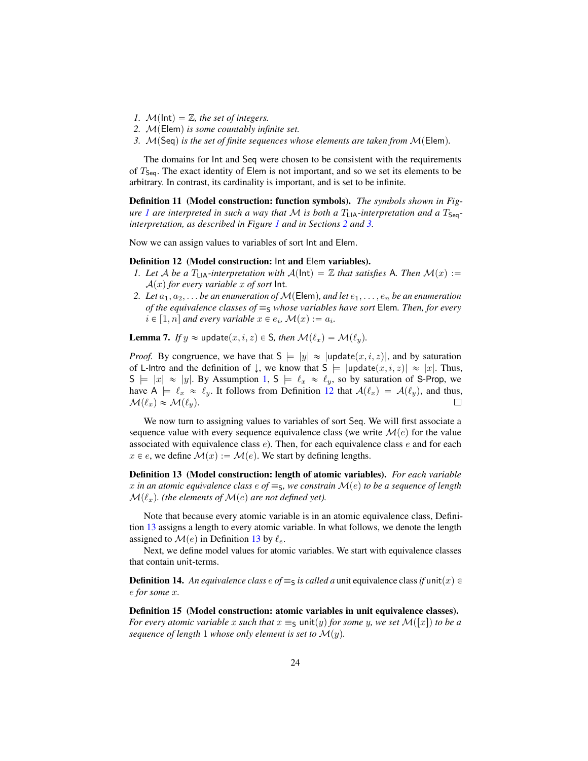1. $\mathcal{M}(\mathsf{Int}) = \mathbb{Z}$, *the set of integers.*
2. $\mathcal{M}(\mathsf{Elem})$ *is some countably infinite set.*
3. $\mathcal{M}(\mathsf{Seq})$ *is the set of finite sequences whose elements are taken from* $\mathcal{M}(\mathsf{Elem})$*.*

The domains for Int and Seq were chosen to be consistent with the requirements of $T_{\mathsf{Seq}}$. The exact identity of Elem is not important, and so we set its elements to be arbitrary. In contrast, its cardinality is important, and is set to be infinite.

**Definition 11 (Model construction: function symbols).** *The symbols shown in Figure 1 are interpreted in such a way that $\mathcal{M}$ is both a $T_{\mathsf{LIA}}$-interpretation and a $T_{\mathsf{Seq}}$-interpretation, as described in Figure 1 and in Sections 2 and 3.*

Now we can assign values to variables of sort Int and Elem.

**Definition 12 (Model construction: Int and Elem variables).**

1. *Let $\mathcal{A}$ be a $T_{\mathsf{LIA}}$-interpretation with $\mathcal{A}(\mathsf{Int}) = \mathbb{Z}$ that satisfies $\mathsf{A}$. Then $\mathcal{M}(x) := \mathcal{A}(x)$ for every variable $x$ of sort* Int*.*
2. *Let $a_1, a_2, \ldots$ be an enumeration of $\mathcal{M}(\mathsf{Elem})$, and let $e_1, \ldots, e_n$ be an enumeration of the equivalence classes of $\equiv_{\mathsf{S}}$ whose variables have sort* Elem*. Then, for every $i \in [1, n]$ and every variable $x \in e_i$, $\mathcal{M}(x) := a_i$.*

**Lemma 7.** *If $y \approx \mathsf{update}(x, i, z) \in \mathsf{S}$, then $\mathcal{M}(\ell_x) = \mathcal{M}(\ell_y)$.*

*Proof.* By congruence, we have that $\mathsf{S} \models |y| \approx |\mathsf{update}(x, i, z)|$, and by saturation of L-Intro and the definition of $\downarrow$, we know that $\mathsf{S} \models |\mathsf{update}(x, i, z)| \approx |x|$. Thus, $\mathsf{S} \models |x| \approx |y|$. By Assumption 1, $\mathsf{S} \models \ell_x \approx \ell_y$, so by saturation of S-Prop, we have $\mathsf{A} \models \ell_x \approx \ell_y$. It follows from Definition 12 that $\mathcal{A}(\ell_x) = \mathcal{A}(\ell_y)$, and thus, $\mathcal{M}(\ell_x) \approx \mathcal{M}(\ell_y)$. $\square$

We now turn to assigning values to variables of sort Seq. We will first associate a sequence value with every sequence equivalence class (we write $\mathcal{M}(e)$ for the value associated with equivalence class $e$). Then, for each equivalence class $e$ and for each $x \in e$, we define $\mathcal{M}(x) := \mathcal{M}(e)$. We start by defining lengths.

**Definition 13 (Model construction: length of atomic variables).** *For each variable $x$ in an atomic equivalence class $e$ of $\equiv_{\mathsf{S}}$, we constrain $\mathcal{M}(e)$ to be a sequence of length $\mathcal{M}(\ell_x)$. (the elements of $\mathcal{M}(e)$ are not defined yet).*

Note that because every atomic variable is in an atomic equivalence class, Definition 13 assigns a length to every atomic variable. In what follows, we denote the length assigned to $\mathcal{M}(e)$ in Definition 13 by $\ell_e$.

Next, we define model values for atomic variables. We start with equivalence classes that contain unit-terms.

**Definition 14.** *An equivalence class $e$ of $\equiv_{\mathsf{S}}$ is called a* unit equivalence class *if $\mathsf{unit}(x) \in e$ for some $x$.*

**Definition 15 (Model construction: atomic variables in unit equivalence classes).** *For every atomic variable $x$ such that $x \equiv_{\mathsf{S}} \mathsf{unit}(y)$ for some $y$, we set $\mathcal{M}([x])$ to be a sequence of length 1 whose only element is set to $\mathcal{M}(y)$.*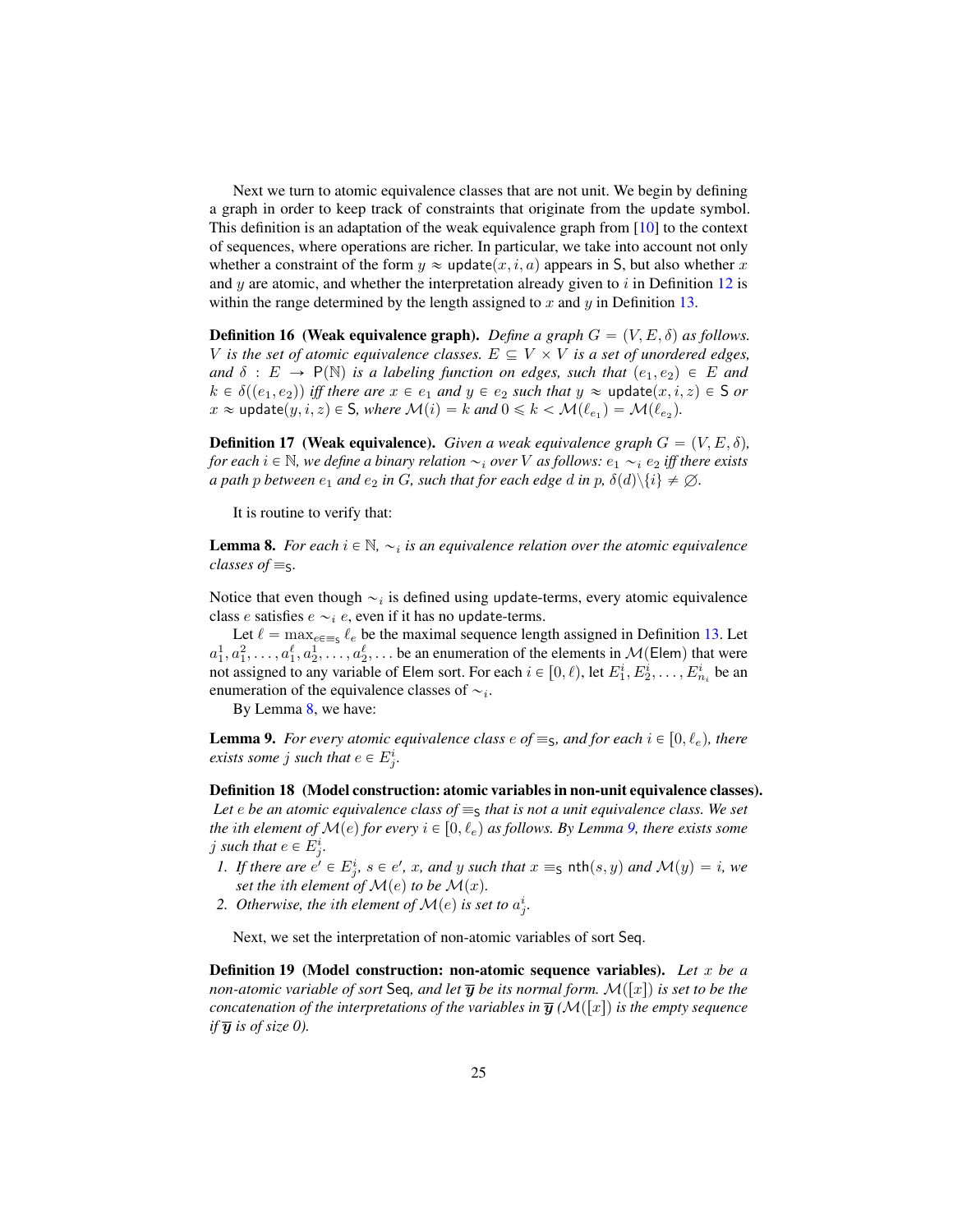Next we turn to atomic equivalence classes that are not unit. We begin by defining a graph in order to keep track of constraints that originate from the update symbol. This definition is an adaptation of the weak equivalence graph from [10] to the context of sequences, where operations are richer. In particular, we take into account not only whether a constraint of the form $y \approx \mathsf{update}(x, i, a)$ appears in $\mathsf{S}$, but also whether $x$ and $y$ are atomic, and whether the interpretation already given to $i$ in Definition 12 is within the range determined by the length assigned to $x$ and $y$ in Definition 13.

**Definition 16 (Weak equivalence graph).** *Define a graph $G = (V, E, \delta)$ as follows. $V$ is the set of atomic equivalence classes. $E \subseteq V \times V$ is a set of unordered edges, and $\delta : E \to \mathsf{P}(\mathbb{N})$ is a labeling function on edges, such that $(e_1, e_2) \in E$ and $k \in \delta((e_1, e_2))$ iff there are $x \in e_1$ and $y \in e_2$ such that $y \approx \mathsf{update}(x, i, z) \in \mathsf{S}$ or $x \approx \mathsf{update}(y, i, z) \in \mathsf{S}$, where $\mathcal{M}(i) = k$ and $0 \leqslant k < \mathcal{M}(\ell_{e_1}) = \mathcal{M}(\ell_{e_2})$.*

**Definition 17 (Weak equivalence).** *Given a weak equivalence graph $G = (V, E, \delta)$, for each $i \in \mathbb{N}$, we define a binary relation $\sim_i$ over $V$ as follows: $e_1 \sim_i e_2$ iff there exists a path $p$ between $e_1$ and $e_2$ in $G$, such that for each edge $d$ in $p$, $\delta(d) \backslash \{i\} \neq \emptyset$.*

It is routine to verify that:

**Lemma 8.** *For each $i \in \mathbb{N}$, $\sim_i$ is an equivalence relation over the atomic equivalence classes of $\equiv_{\mathsf{S}}$.*

Notice that even though $\sim_i$ is defined using update-terms, every atomic equivalence class $e$ satisfies $e \sim_i e$, even if it has no update-terms.

Let $\ell = \max_{e \in \equiv_{\mathsf{S}}} \ell_e$ be the maximal sequence length assigned in Definition 13. Let $a_1^1, a_1^2, \ldots, a_1^\ell, a_2^1, \ldots, a_2^\ell, \ldots$ be an enumeration of the elements in $\mathcal{M}(\mathsf{Elem})$ that were not assigned to any variable of $\mathsf{Elem}$ sort. For each $i \in [0, \ell)$, let $E_1^i, E_2^i, \ldots, E_{n_i}^i$ be an enumeration of the equivalence classes of $\sim_i$.

By Lemma 8, we have:

**Lemma 9.** *For every atomic equivalence class $e$ of $\equiv_{\mathsf{S}}$, and for each $i \in [0, \ell_e)$, there exists some $j$ such that $e \in E_j^i$.*

**Definition 18 (Model construction: atomic variables in non-unit equivalence classes).** *Let $e$ be an atomic equivalence class of $\equiv_{\mathsf{S}}$ that is not a unit equivalence class. We set the $i$th element of $\mathcal{M}(e)$ for every $i \in [0, \ell_e)$ as follows. By Lemma 9, there exists some $j$ such that $e \in E_j^i$.*

1. *If there are $e' \in E_j^i$, $s \in e'$, $x$, and $y$ such that $x \equiv_{\mathsf{S}} \mathsf{nth}(s, y)$ and $\mathcal{M}(y) = i$, we set the $i$th element of $\mathcal{M}(e)$ to be $\mathcal{M}(x)$.*
2. *Otherwise, the $i$th element of $\mathcal{M}(e)$ is set to $a_j^i$.*

Next, we set the interpretation of non-atomic variables of sort $\mathsf{Seq}$.

**Definition 19 (Model construction: non-atomic sequence variables).** *Let $x$ be a non-atomic variable of sort $\mathsf{Seq}$, and let $\overline{\boldsymbol{y}}$ be its normal form. $\mathcal{M}([x])$ is set to be the concatenation of the interpretations of the variables in $\overline{\boldsymbol{y}}$ ($\mathcal{M}([x])$ is the empty sequence if $\overline{\boldsymbol{y}}$ is of size 0).*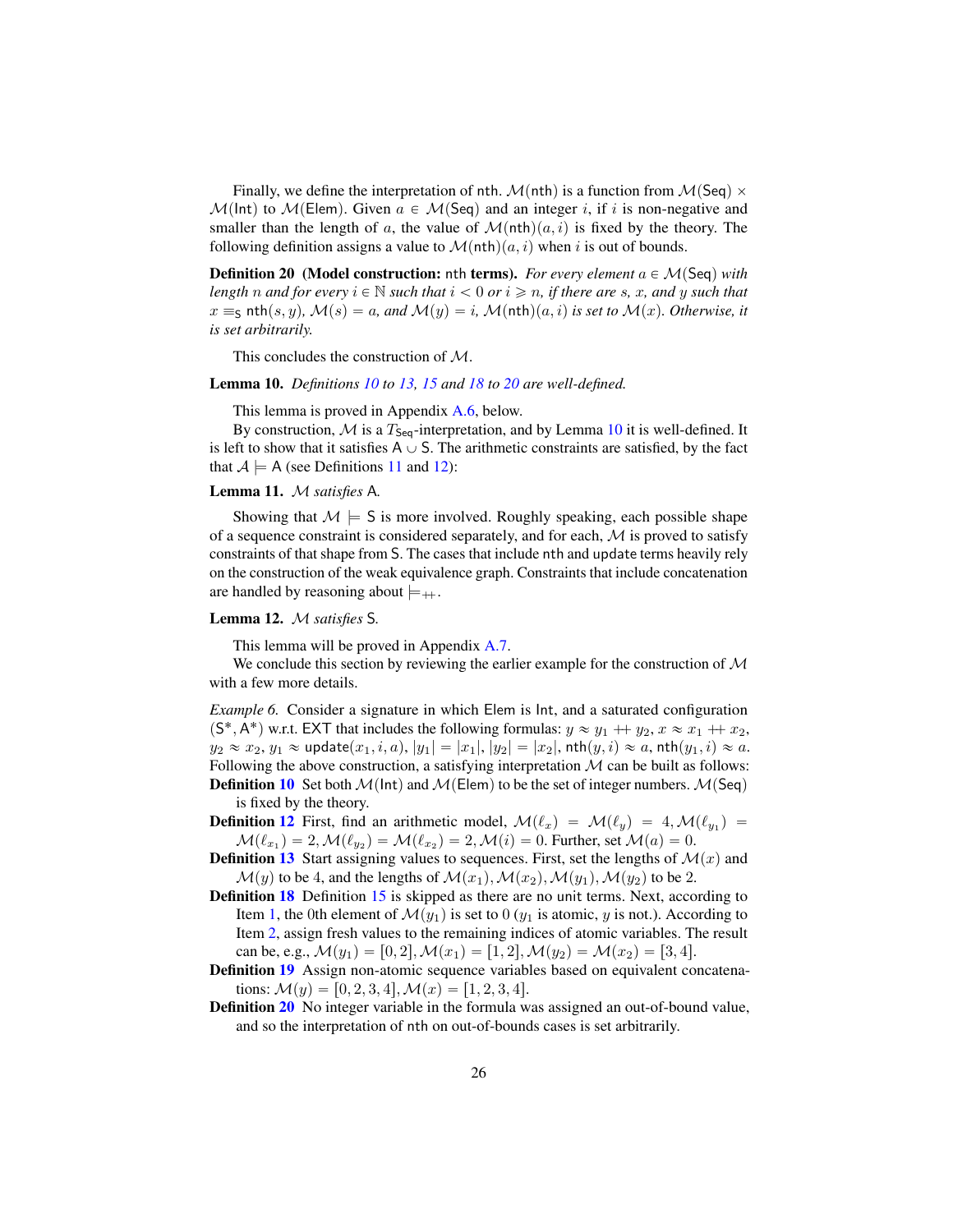Finally, we define the interpretation of $\mathsf{nth}$. $\mathcal{M}(\mathsf{nth})$ is a function from $\mathcal{M}(\mathsf{Seq}) \times \mathcal{M}(\mathsf{Int})$ to $\mathcal{M}(\mathsf{Elem})$. Given $a \in \mathcal{M}(\mathsf{Seq})$ and an integer $i$, if $i$ is non-negative and smaller than the length of $a$, the value of $\mathcal{M}(\mathsf{nth})(a, i)$ is fixed by the theory. The following definition assigns a value to $\mathcal{M}(\mathsf{nth})(a, i)$ when $i$ is out of bounds.

**Definition 20 (Model construction: nth terms).** *For every element $a \in \mathcal{M}(\mathsf{Seq})$ with length $n$ and for every $i \in \mathbb{N}$ such that $i < 0$ or $i \geqslant n$, if there are $s$, $x$, and $y$ such that $x \equiv_{\mathsf{S}} \mathsf{nth}(s, y)$, $\mathcal{M}(s) = a$, and $\mathcal{M}(y) = i$, $\mathcal{M}(\mathsf{nth})(a, i)$ is set to $\mathcal{M}(x)$. Otherwise, it is set arbitrarily.*

This concludes the construction of $\mathcal{M}$.

**Lemma 10.** *Definitions 10 to 13, 15 and 18 to 20 are well-defined.*

This lemma is proved in Appendix A.6, below.

By construction, $\mathcal{M}$ is a $T_{\mathsf{Seq}}$-interpretation, and by Lemma 10 it is well-defined. It is left to show that it satisfies $\mathsf{A} \cup \mathsf{S}$. The arithmetic constraints are satisfied, by the fact that $\mathcal{A} \models \mathsf{A}$ (see Definitions 11 and 12):

**Lemma 11.** *$\mathcal{M}$ satisfies $\mathsf{A}$.*

Showing that $\mathcal{M} \models \mathsf{S}$ is more involved. Roughly speaking, each possible shape of a sequence constraint is considered separately, and for each, $\mathcal{M}$ is proved to satisfy constraints of that shape from $\mathsf{S}$. The cases that include $\mathsf{nth}$ and $\mathsf{update}$ terms heavily rely on the construction of the weak equivalence graph. Constraints that include concatenation are handled by reasoning about $\models_{++}$.

**Lemma 12.** *$\mathcal{M}$ satisfies $\mathsf{S}$.*

This lemma will be proved in Appendix A.7.

We conclude this section by reviewing the earlier example for the construction of $\mathcal{M}$ with a few more details.

*Example 6.* Consider a signature in which $\mathsf{Elem}$ is $\mathsf{Int}$, and a saturated configuration $(\mathsf{S}^*, \mathsf{A}^*)$ w.r.t. $\mathsf{EXT}$ that includes the following formulas: $y \approx y_1 ++ y_2$, $x \approx x_1 ++ x_2$, $y_2 \approx x_2$, $y_1 \approx \mathsf{update}(x_1, i, a)$, $|y_1| = |x_1|$, $|y_2| = |x_2|$, $\mathsf{nth}(y, i) \approx a$, $\mathsf{nth}(y_1, i) \approx a$. Following the above construction, a satisfying interpretation $\mathcal{M}$ can be built as follows:

**Definition 10** Set both $\mathcal{M}(\mathsf{Int})$ and $\mathcal{M}(\mathsf{Elem})$ to be the set of integer numbers. $\mathcal{M}(\mathsf{Seq})$ is fixed by the theory.

**Definition 12** First, find an arithmetic model, $\mathcal{M}(\ell_x) = \mathcal{M}(\ell_y) = 4, \mathcal{M}(\ell_{y_1}) = \mathcal{M}(\ell_{x_1}) = 2, \mathcal{M}(\ell_{y_2}) = \mathcal{M}(\ell_{x_2}) = 2, \mathcal{M}(i) = 0$. Further, set $\mathcal{M}(a) = 0$.

**Definition 13** Start assigning values to sequences. First, set the lengths of $\mathcal{M}(x)$ and $\mathcal{M}(y)$ to be 4, and the lengths of $\mathcal{M}(x_1), \mathcal{M}(x_2), \mathcal{M}(y_1), \mathcal{M}(y_2)$ to be 2.

**Definition 18** Definition 15 is skipped as there are no unit terms. Next, according to Item 1, the 0th element of $\mathcal{M}(y_1)$ is set to 0 ($y_1$ is atomic, $y$ is not.). According to Item 2, assign fresh values to the remaining indices of atomic variables. The result can be, e.g., $\mathcal{M}(y_1) = [0, 2], \mathcal{M}(x_1) = [1, 2], \mathcal{M}(y_2) = \mathcal{M}(x_2) = [3, 4]$.

**Definition 19** Assign non-atomic sequence variables based on equivalent concatenations: $\mathcal{M}(y) = [0, 2, 3, 4], \mathcal{M}(x) = [1, 2, 3, 4]$.

**Definition 20** No integer variable in the formula was assigned an out-of-bound value, and so the interpretation of $\mathsf{nth}$ on out-of-bounds cases is set arbitrarily.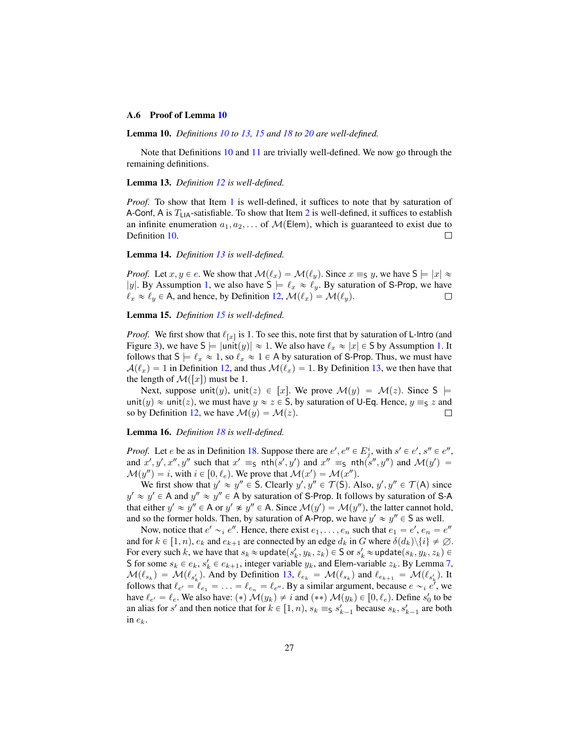### A.6 Proof of Lemma 10

**Lemma 10.** *Definitions 10 to 13, 15 and 18 to 20 are well-defined.*

Note that Definitions 10 and 11 are trivially well-defined. We now go through the remaining definitions.

**Lemma 13.** *Definition 12 is well-defined.*

*Proof.* To show that Item 1 is well-defined, it suffices to note that by saturation of A-Conf, A is $T_{\mathsf{LIA}}$-satisfiable. To show that Item 2 is well-defined, it suffices to establish an infinite enumeration $a_1, a_2, \ldots$ of $\mathcal{M}(\mathsf{Elem})$, which is guaranteed to exist due to Definition 10. □

**Lemma 14.** *Definition 13 is well-defined.*

*Proof.* Let $x, y \in e$. We show that $\mathcal{M}(\ell_x) = \mathcal{M}(\ell_y)$. Since $x \equiv_{\mathsf{S}} y$, we have $\mathsf{S} \models |x| \approx |y|$. By Assumption 1, we also have $\mathsf{S} \models \ell_x \approx \ell_y$. By saturation of S-Prop, we have $\ell_x \approx \ell_y \in \mathsf{A}$, and hence, by Definition 12, $\mathcal{M}(\ell_x) = \mathcal{M}(\ell_y)$. □

**Lemma 15.** *Definition 15 is well-defined.*

*Proof.* We first show that $\ell_{[x]}$ is 1. To see this, note first that by saturation of L-Intro (and Figure 3), we have $\mathsf{S} \models |\mathsf{unit}(y)| \approx 1$. We also have $\ell_x \approx |x| \in \mathsf{S}$ by Assumption 1. It follows that $\mathsf{S} \models \ell_x \approx 1$, so $\ell_x \approx 1 \in \mathsf{A}$ by saturation of S-Prop. Thus, we must have $\mathcal{A}(\ell_x) = 1$ in Definition 12, and thus $\mathcal{M}(\ell_x) = 1$. By Definition 13, we then have that the length of $\mathcal{M}([x])$ must be 1.

Next, suppose $\mathsf{unit}(y), \mathsf{unit}(z) \in [x]$. We prove $\mathcal{M}(y) = \mathcal{M}(z)$. Since $\mathsf{S} \models \mathsf{unit}(y) \approx \mathsf{unit}(z)$, we must have $y \approx z \in \mathsf{S}$, by saturation of U-Eq. Hence, $y \equiv_{\mathsf{S}} z$ and so by Definition 12, we have $\mathcal{M}(y) = \mathcal{M}(z)$. □

**Lemma 16.** *Definition 18 is well-defined.*

*Proof.* Let $e$ be as in Definition 18. Suppose there are $e', e'' \in E^i_j$, with $s' \in e'$, $s'' \in e''$, and $x', y', x'', y''$ such that $x' \equiv_{\mathsf{S}} \mathsf{nth}(s', y')$ and $x'' \equiv_{\mathsf{S}} \mathsf{nth}(s'', y'')$ and $\mathcal{M}(y') = \mathcal{M}(y'') = i$, with $i \in [0, \ell_e)$. We prove that $\mathcal{M}(x') = \mathcal{M}(x'')$.

We first show that $y' \approx y'' \in \mathsf{S}$. Clearly $y', y'' \in \mathcal{T}(\mathsf{S})$. Also, $y', y'' \in \mathcal{T}(\mathsf{A})$ since $y' \approx y' \in \mathsf{A}$ and $y'' \approx y'' \in \mathsf{A}$ by saturation of S-Prop. It follows by saturation of S-A that either $y' \approx y'' \in \mathsf{A}$ or $y' \not\approx y'' \in \mathsf{A}$. Since $\mathcal{M}(y') = \mathcal{M}(y'')$, the latter cannot hold, and so the former holds. Then, by saturation of A-Prop, we have $y' \approx y'' \in \mathsf{S}$ as well.

Now, notice that $e' \sim_i e''$. Hence, there exist $e_1, \ldots, e_n$ such that $e_1 = e'$, $e_n = e''$ and for $k \in [1, n)$, $e_k$ and $e_{k+1}$ are connected by an edge $d_k$ in $G$ where $\delta(d_k) \backslash \{i\} \neq \varnothing$. For every such $k$, we have that $s_k \approx \mathsf{update}(s'_k, y_k, z_k) \in \mathsf{S}$ or $s'_k \approx \mathsf{update}(s_k, y_k, z_k) \in \mathsf{S}$ for some $s_k \in e_k$, $s'_k \in e_{k+1}$, integer variable $y_k$, and Elem-variable $z_k$. By Lemma 7, $\mathcal{M}(\ell_{s_k}) = \mathcal{M}(\ell_{s'_k})$. And by Definition 13, $\ell_{e_k} = \mathcal{M}(\ell_{s_k})$ and $\ell_{e_{k+1}} = \mathcal{M}(\ell_{s'_k})$. It follows that $\ell_{e'} = \ell_{e_1} = \ldots = \ell_{e_n} = \ell_{e''}$. By a similar argument, because $e \sim_i e'$, we have $\ell_{e'} = \ell_e$. We also have: $(*)$ $\mathcal{M}(y_k) \neq i$ and $(**)$ $\mathcal{M}(y_k) \in [0, \ell_e)$. Define $s'_0$ to be an alias for $s'$ and then notice that for $k \in [1, n)$, $s_k \equiv_{\mathsf{S}} s'_{k-1}$ because $s_k, s'_{k-1}$ are both in $e_k$.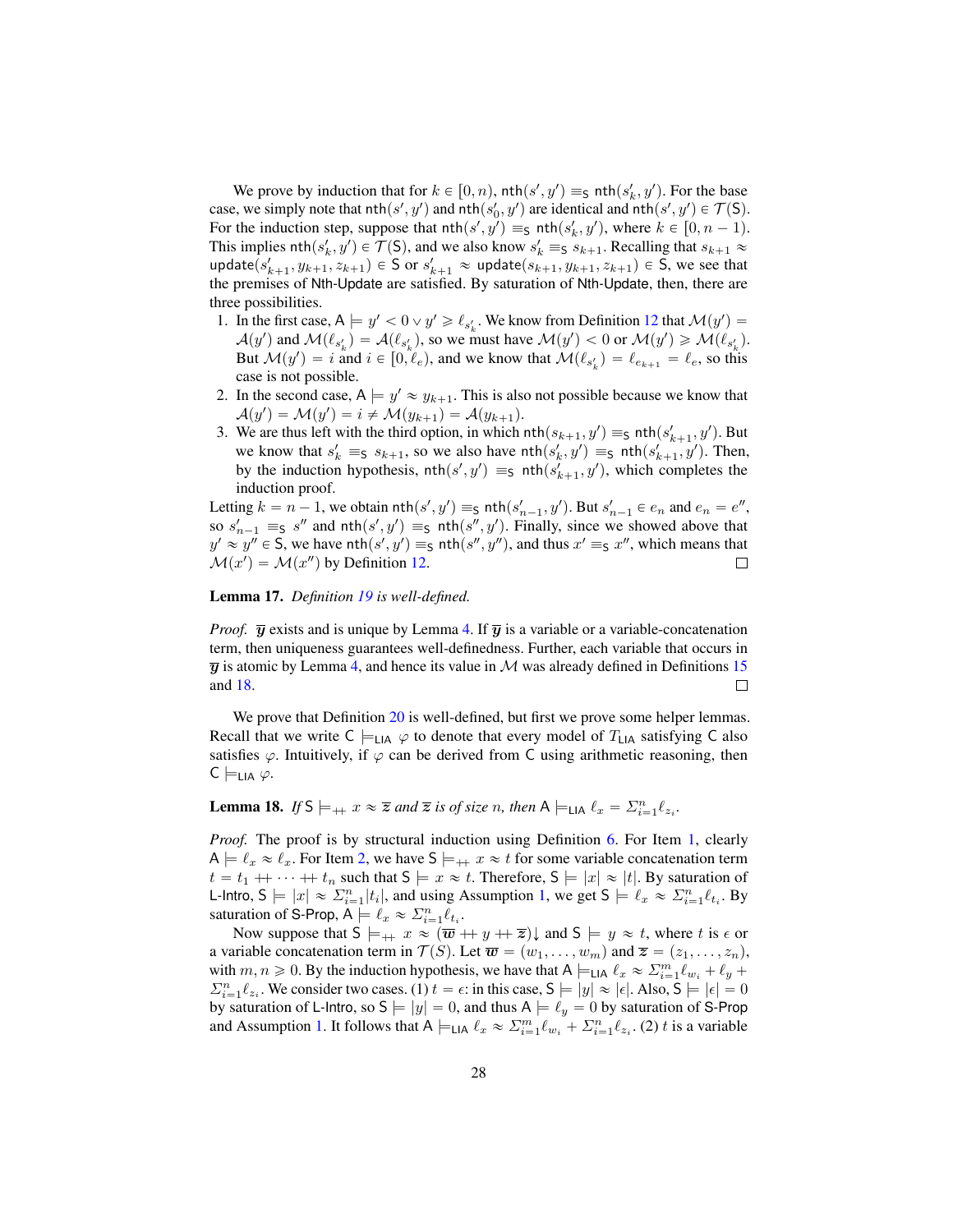We prove by induction that for $k \in [0, n)$, $\mathsf{nth}(s', y') \equiv_{\mathsf{S}} \mathsf{nth}(s'_k, y')$. For the base case, we simply note that $\mathsf{nth}(s', y')$ and $\mathsf{nth}(s'_0, y')$ are identical and $\mathsf{nth}(s', y') \in \mathcal{T}(\mathsf{S})$. For the induction step, suppose that $\mathsf{nth}(s', y') \equiv_{\mathsf{S}} \mathsf{nth}(s'_k, y')$, where $k \in [0, n-1)$. This implies $\mathsf{nth}(s'_k, y') \in \mathcal{T}(\mathsf{S})$, and we also know $s'_k \equiv_{\mathsf{S}} s_{k+1}$. Recalling that $s_{k+1} \approx \mathsf{update}(s'_{k+1}, y_{k+1}, z_{k+1}) \in \mathsf{S}$ or $s'_{k+1} \approx \mathsf{update}(s_{k+1}, y_{k+1}, z_{k+1}) \in \mathsf{S}$, we see that the premises of Nth-Update are satisfied. By saturation of Nth-Update, then, there are three possibilities.

1. In the first case, $\mathsf{A} \models y' < 0 \vee y' \geqslant \ell_{s'_k}$. We know from Definition 12 that $\mathcal{M}(y') = \mathcal{A}(y')$ and $\mathcal{M}(\ell_{s'_k}) = \mathcal{A}(\ell_{s'_k})$, so we must have $\mathcal{M}(y') < 0$ or $\mathcal{M}(y') \geqslant \mathcal{M}(\ell_{s'_k})$. But $\mathcal{M}(y') = i$ and $i \in [0, \ell_e)$, and we know that $\mathcal{M}(\ell_{s'_k}) = \ell_{e_{k+1}} = \ell_e$, so this case is not possible.
2. In the second case, $\mathsf{A} \models y' \approx y_{k+1}$. This is also not possible because we know that $\mathcal{A}(y') = \mathcal{M}(y') = i \neq \mathcal{M}(y_{k+1}) = \mathcal{A}(y_{k+1})$.
3. We are thus left with the third option, in which $\mathsf{nth}(s_{k+1}, y') \equiv_{\mathsf{S}} \mathsf{nth}(s'_{k+1}, y')$. But we know that $s'_k \equiv_{\mathsf{S}} s_{k+1}$, so we also have $\mathsf{nth}(s'_k, y') \equiv_{\mathsf{S}} \mathsf{nth}(s'_{k+1}, y')$. Then, by the induction hypothesis, $\mathsf{nth}(s', y') \equiv_{\mathsf{S}} \mathsf{nth}(s'_{k+1}, y')$, which completes the induction proof.

Letting $k = n-1$, we obtain $\mathsf{nth}(s', y') \equiv_{\mathsf{S}} \mathsf{nth}(s'_{n-1}, y')$. But $s'_{n-1} \in e_n$ and $e_n = e''$, so $s'_{n-1} \equiv_{\mathsf{S}} s''$ and $\mathsf{nth}(s', y') \equiv_{\mathsf{S}} \mathsf{nth}(s'', y')$. Finally, since we showed above that $y' \approx y'' \in \mathsf{S}$, we have $\mathsf{nth}(s', y') \equiv_{\mathsf{S}} \mathsf{nth}(s'', y'')$, and thus $x' \equiv_{\mathsf{S}} x''$, which means that $\mathcal{M}(x') = \mathcal{M}(x'')$ by Definition 12. □

**Lemma 17.** *Definition 19 is well-defined.*

*Proof.* $\overline{\boldsymbol{y}}$ exists and is unique by Lemma 4. If $\overline{\boldsymbol{y}}$ is a variable or a variable-concatenation term, then uniqueness guarantees well-definedness. Further, each variable that occurs in $\overline{\boldsymbol{y}}$ is atomic by Lemma 4, and hence its value in $\mathcal{M}$ was already defined in Definitions 15 and 18. □

We prove that Definition 20 is well-defined, but first we prove some helper lemmas. Recall that we write $\mathsf{C} \models_{\mathsf{LIA}} \varphi$ to denote that every model of $T_{\mathsf{LIA}}$ satisfying $\mathsf{C}$ also satisfies $\varphi$. Intuitively, if $\varphi$ can be derived from $\mathsf{C}$ using arithmetic reasoning, then $\mathsf{C} \models_{\mathsf{LIA}} \varphi$.

**Lemma 18.** *If* $\mathsf{S} \models_{++} x \approx \overline{\boldsymbol{z}}$ *and* $\overline{\boldsymbol{z}}$ *is of size* $n$*, then* $\mathsf{A} \models_{\mathsf{LIA}} \ell_x = \Sigma_{i=1}^{n} \ell_{z_i}$.

*Proof.* The proof is by structural induction using Definition 6. For Item 1, clearly $\mathsf{A} \models \ell_x \approx \ell_x$. For Item 2, we have $\mathsf{S} \models_{++} x \approx t$ for some variable concatenation term $t = t_1 \mathbin{++} \cdots \mathbin{++} t_n$ such that $\mathsf{S} \models x \approx t$. Therefore, $\mathsf{S} \models |x| \approx |t|$. By saturation of L-Intro, $\mathsf{S} \models |x| \approx \Sigma_{i=1}^{n} |t_i|$, and using Assumption 1, we get $\mathsf{S} \models \ell_x \approx \Sigma_{i=1}^{n} \ell_{t_i}$. By saturation of S-Prop, $\mathsf{A} \models \ell_x \approx \Sigma_{i=1}^{n} \ell_{t_i}$.

Now suppose that $\mathsf{S} \models_{++} x \approx (\overline{\boldsymbol{w}} \mathbin{++} y \mathbin{++} \overline{\boldsymbol{z}}){\downarrow}$ and $\mathsf{S} \models y \approx t$, where $t$ is $\epsilon$ or a variable concatenation term in $\mathcal{T}(S)$. Let $\overline{\boldsymbol{w}} = (w_1, \ldots, w_m)$ and $\overline{\boldsymbol{z}} = (z_1, \ldots, z_n)$, with $m, n \geqslant 0$. By the induction hypothesis, we have that $\mathsf{A} \models_{\mathsf{LIA}} \ell_x \approx \Sigma_{i=1}^{m} \ell_{w_i} + \ell_y + \Sigma_{i=1}^{n} \ell_{z_i}$. We consider two cases. (1) $t = \epsilon$: in this case, $\mathsf{S} \models |y| \approx |\epsilon|$. Also, $\mathsf{S} \models |\epsilon| = 0$ by saturation of L-Intro, so $\mathsf{S} \models |y| = 0$, and thus $\mathsf{A} \models \ell_y = 0$ by saturation of S-Prop and Assumption 1. It follows that $\mathsf{A} \models_{\mathsf{LIA}} \ell_x \approx \Sigma_{i=1}^{m} \ell_{w_i} + \Sigma_{i=1}^{n} \ell_{z_i}$. (2) $t$ is a variable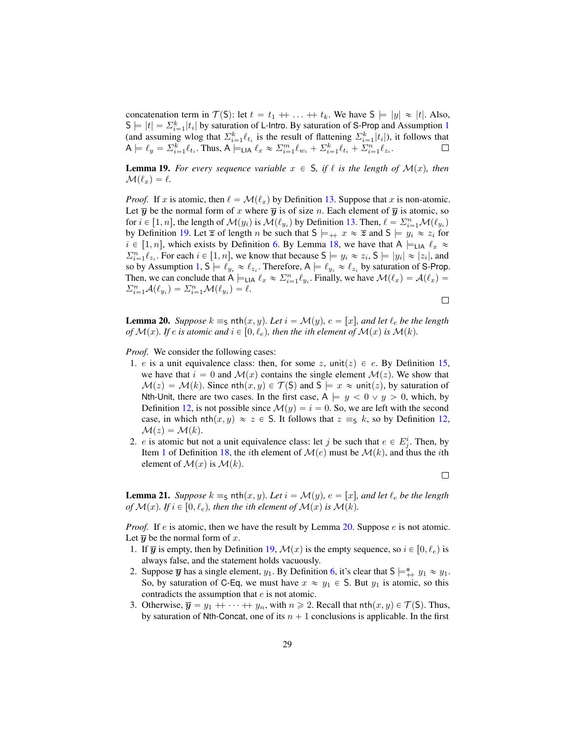concatenation term in $\mathcal{T}(\mathsf{S})$: let $t = t_1 \mathbin{+\!\!+} \ldots \mathbin{+\!\!+} t_k$. We have $\mathsf{S} \models |y| \approx |t|$. Also, $\mathsf{S} \models |t| = \Sigma_{i=1}^{k}|t_i|$ by saturation of L-Intro. By saturation of S-Prop and Assumption 1 (and assuming wlog that $\Sigma_{i=1}^{k}\ell_{t_i}$ is the result of flattening $\Sigma_{i=1}^{k}|t_i|$), it follows that $\mathsf{A} \models \ell_y = \Sigma_{i=1}^{k}\ell_{t_i}$. Thus, $\mathsf{A} \models_{\mathsf{LIA}} \ell_x \approx \Sigma_{i=1}^{m}\ell_{w_i} + \Sigma_{i=1}^{k}\ell_{t_i} + \Sigma_{i=1}^{n}\ell_{z_i}$. □

**Lemma 19.** *For every sequence variable $x \in \mathsf{S}$, if $\ell$ is the length of $\mathcal{M}(x)$, then $\mathcal{M}(\ell_x) = \ell$.*

*Proof.* If $x$ is atomic, then $\ell = \mathcal{M}(\ell_x)$ by Definition 13. Suppose that $x$ is non-atomic. Let $\overline{\boldsymbol{y}}$ be the normal form of $x$ where $\overline{\boldsymbol{y}}$ is of size $n$. Each element of $\overline{\boldsymbol{y}}$ is atomic, so for $i \in [1, n]$, the length of $\mathcal{M}(y_i)$ is $\mathcal{M}(\ell_{y_i})$ by Definition 13. Then, $\ell = \Sigma_{i=1}^{n}\mathcal{M}(\ell_{y_i})$ by Definition 19. Let $\overline{\boldsymbol{z}}$ of length $n$ be such that $\mathsf{S} \models_{\mathbin{+\!\!+}} x \approx \overline{\boldsymbol{z}}$ and $\mathsf{S} \models y_i \approx z_i$ for $i \in [1, n]$, which exists by Definition 6. By Lemma 18, we have that $\mathsf{A} \models_{\mathsf{LIA}} \ell_x \approx \Sigma_{i=1}^{n}\ell_{z_i}$. For each $i \in [1, n]$, we know that because $\mathsf{S} \models y_i \approx z_i$, $\mathsf{S} \models |y_i| \approx |z_i|$, and so by Assumption 1, $\mathsf{S} \models \ell_{y_i} \approx \ell_{z_i}$. Therefore, $\mathsf{A} \models \ell_{y_i} \approx \ell_{z_i}$ by saturation of S-Prop. Then, we can conclude that $\mathsf{A} \models_{\mathsf{LIA}} \ell_x \approx \Sigma_{i=1}^{n}\ell_{y_i}$. Finally, we have $\mathcal{M}(\ell_x) = \mathcal{A}(\ell_x) = \Sigma_{i=1}^{n}\mathcal{A}(\ell_{y_i}) = \Sigma_{i=1}^{n}\mathcal{M}(\ell_{y_i}) = \ell$.

□

**Lemma 20.** *Suppose $k \equiv_{\mathsf{S}} \mathsf{nth}(x, y)$. Let $i = \mathcal{M}(y)$, $e = [x]$, and let $\ell_e$ be the length of $\mathcal{M}(x)$. If $e$ is atomic and $i \in [0, \ell_e)$, then the $i$th element of $\mathcal{M}(x)$ is $\mathcal{M}(k)$.*

*Proof.* We consider the following cases:

1. $e$ is a unit equivalence class: then, for some $z$, $\mathsf{unit}(z) \in e$. By Definition 15, we have that $i = 0$ and $\mathcal{M}(x)$ contains the single element $\mathcal{M}(z)$. We show that $\mathcal{M}(z) = \mathcal{M}(k)$. Since $\mathsf{nth}(x, y) \in \mathcal{T}(\mathsf{S})$ and $\mathsf{S} \models x \approx \mathsf{unit}(z)$, by saturation of Nth-Unit, there are two cases. In the first case, $\mathsf{A} \models y < 0 \vee y > 0$, which, by Definition 12, is not possible since $\mathcal{M}(y) = i = 0$. So, we are left with the second case, in which $\mathsf{nth}(x, y) \approx z \in \mathsf{S}$. It follows that $z \equiv_{\mathsf{S}} k$, so by Definition 12, $\mathcal{M}(z) = \mathcal{M}(k)$.
2. $e$ is atomic but not a unit equivalence class: let $j$ be such that $e \in E_j^i$. Then, by Item 1 of Definition 18, the $i$th element of $\mathcal{M}(e)$ must be $\mathcal{M}(k)$, and thus the $i$th element of $\mathcal{M}(x)$ is $\mathcal{M}(k)$.

□

**Lemma 21.** *Suppose $k \equiv_{\mathsf{S}} \mathsf{nth}(x, y)$. Let $i = \mathcal{M}(y)$, $e = [x]$, and let $\ell_e$ be the length of $\mathcal{M}(x)$. If $i \in [0, \ell_e)$, then the $i$th element of $\mathcal{M}(x)$ is $\mathcal{M}(k)$.*

*Proof.* If $e$ is atomic, then we have the result by Lemma 20. Suppose $e$ is not atomic. Let $\overline{\boldsymbol{y}}$ be the normal form of $x$.

1. If $\overline{\boldsymbol{y}}$ is empty, then by Definition 19, $\mathcal{M}(x)$ is the empty sequence, so $i \in [0, \ell_e)$ is always false, and the statement holds vacuously.
2. Suppose $\overline{\boldsymbol{y}}$ has a single element, $y_1$. By Definition 6, it's clear that $\mathsf{S} \models_{\mathbin{+\!\!+}}^{*} y_1 \approx y_1$. So, by saturation of C-Eq, we must have $x \approx y_1 \in \mathsf{S}$. But $y_1$ is atomic, so this contradicts the assumption that $e$ is not atomic.
3. Otherwise, $\overline{\boldsymbol{y}} = y_1 \mathbin{+\!\!+} \cdots \mathbin{+\!\!+} y_n$, with $n \geqslant 2$. Recall that $\mathsf{nth}(x, y) \in \mathcal{T}(\mathsf{S})$. Thus, by saturation of Nth-Concat, one of its $n + 1$ conclusions is applicable. In the first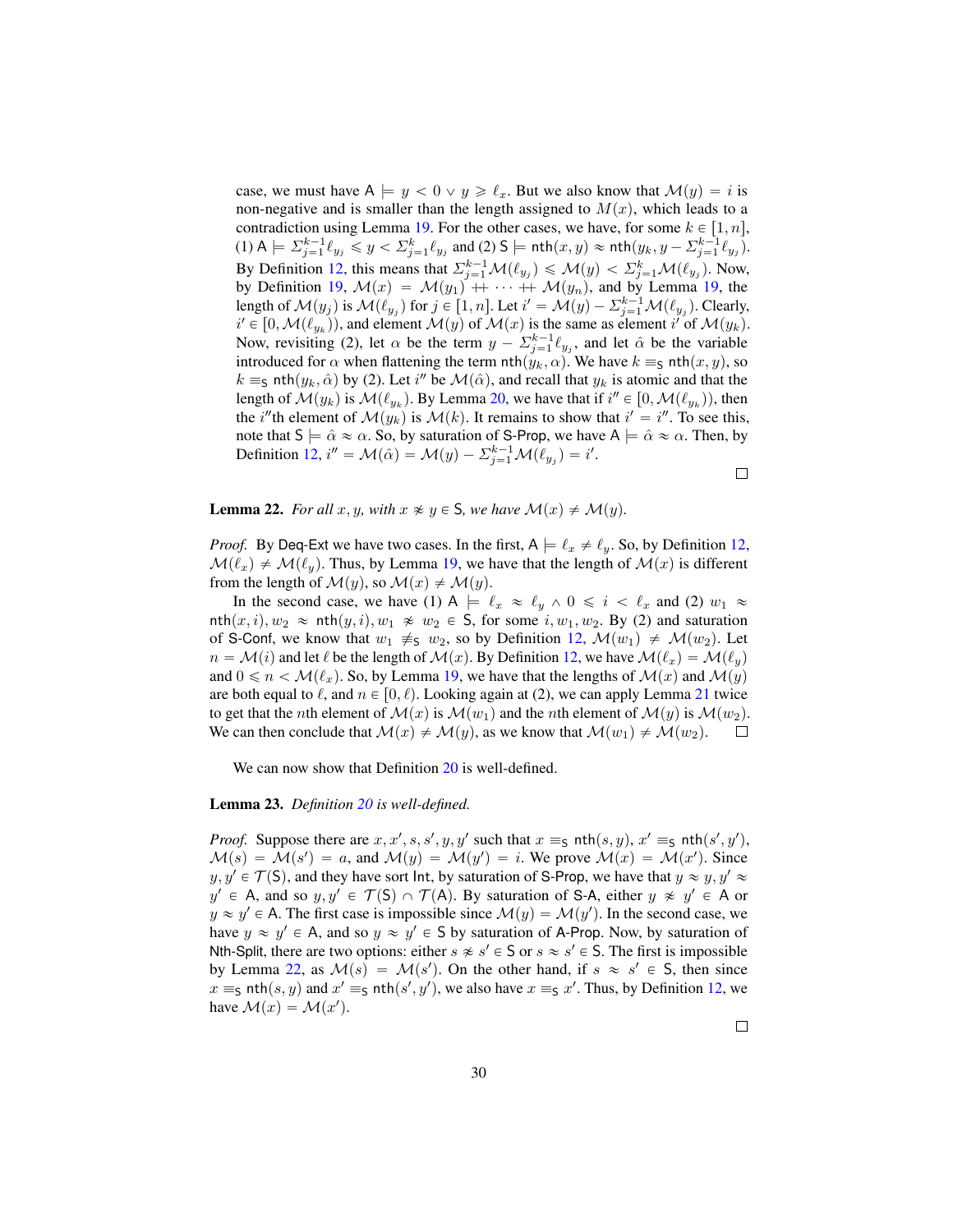case, we must have $\mathsf{A} \models y < 0 \vee y \geqslant \ell_x$. But we also know that $\mathcal{M}(y) = i$ is non-negative and is smaller than the length assigned to $M(x)$, which leads to a contradiction using Lemma 19. For the other cases, we have, for some $k \in [1, n]$, (1) $\mathsf{A} \models \Sigma_{j=1}^{k-1} \ell_{y_j} \leqslant y < \Sigma_{j=1}^{k} \ell_{y_j}$ and (2) $\mathsf{S} \models \mathsf{nth}(x, y) \approx \mathsf{nth}(y_k, y - \Sigma_{j=1}^{k-1} \ell_{y_j})$. By Definition 12, this means that $\Sigma_{j=1}^{k-1} \mathcal{M}(\ell_{y_j}) \leqslant \mathcal{M}(y) < \Sigma_{j=1}^{k} \mathcal{M}(\ell_{y_j})$. Now, by Definition 19, $\mathcal{M}(x) = \mathcal{M}(y_1) +\!\!+ \cdots +\!\!+ \mathcal{M}(y_n)$, and by Lemma 19, the length of $\mathcal{M}(y_j)$ is $\mathcal{M}(\ell_{y_j})$ for $j \in [1, n]$. Let $i' = \mathcal{M}(y) - \Sigma_{j=1}^{k-1} \mathcal{M}(\ell_{y_j})$. Clearly, $i' \in [0, \mathcal{M}(\ell_{y_k}))$, and element $\mathcal{M}(y)$ of $\mathcal{M}(x)$ is the same as element $i'$ of $\mathcal{M}(y_k)$. Now, revisiting (2), let $\alpha$ be the term $y - \Sigma_{j=1}^{k-1} \ell_{y_j}$, and let $\hat{\alpha}$ be the variable introduced for $\alpha$ when flattening the term $\mathsf{nth}(y_k, \alpha)$. We have $k \equiv_{\mathsf{S}} \mathsf{nth}(x, y)$, so $k \equiv_{\mathsf{S}} \mathsf{nth}(y_k, \hat{\alpha})$ by (2). Let $i''$ be $\mathcal{M}(\hat{\alpha})$, and recall that $y_k$ is atomic and that the length of $\mathcal{M}(y_k)$ is $\mathcal{M}(\ell_{y_k})$. By Lemma 20, we have that if $i'' \in [0, \mathcal{M}(\ell_{y_k}))$, then the $i''$th element of $\mathcal{M}(y_k)$ is $\mathcal{M}(k)$. It remains to show that $i' = i''$. To see this, note that $\mathsf{S} \models \hat{\alpha} \approx \alpha$. So, by saturation of S-Prop, we have $\mathsf{A} \models \hat{\alpha} \approx \alpha$. Then, by Definition 12, $i'' = \mathcal{M}(\hat{\alpha}) = \mathcal{M}(y) - \Sigma_{j=1}^{k-1} \mathcal{M}(\ell_{y_j}) = i'$.

□

**Lemma 22.** *For all $x, y$, with $x \not\approx y \in \mathsf{S}$, we have $\mathcal{M}(x) \neq \mathcal{M}(y)$.*

*Proof.* By Deq-Ext we have two cases. In the first, $\mathsf{A} \models \ell_x \neq \ell_y$. So, by Definition 12, $\mathcal{M}(\ell_x) \neq \mathcal{M}(\ell_y)$. Thus, by Lemma 19, we have that the length of $\mathcal{M}(x)$ is different from the length of $\mathcal{M}(y)$, so $\mathcal{M}(x) \neq \mathcal{M}(y)$.

In the second case, we have (1) $\mathsf{A} \models \ell_x \approx \ell_y \wedge 0 \leqslant i < \ell_x$ and (2) $w_1 \approx \mathsf{nth}(x, i), w_2 \approx \mathsf{nth}(y, i), w_1 \not\approx w_2 \in \mathsf{S}$, for some $i, w_1, w_2$. By (2) and saturation of S-Conf, we know that $w_1 \not\equiv_{\mathsf{S}} w_2$, so by Definition 12, $\mathcal{M}(w_1) \neq \mathcal{M}(w_2)$. Let $n = \mathcal{M}(i)$ and let $\ell$ be the length of $\mathcal{M}(x)$. By Definition 12, we have $\mathcal{M}(\ell_x) = \mathcal{M}(\ell_y)$ and $0 \leqslant n < \mathcal{M}(\ell_x)$. So, by Lemma 19, we have that the lengths of $\mathcal{M}(x)$ and $\mathcal{M}(y)$ are both equal to $\ell$, and $n \in [0, \ell)$. Looking again at (2), we can apply Lemma 21 twice to get that the $n$th element of $\mathcal{M}(x)$ is $\mathcal{M}(w_1)$ and the $n$th element of $\mathcal{M}(y)$ is $\mathcal{M}(w_2)$. We can then conclude that $\mathcal{M}(x) \neq \mathcal{M}(y)$, as we know that $\mathcal{M}(w_1) \neq \mathcal{M}(w_2)$. □

We can now show that Definition 20 is well-defined.

**Lemma 23.** *Definition 20 is well-defined.*

*Proof.* Suppose there are $x, x', s, s', y, y'$ such that $x \equiv_{\mathsf{S}} \mathsf{nth}(s, y)$, $x' \equiv_{\mathsf{S}} \mathsf{nth}(s', y')$, $\mathcal{M}(s) = \mathcal{M}(s') = a$, and $\mathcal{M}(y) = \mathcal{M}(y') = i$. We prove $\mathcal{M}(x) = \mathcal{M}(x')$. Since $y, y' \in \mathcal{T}(\mathsf{S})$, and they have sort Int, by saturation of S-Prop, we have that $y \approx y, y' \approx y' \in \mathsf{A}$, and so $y, y' \in \mathcal{T}(\mathsf{S}) \cap \mathcal{T}(\mathsf{A})$. By saturation of S-A, either $y \not\approx y' \in \mathsf{A}$ or $y \approx y' \in \mathsf{A}$. The first case is impossible since $\mathcal{M}(y) = \mathcal{M}(y')$. In the second case, we have $y \approx y' \in \mathsf{A}$, and so $y \approx y' \in \mathsf{S}$ by saturation of A-Prop. Now, by saturation of Nth-Split, there are two options: either $s \not\approx s' \in \mathsf{S}$ or $s \approx s' \in \mathsf{S}$. The first is impossible by Lemma 22, as $\mathcal{M}(s) = \mathcal{M}(s')$. On the other hand, if $s \approx s' \in \mathsf{S}$, then since $x \equiv_{\mathsf{S}} \mathsf{nth}(s, y)$ and $x' \equiv_{\mathsf{S}} \mathsf{nth}(s', y')$, we also have $x \equiv_{\mathsf{S}} x'$. Thus, by Definition 12, we have $\mathcal{M}(x) = \mathcal{M}(x')$.

□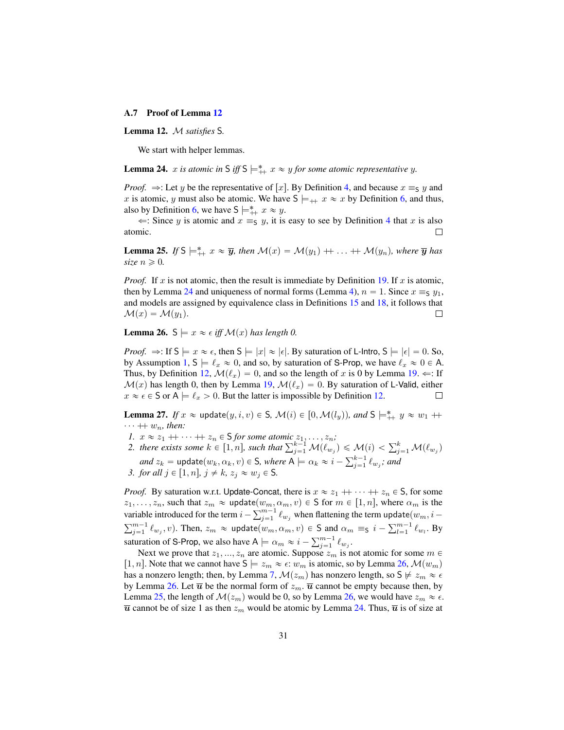### A.7 Proof of Lemma 12

**Lemma 12.** $\mathcal{M}$ *satisfies* $\mathsf{S}$.

We start with helper lemmas.

**Lemma 24.** $x$ *is atomic in* $\mathsf{S}$ *iff* $\mathsf{S} \models^*_{++} x \approx y$ *for some atomic representative* $y$.

*Proof.* $\Rightarrow$: Let $y$ be the representative of $[x]$. By Definition 4, and because $x \equiv_{\mathsf{S}} y$ and $x$ is atomic, $y$ must also be atomic. We have $\mathsf{S} \models_{++} x \approx x$ by Definition 6, and thus, also by Definition 6, we have $\mathsf{S} \models^*_{++} x \approx y$.

$\Leftarrow$: Since $y$ is atomic and $x \equiv_{\mathsf{S}} y$, it is easy to see by Definition 4 that $x$ is also atomic. □

**Lemma 25.** *If* $\mathsf{S} \models^*_{++} x \approx \overline{\boldsymbol{y}}$*, then* $\mathcal{M}(x) = \mathcal{M}(y_1) ++ \ldots ++ \mathcal{M}(y_n)$*, where* $\overline{\boldsymbol{y}}$ *has size* $n \geqslant 0$*.*

*Proof.* If $x$ is not atomic, then the result is immediate by Definition 19. If $x$ is atomic, then by Lemma 24 and uniqueness of normal forms (Lemma 4), $n = 1$. Since $x \equiv_{\mathsf{S}} y_1$, and models are assigned by equivalence class in Definitions 15 and 18, it follows that $\mathcal{M}(x) = \mathcal{M}(y_1)$. □

**Lemma 26.** $\mathsf{S} \models x \approx \epsilon$ *iff* $\mathcal{M}(x)$ *has length 0.*

*Proof.* $\Rightarrow$: If $\mathsf{S} \models x \approx \epsilon$, then $\mathsf{S} \models |x| \approx |\epsilon|$. By saturation of $\mathsf{L\text{-}Intro}$, $\mathsf{S} \models |\epsilon| = 0$. So, by Assumption 1, $\mathsf{S} \models \ell_x \approx 0$, and so, by saturation of $\mathsf{S\text{-}Prop}$, we have $\ell_x \approx 0 \in \mathsf{A}$. Thus, by Definition 12, $\mathcal{M}(\ell_x) = 0$, and so the length of $x$ is 0 by Lemma 19. $\Leftarrow$: If $\mathcal{M}(x)$ has length 0, then by Lemma 19, $\mathcal{M}(\ell_x) = 0$. By saturation of $\mathsf{L\text{-}Valid}$, either $x \approx \epsilon \in \mathsf{S}$ or $\mathsf{A} \models \ell_x > 0$. But the latter is impossible by Definition 12. □

**Lemma 27.** *If* $x \approx \mathsf{update}(y, i, v) \in \mathsf{S}$*,* $\mathcal{M}(i) \in [0, \mathcal{M}(l_y))$*, and* $\mathsf{S} \models^*_{++} y \approx w_1 ++ \cdots ++ w_n$*, then:*

1. $x \approx z_1 ++ \cdots ++ z_n \in \mathsf{S}$ *for some atomic* $z_1, \ldots, z_n$*;*
2. *there exists some* $k \in [1, n]$*, such that* $\sum_{j=1}^{k-1} \mathcal{M}(\ell_{w_j}) \leqslant \mathcal{M}(i) < \sum_{j=1}^{k} \mathcal{M}(\ell_{w_j})$ *and* $z_k = \mathsf{update}(w_k, \alpha_k, v) \in \mathsf{S}$*, where* $\mathsf{A} \models \alpha_k \approx i - \sum_{j=1}^{k-1} \ell_{w_j}$*; and*
3. *for all* $j \in [1, n]$*,* $j \neq k$*,* $z_j \approx w_j \in \mathsf{S}$*.*

*Proof.* By saturation w.r.t. $\mathsf{Update\text{-}Concat}$, there is $x \approx z_1 ++ \cdots ++ z_n \in \mathsf{S}$, for some $z_1, \ldots, z_n$, such that $z_m \approx \mathsf{update}(w_m, \alpha_m, v) \in \mathsf{S}$ for $m \in [1, n]$, where $\alpha_m$ is the variable introduced for the term $i - \sum_{j=1}^{m-1} \ell_{w_j}$ when flattening the term $\mathsf{update}(w_m, i - \sum_{j=1}^{m-1} \ell_{w_j}, v)$. Then, $z_m \approx \mathsf{update}(w_m, \alpha_m, v) \in \mathsf{S}$ and $\alpha_m \equiv_{\mathsf{S}} i - \sum_{l=1}^{m-1} \ell_{w_l}$. By saturation of $\mathsf{S\text{-}Prop}$, we also have $\mathsf{A} \models \alpha_m \approx i - \sum_{j=1}^{m-1} \ell_{w_j}$.

Next we prove that $z_1, ..., z_n$ are atomic. Suppose $z_m$ is not atomic for some $m \in [1, n]$. Note that we cannot have $\mathsf{S} \models z_m \approx \epsilon$: $w_m$ is atomic, so by Lemma 26, $\mathcal{M}(w_m)$ has a nonzero length; then, by Lemma 7, $\mathcal{M}(z_m)$ has nonzero length, so $\mathsf{S} \not\models z_m \approx \epsilon$ by Lemma 26. Let $\overline{\boldsymbol{u}}$ be the normal form of $z_m$. $\overline{\boldsymbol{u}}$ cannot be empty because then, by Lemma 25, the length of $\mathcal{M}(z_m)$ would be 0, so by Lemma 26, we would have $z_m \approx \epsilon$. $\overline{\boldsymbol{u}}$ cannot be of size 1 as then $z_m$ would be atomic by Lemma 24. Thus, $\overline{\boldsymbol{u}}$ is of size at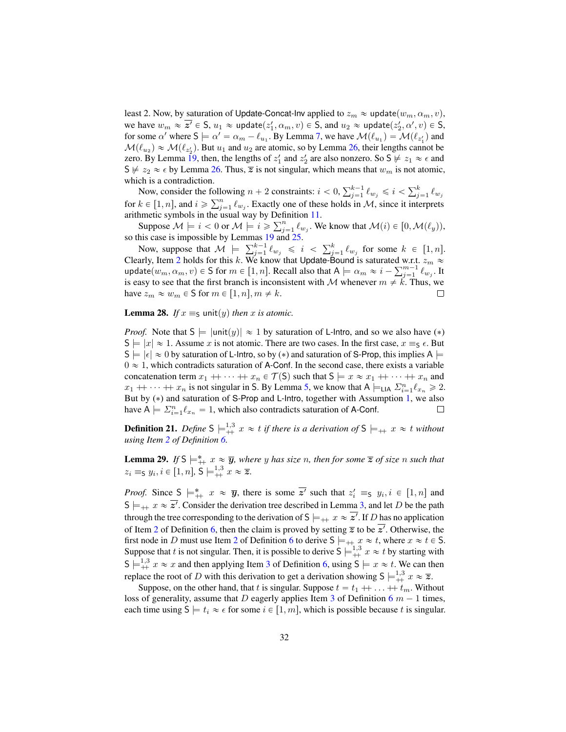least 2. Now, by saturation of Update-Concat-Inv applied to $z_m \approx \mathsf{update}(w_m, \alpha_m, v)$, we have $w_m \approx \overline{z'} \in \mathsf{S}$, $u_1 \approx \mathsf{update}(z'_1, \alpha_m, v) \in \mathsf{S}$, and $u_2 \approx \mathsf{update}(z'_2, \alpha', v) \in \mathsf{S}$, for some $\alpha'$ where $\mathsf{S} \models \alpha' = \alpha_m - \ell_{u_1}$. By Lemma 7, we have $\mathcal{M}(\ell_{u_1}) = \mathcal{M}(\ell_{z'_1})$ and $\mathcal{M}(\ell_{u_2}) \approx \mathcal{M}(\ell_{z'_2})$. But $u_1$ and $u_2$ are atomic, so by Lemma 26, their lengths cannot be zero. By Lemma 19, then, the lengths of $z'_1$ and $z'_2$ are also nonzero. So $\mathsf{S} \not\models z_1 \approx \epsilon$ and $\mathsf{S} \not\models z_2 \approx \epsilon$ by Lemma 26. Thus, $\overline{z}$ is not singular, which means that $w_m$ is not atomic, which is a contradiction.

Now, consider the following $n+2$ constraints: $i < 0$, $\sum_{j=1}^{k-1} \ell_{w_j} \leqslant i < \sum_{j=1}^{k} \ell_{w_j}$ for $k \in [1, n]$, and $i \geqslant \sum_{j=1}^{n} \ell_{w_j}$. Exactly one of these holds in $\mathcal{M}$, since it interprets arithmetic symbols in the usual way by Definition 11.

Suppose $\mathcal{M} \models i < 0$ or $\mathcal{M} \models i \geqslant \sum_{j=1}^{n} \ell_{w_j}$. We know that $\mathcal{M}(i) \in [0, \mathcal{M}(\ell_y))$, so this case is impossible by Lemmas 19 and 25.

Now, suppose that $\mathcal{M} \models \sum_{j=1}^{k-1} \ell_{w_j} \leqslant i < \sum_{j=1}^{k} \ell_{w_j}$ for some $k \in [1, n]$. Clearly, Item 2 holds for this $k$. We know that Update-Bound is saturated w.r.t. $z_m \approx \mathsf{update}(w_m, \alpha_m, v) \in \mathsf{S}$ for $m \in [1, n]$. Recall also that $\mathsf{A} \models \alpha_m \approx i - \sum_{j=1}^{m-1} \ell_{w_j}$. It is easy to see that the first branch is inconsistent with $\mathcal{M}$ whenever $m \neq k$. Thus, we have $z_m \approx w_m \in \mathsf{S}$ for $m \in [1, n], m \neq k$. □

**Lemma 28.** *If $x \equiv_{\mathsf{S}} \mathsf{unit}(y)$ then $x$ is atomic.*

*Proof.* Note that $\mathsf{S} \models |\mathsf{unit}(y)| \approx 1$ by saturation of L-Intro, and so we also have $(*)$ $\mathsf{S} \models |x| \approx 1$. Assume $x$ is not atomic. There are two cases. In the first case, $x \equiv_{\mathsf{S}} \epsilon$. But $\mathsf{S} \models |\epsilon| \approx 0$ by saturation of L-Intro, so by $(*)$ and saturation of S-Prop, this implies $\mathsf{A} \models 0 \approx 1$, which contradicts saturation of A-Conf. In the second case, there exists a variable concatenation term $x_1 +\!\!+ \cdots +\!\!+ x_n \in \mathcal{T}(\mathsf{S})$ such that $\mathsf{S} \models x \approx x_1 +\!\!+ \cdots +\!\!+ x_n$ and $x_1 +\!\!+ \cdots +\!\!+ x_n$ is not singular in $\mathsf{S}$. By Lemma 5, we know that $\mathsf{A} \models_{\mathsf{LIA}} \Sigma_{i=1}^{n} \ell_{x_n} \geqslant 2$. But by $(*)$ and saturation of S-Prop and L-Intro, together with Assumption 1, we also have $\mathsf{A} \models \Sigma_{i=1}^{n} \ell_{x_n} = 1$, which also contradicts saturation of A-Conf. □

**Definition 21.** *Define $\mathsf{S} \models_{+\!\!+}^{1,3} x \approx t$ if there is a derivation of $\mathsf{S} \models_{+\!\!+} x \approx t$ without using Item 2 of Definition 6.*

**Lemma 29.** *If $\mathsf{S} \models_{+\!\!+}^{*} x \approx \overline{y}$, where $y$ has size $n$, then for some $\overline{z}$ of size $n$ such that $z_i \equiv_{\mathsf{S}} y_i, i \in [1, n]$, $\mathsf{S} \models_{+\!\!+}^{1,3} x \approx \overline{z}$.*

*Proof.* Since $\mathsf{S} \models_{+\!\!+}^{*} x \approx \overline{y}$, there is some $\overline{z'}$ such that $z'_i \equiv_{\mathsf{S}} y_i, i \in [1, n]$ and $\mathsf{S} \models_{+\!\!+} x \approx \overline{z'}$. Consider the derivation tree described in Lemma 3, and let $D$ be the path through the tree corresponding to the derivation of $\mathsf{S} \models_{+\!\!+} x \approx \overline{z'}$. If $D$ has no application of Item 2 of Definition 6, then the claim is proved by setting $\overline{z}$ to be $\overline{z'}$. Otherwise, the first node in $D$ must use Item 2 of Definition 6 to derive $\mathsf{S} \models_{+\!\!+} x \approx t$, where $x \approx t \in \mathsf{S}$. Suppose that $t$ is not singular. Then, it is possible to derive $\mathsf{S} \models_{+\!\!+}^{1,3} x \approx t$ by starting with $\mathsf{S} \models_{+\!\!+}^{1,3} x \approx x$ and then applying Item 3 of Definition 6, using $\mathsf{S} \models x \approx t$. We can then replace the root of $D$ with this derivation to get a derivation showing $\mathsf{S} \models_{+\!\!+}^{1,3} x \approx \overline{z}$.

Suppose, on the other hand, that $t$ is singular. Suppose $t = t_1 +\!\!+ \ldots +\!\!+ t_m$. Without loss of generality, assume that $D$ eagerly applies Item 3 of Definition 6 $m-1$ times, each time using $\mathsf{S} \models t_i \approx \epsilon$ for some $i \in [1, m]$, which is possible because $t$ is singular.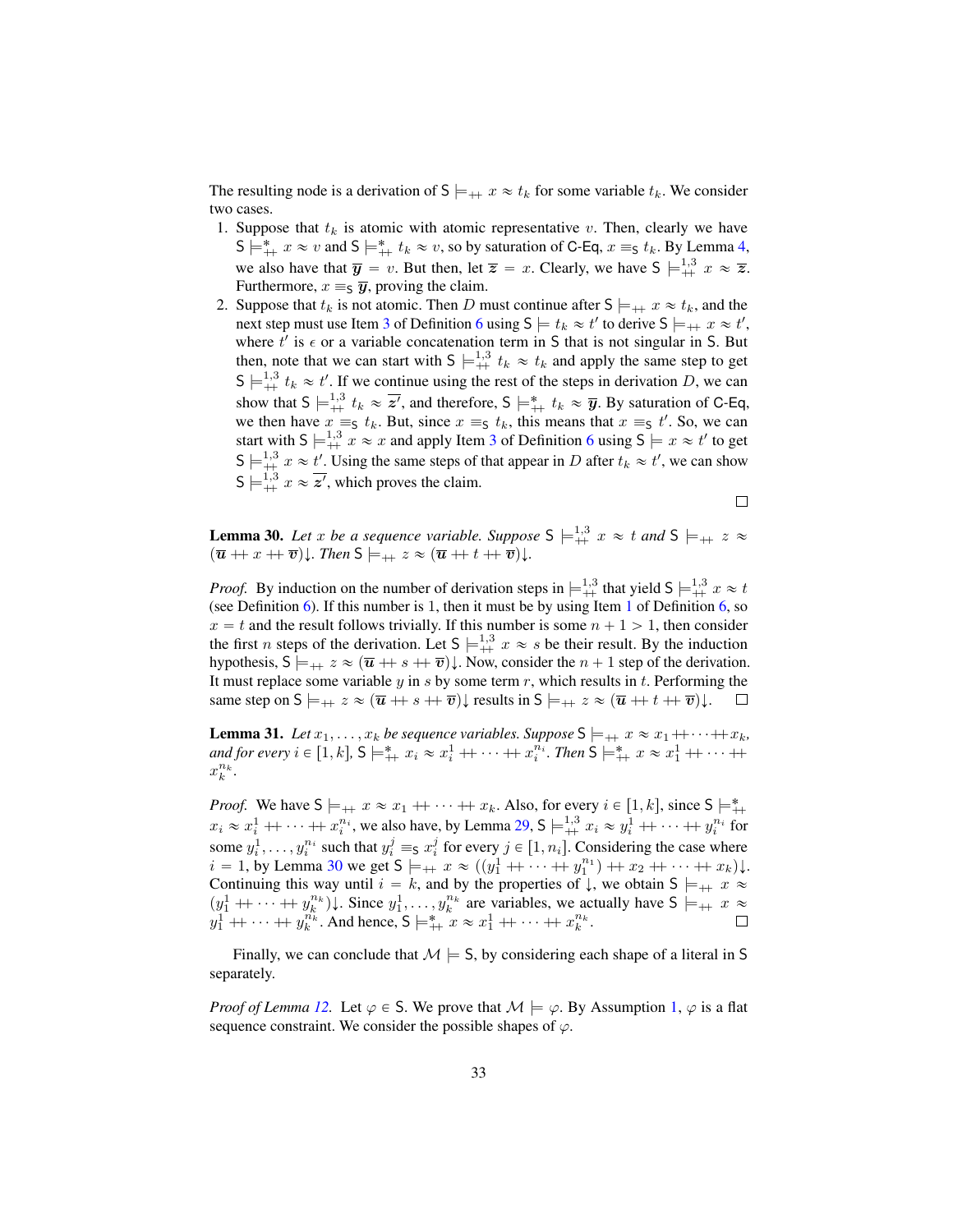The resulting node is a derivation of $\mathsf{S} \models_{++} x \approx t_k$ for some variable $t_k$. We consider two cases.

1. Suppose that $t_k$ is atomic with atomic representative $v$. Then, clearly we have $\mathsf{S} \models^*_{++} x \approx v$ and $\mathsf{S} \models^*_{++} t_k \approx v$, so by saturation of C-Eq, $x \equiv_{\mathsf{S}} t_k$. By Lemma 4, we also have that $\overline{\boldsymbol{y}} = v$. But then, let $\overline{\boldsymbol{z}} = x$. Clearly, we have $\mathsf{S} \models^{1,3}_{++} x \approx \overline{\boldsymbol{z}}$. Furthermore, $x \equiv_{\mathsf{S}} \overline{\boldsymbol{y}}$, proving the claim.
2. Suppose that $t_k$ is not atomic. Then $D$ must continue after $\mathsf{S} \models_{++} x \approx t_k$, and the next step must use Item 3 of Definition 6 using $\mathsf{S} \models t_k \approx t'$ to derive $\mathsf{S} \models_{++} x \approx t'$, where $t'$ is $\epsilon$ or a variable concatenation term in $\mathsf{S}$ that is not singular in $\mathsf{S}$. But then, note that we can start with $\mathsf{S} \models^{1,3}_{++} t_k \approx t_k$ and apply the same step to get $\mathsf{S} \models^{1,3}_{++} t_k \approx t'$. If we continue using the rest of the steps in derivation $D$, we can show that $\mathsf{S} \models^{1,3}_{++} t_k \approx \overline{\boldsymbol{z}'}$, and therefore, $\mathsf{S} \models^*_{++} t_k \approx \overline{\boldsymbol{y}}$. By saturation of C-Eq, we then have $x \equiv_{\mathsf{S}} t_k$. But, since $x \equiv_{\mathsf{S}} t_k$, this means that $x \equiv_{\mathsf{S}} t'$. So, we can start with $\mathsf{S} \models^{1,3}_{++} x \approx x$ and apply Item 3 of Definition 6 using $\mathsf{S} \models x \approx t'$ to get $\mathsf{S} \models^{1,3}_{++} x \approx t'$. Using the same steps of that appear in $D$ after $t_k \approx t'$, we can show $\mathsf{S} \models^{1,3}_{++} x \approx \overline{\boldsymbol{z}'}$, which proves the claim.

$\square$

**Lemma 30.** *Let $x$ be a sequence variable. Suppose $\mathsf{S} \models^{1,3}_{++} x \approx t$ and $\mathsf{S} \models_{++} z \approx (\overline{\boldsymbol{u}} +\!\!+\, x +\!\!+\, \overline{\boldsymbol{v}})\!\downarrow$. Then $\mathsf{S} \models_{++} z \approx (\overline{\boldsymbol{u}} +\!\!+\, t +\!\!+\, \overline{\boldsymbol{v}})\!\downarrow$.*

*Proof.* By induction on the number of derivation steps in $\models^{1,3}_{++}$ that yield $\mathsf{S} \models^{1,3}_{++} x \approx t$ (see Definition 6). If this number is 1, then it must be by using Item 1 of Definition 6, so $x = t$ and the result follows trivially. If this number is some $n + 1 > 1$, then consider the first $n$ steps of the derivation. Let $\mathsf{S} \models^{1,3}_{++} x \approx s$ be their result. By the induction hypothesis, $\mathsf{S} \models_{++} z \approx (\overline{\boldsymbol{u}} +\!\!+\, s +\!\!+\, \overline{\boldsymbol{v}})\!\downarrow$. Now, consider the $n + 1$ step of the derivation. It must replace some variable $y$ in $s$ by some term $r$, which results in $t$. Performing the same step on $\mathsf{S} \models_{++} z \approx (\overline{\boldsymbol{u}} +\!\!+\, s +\!\!+\, \overline{\boldsymbol{v}})\!\downarrow$ results in $\mathsf{S} \models_{++} z \approx (\overline{\boldsymbol{u}} +\!\!+\, t +\!\!+\, \overline{\boldsymbol{v}})\!\downarrow$. $\square$

**Lemma 31.** *Let $x_1, \ldots, x_k$ be sequence variables. Suppose $\mathsf{S} \models_{++} x \approx x_1 +\!\!+ \cdots +\!\!+ x_k$, and for every $i \in [1, k]$, $\mathsf{S} \models^*_{++} x_i \approx x_i^1 +\!\!+ \cdots +\!\!+ x_i^{n_i}$. Then $\mathsf{S} \models^*_{++} x \approx x_1^1 +\!\!+ \cdots +\!\!+ x_k^{n_k}$.*

*Proof.* We have $\mathsf{S} \models_{++} x \approx x_1 +\!\!+ \cdots +\!\!+ x_k$. Also, for every $i \in [1, k]$, since $\mathsf{S} \models^*_{++} x_i \approx x_i^1 +\!\!+ \cdots +\!\!+ x_i^{n_i}$, we also have, by Lemma 29, $\mathsf{S} \models^{1,3}_{++} x_i \approx y_i^1 +\!\!+ \cdots +\!\!+ y_i^{n_i}$ for some $y_i^1, \ldots, y_i^{n_i}$ such that $y_i^j \equiv_{\mathsf{S}} x_i^j$ for every $j \in [1, n_i]$. Considering the case where $i = 1$, by Lemma 30 we get $\mathsf{S} \models_{++} x \approx ((y_1^1 +\!\!+ \cdots +\!\!+ y_1^{n_1}) +\!\!+ x_2 +\!\!+ \cdots +\!\!+ x_k)\!\downarrow$. Continuing this way until $i = k$, and by the properties of $\downarrow$, we obtain $\mathsf{S} \models_{++} x \approx (y_1^1 +\!\!+ \cdots +\!\!+ y_k^{n_k})\!\downarrow$. Since $y_1^1, \ldots, y_k^{n_k}$ are variables, we actually have $\mathsf{S} \models_{++} x \approx y_1^1 +\!\!+ \cdots +\!\!+ y_k^{n_k}$. And hence, $\mathsf{S} \models^*_{++} x \approx x_1^1 +\!\!+ \cdots +\!\!+ x_k^{n_k}$. $\square$

Finally, we can conclude that $\mathcal{M} \models \mathsf{S}$, by considering each shape of a literal in $\mathsf{S}$ separately.

*Proof of Lemma 12.* Let $\varphi \in \mathsf{S}$. We prove that $\mathcal{M} \models \varphi$. By Assumption 1, $\varphi$ is a flat sequence constraint. We consider the possible shapes of $\varphi$.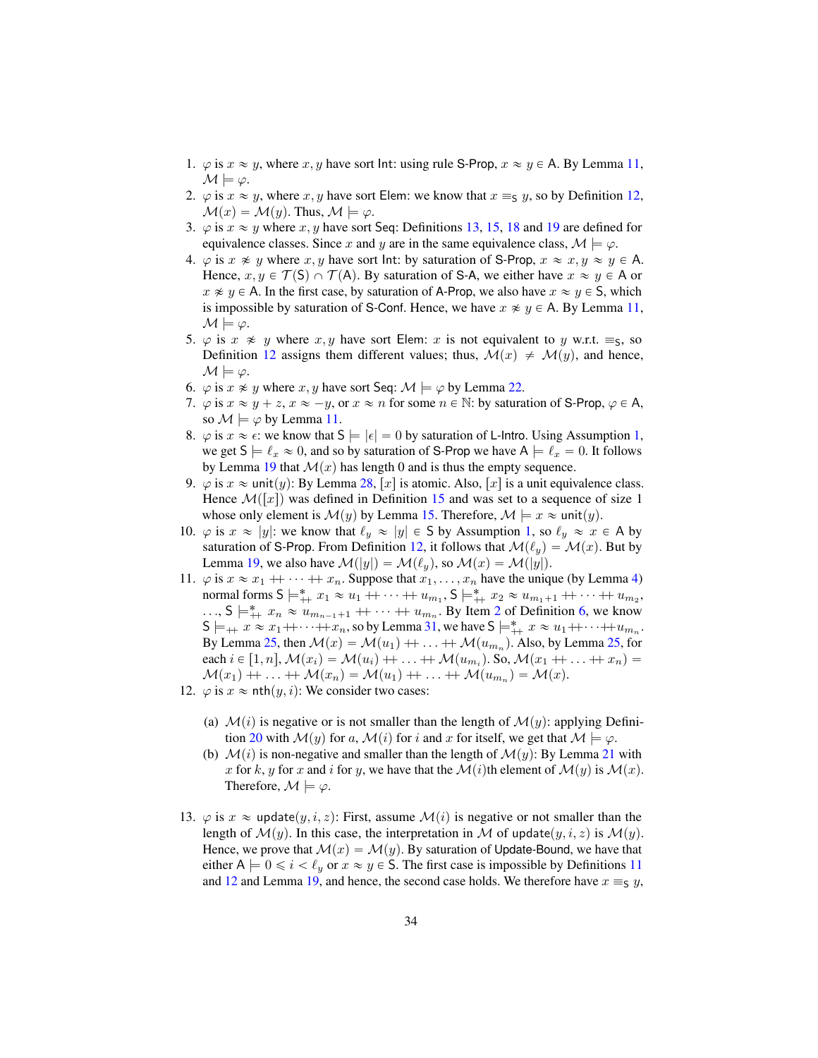1. $\varphi$ is $x \approx y$, where $x, y$ have sort Int: using rule S-Prop, $x \approx y \in$ A. By Lemma 11, $\mathcal{M} \models \varphi$.
2. $\varphi$ is $x \approx y$, where $x, y$ have sort Elem: we know that $x \equiv_{\mathsf{S}} y$, so by Definition 12, $\mathcal{M}(x) = \mathcal{M}(y)$. Thus, $\mathcal{M} \models \varphi$.
3. $\varphi$ is $x \approx y$ where $x, y$ have sort Seq: Definitions 13, 15, 18 and 19 are defined for equivalence classes. Since $x$ and $y$ are in the same equivalence class, $\mathcal{M} \models \varphi$.
4. $\varphi$ is $x \not\approx y$ where $x, y$ have sort Int: by saturation of S-Prop, $x \approx x, y \approx y \in$ A. Hence, $x, y \in \mathcal{T}(\mathsf{S}) \cap \mathcal{T}(\mathsf{A})$. By saturation of S-A, we either have $x \approx y \in$ A or $x \not\approx y \in$ A. In the first case, by saturation of A-Prop, we also have $x \approx y \in$ S, which is impossible by saturation of S-Conf. Hence, we have $x \not\approx y \in$ A. By Lemma 11, $\mathcal{M} \models \varphi$.
5. $\varphi$ is $x \not\approx y$ where $x, y$ have sort Elem: $x$ is not equivalent to $y$ w.r.t. $\equiv_{\mathsf{S}}$, so Definition 12 assigns them different values; thus, $\mathcal{M}(x) \neq \mathcal{M}(y)$, and hence, $\mathcal{M} \models \varphi$.
6. $\varphi$ is $x \not\approx y$ where $x, y$ have sort Seq: $\mathcal{M} \models \varphi$ by Lemma 22.
7. $\varphi$ is $x \approx y + z$, $x \approx -y$, or $x \approx n$ for some $n \in \mathbb{N}$: by saturation of S-Prop, $\varphi \in$ A, so $\mathcal{M} \models \varphi$ by Lemma 11.
8. $\varphi$ is $x \approx \epsilon$: we know that $\mathsf{S} \models |\epsilon| = 0$ by saturation of L-Intro. Using Assumption 1, we get $\mathsf{S} \models \ell_x \approx 0$, and so by saturation of S-Prop we have $\mathsf{A} \models \ell_x = 0$. It follows by Lemma 19 that $\mathcal{M}(x)$ has length 0 and is thus the empty sequence.
9. $\varphi$ is $x \approx \mathsf{unit}(y)$: By Lemma 28, $[x]$ is atomic. Also, $[x]$ is a unit equivalence class. Hence $\mathcal{M}([x])$ was defined in Definition 15 and was set to a sequence of size 1 whose only element is $\mathcal{M}(y)$ by Lemma 15. Therefore, $\mathcal{M} \models x \approx \mathsf{unit}(y)$.
10. $\varphi$ is $x \approx |y|$: we know that $\ell_y \approx |y| \in$ S by Assumption 1, so $\ell_y \approx x \in$ A by saturation of S-Prop. From Definition 12, it follows that $\mathcal{M}(\ell_y) = \mathcal{M}(x)$. But by Lemma 19, we also have $\mathcal{M}(|y|) = \mathcal{M}(\ell_y)$, so $\mathcal{M}(x) = \mathcal{M}(|y|)$.
11. $\varphi$ is $x \approx x_1 +\!\!+ \cdots +\!\!+ x_n$. Suppose that $x_1, \ldots, x_n$ have the unique (by Lemma 4) normal forms $\mathsf{S} \models^*_{+\!+} x_1 \approx u_1 +\!\!+ \cdots +\!\!+ u_{m_1}$, $\mathsf{S} \models^*_{+\!+} x_2 \approx u_{m_1+1} +\!\!+ \cdots +\!\!+ u_{m_2}$, ..., $\mathsf{S} \models^*_{+\!+} x_n \approx u_{m_{n-1}+1} +\!\!+ \cdots +\!\!+ u_{m_n}$. By Item 2 of Definition 6, we know $\mathsf{S} \models_{+\!+} x \approx x_1 +\!\!+ \cdots +\!\!+ x_n$, so by Lemma 31, we have $\mathsf{S} \models^*_{+\!+} x \approx u_1 +\!\!+ \cdots +\!\!+ u_{m_n}$. By Lemma 25, then $\mathcal{M}(x) = \mathcal{M}(u_1) +\!\!+ \ldots +\!\!+ \mathcal{M}(u_{m_n})$. Also, by Lemma 25, for each $i \in [1, n]$, $\mathcal{M}(x_i) = \mathcal{M}(u_i) +\!\!+ \ldots +\!\!+ \mathcal{M}(u_{m_i})$. So, $\mathcal{M}(x_1 +\!\!+ \ldots +\!\!+ x_n) = \mathcal{M}(x_1) +\!\!+ \ldots +\!\!+ \mathcal{M}(x_n) = \mathcal{M}(u_1) +\!\!+ \ldots +\!\!+ \mathcal{M}(u_{m_n}) = \mathcal{M}(x)$.
12. $\varphi$ is $x \approx \mathsf{nth}(y, i)$: We consider two cases:
    (a) $\mathcal{M}(i)$ is negative or is not smaller than the length of $\mathcal{M}(y)$: applying Definition 20 with $\mathcal{M}(y)$ for $a$, $\mathcal{M}(i)$ for $i$ and $x$ for itself, we get that $\mathcal{M} \models \varphi$.
    (b) $\mathcal{M}(i)$ is non-negative and smaller than the length of $\mathcal{M}(y)$: By Lemma 21 with $x$ for $k$, $y$ for $x$ and $i$ for $y$, we have that the $\mathcal{M}(i)$th element of $\mathcal{M}(y)$ is $\mathcal{M}(x)$. Therefore, $\mathcal{M} \models \varphi$.
13. $\varphi$ is $x \approx \mathsf{update}(y, i, z)$: First, assume $\mathcal{M}(i)$ is negative or not smaller than the length of $\mathcal{M}(y)$. In this case, the interpretation in $\mathcal{M}$ of $\mathsf{update}(y, i, z)$ is $\mathcal{M}(y)$. Hence, we prove that $\mathcal{M}(x) = \mathcal{M}(y)$. By saturation of Update-Bound, we have that either $\mathsf{A} \models 0 \leqslant i < \ell_y$ or $x \approx y \in$ S. The first case is impossible by Definitions 11 and 12 and Lemma 19, and hence, the second case holds. We therefore have $x \equiv_{\mathsf{S}} y$,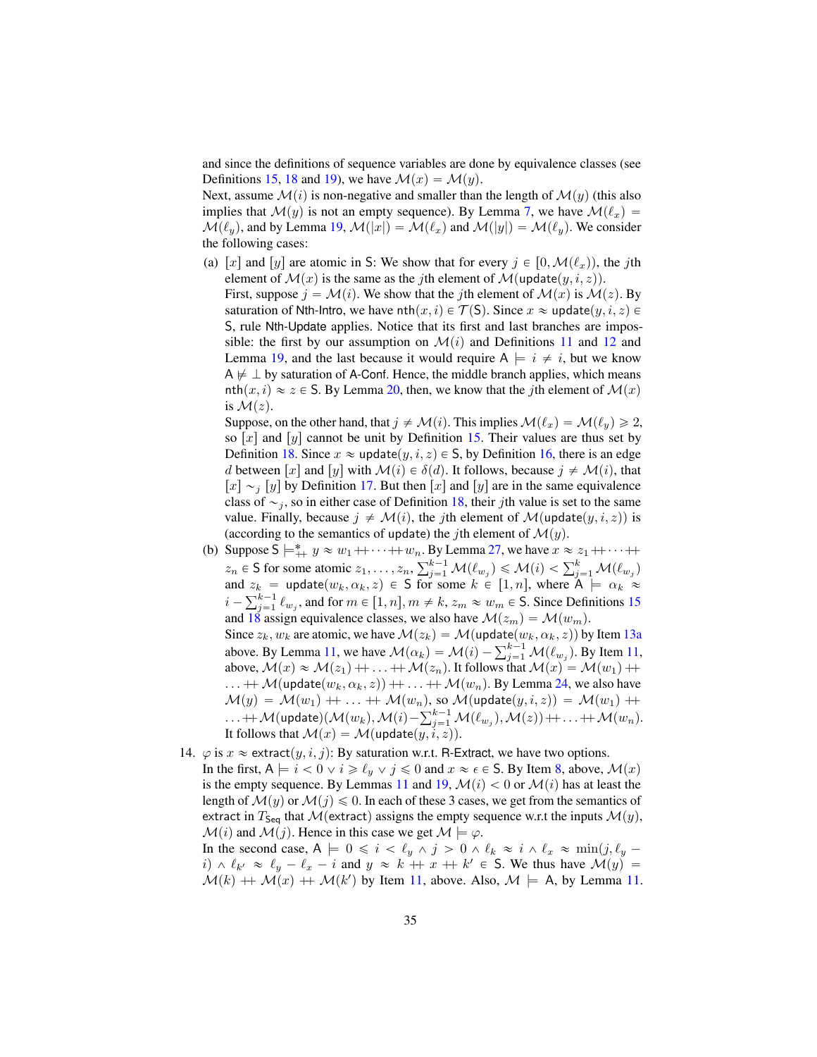and since the definitions of sequence variables are done by equivalence classes (see Definitions 15, 18 and 19), we have $\mathcal{M}(x) = \mathcal{M}(y)$.

Next, assume $\mathcal{M}(i)$ is non-negative and smaller than the length of $\mathcal{M}(y)$ (this also implies that $\mathcal{M}(y)$ is not an empty sequence). By Lemma 7, we have $\mathcal{M}(\ell_x) = \mathcal{M}(\ell_y)$, and by Lemma 19, $\mathcal{M}(|x|) = \mathcal{M}(\ell_x)$ and $\mathcal{M}(|y|) = \mathcal{M}(\ell_y)$. We consider the following cases:

(a) $[x]$ and $[y]$ are atomic in $\mathsf{S}$: We show that for every $j \in [0, \mathcal{M}(\ell_x))$, the $j$th element of $\mathcal{M}(x)$ is the same as the $j$th element of $\mathcal{M}(\mathsf{update}(y, i, z))$.
First, suppose $j = \mathcal{M}(i)$. We show that the $j$th element of $\mathcal{M}(x)$ is $\mathcal{M}(z)$. By saturation of Nth-Intro, we have $\mathsf{nth}(x, i) \in \mathcal{T}(\mathsf{S})$. Since $x \approx \mathsf{update}(y, i, z) \in \mathsf{S}$, rule Nth-Update applies. Notice that its first and last branches are impossible: the first by our assumption on $\mathcal{M}(i)$ and Definitions 11 and 12 and Lemma 19, and the last because it would require $\mathsf{A} \models i \not\approx i$, but we know $\mathsf{A} \not\models \bot$ by saturation of A-Conf. Hence, the middle branch applies, which means $\mathsf{nth}(x, i) \approx z \in \mathsf{S}$. By Lemma 20, then, we know that the $j$th element of $\mathcal{M}(x)$ is $\mathcal{M}(z)$.
Suppose, on the other hand, that $j \neq \mathcal{M}(i)$. This implies $\mathcal{M}(\ell_x) = \mathcal{M}(\ell_y) \geqslant 2$, so $[x]$ and $[y]$ cannot be unit by Definition 15. Their values are thus set by Definition 18. Since $x \approx \mathsf{update}(y, i, z) \in \mathsf{S}$, by Definition 16, there is an edge $d$ between $[x]$ and $[y]$ with $\mathcal{M}(i) \in \delta(d)$. It follows, because $j \neq \mathcal{M}(i)$, that $[x] \sim_j [y]$ by Definition 17. But then $[x]$ and $[y]$ are in the same equivalence class of $\sim_j$, so in either case of Definition 18, their $j$th value is set to the same value. Finally, because $j \neq \mathcal{M}(i)$, the $j$th element of $\mathcal{M}(\mathsf{update}(y, i, z))$ is (according to the semantics of update) the $j$th element of $\mathcal{M}(y)$.

(b) Suppose $\mathsf{S} \models^*_{++} y \approx w_1 +\!\!+ \cdots +\!\!+ w_n$. By Lemma 27, we have $x \approx z_1 +\!\!+ \cdots +\!\!+ z_n \in \mathsf{S}$ for some atomic $z_1, \ldots, z_n$, $\sum_{j=1}^{k-1} \mathcal{M}(\ell_{w_j}) \leqslant \mathcal{M}(i) < \sum_{j=1}^{k} \mathcal{M}(\ell_{w_j})$ and $z_k = \mathsf{update}(w_k, \alpha_k, z) \in \mathsf{S}$ for some $k \in [1, n]$, where $\mathsf{A} \models \alpha_k \approx i - \sum_{j=1}^{k-1} \ell_{w_j}$, and for $m \in [1, n], m \neq k$, $z_m \approx w_m \in \mathsf{S}$. Since Definitions 15 and 18 assign equivalence classes, we also have $\mathcal{M}(z_m) = \mathcal{M}(w_m)$.
Since $z_k, w_k$ are atomic, we have $\mathcal{M}(z_k) = \mathcal{M}(\mathsf{update}(w_k, \alpha_k, z))$ by Item 13a above. By Lemma 11, we have $\mathcal{M}(\alpha_k) = \mathcal{M}(i) - \sum_{j=1}^{k-1} \mathcal{M}(\ell_{w_j})$. By Item 11, above, $\mathcal{M}(x) \approx \mathcal{M}(z_1) +\!\!+ \ldots +\!\!+ \mathcal{M}(z_n)$. It follows that $\mathcal{M}(x) = \mathcal{M}(w_1) +\!\!+ \ldots +\!\!+ \mathcal{M}(\mathsf{update}(w_k, \alpha_k, z)) +\!\!+ \ldots +\!\!+ \mathcal{M}(w_n)$. By Lemma 24, we also have $\mathcal{M}(y) = \mathcal{M}(w_1) +\!\!+ \ldots +\!\!+ \mathcal{M}(w_n)$, so $\mathcal{M}(\mathsf{update}(y, i, z)) = \mathcal{M}(w_1) +\!\!+ \ldots +\!\!+ \mathcal{M}(\mathsf{update})(\mathcal{M}(w_k), \mathcal{M}(i) - \sum_{j=1}^{k-1} \mathcal{M}(\ell_{w_j}), \mathcal{M}(z)) +\!\!+ \ldots +\!\!+ \mathcal{M}(w_n)$. It follows that $\mathcal{M}(x) = \mathcal{M}(\mathsf{update}(y, i, z))$.

14. $\varphi$ is $x \approx \mathsf{extract}(y, i, j)$: By saturation w.r.t. R-Extract, we have two options.
In the first, $\mathsf{A} \models i < 0 \vee i \geqslant \ell_y \vee j \leqslant 0$ and $x \approx \epsilon \in \mathsf{S}$. By Item 8, above, $\mathcal{M}(x)$ is the empty sequence. By Lemmas 11 and 19, $\mathcal{M}(i) < 0$ or $\mathcal{M}(i)$ has at least the length of $\mathcal{M}(y)$ or $\mathcal{M}(j) \leqslant 0$. In each of these 3 cases, we get from the semantics of extract in $T_{\mathsf{Seq}}$ that $\mathcal{M}(\mathsf{extract})$ assigns the empty sequence w.r.t the inputs $\mathcal{M}(y)$, $\mathcal{M}(i)$ and $\mathcal{M}(j)$. Hence in this case we get $\mathcal{M} \models \varphi$.
In the second case, $\mathsf{A} \models 0 \leqslant i < \ell_y \wedge j > 0 \wedge \ell_k \approx i \wedge \ell_x \approx \min(j, \ell_y - i) \wedge \ell_{k'} \approx \ell_y - \ell_x - i$ and $y \approx k +\!\!+ x +\!\!+ k' \in \mathsf{S}$. We thus have $\mathcal{M}(y) = \mathcal{M}(k) +\!\!+ \mathcal{M}(x) +\!\!+ \mathcal{M}(k')$ by Item 11, above. Also, $\mathcal{M} \models \mathsf{A}$, by Lemma 11.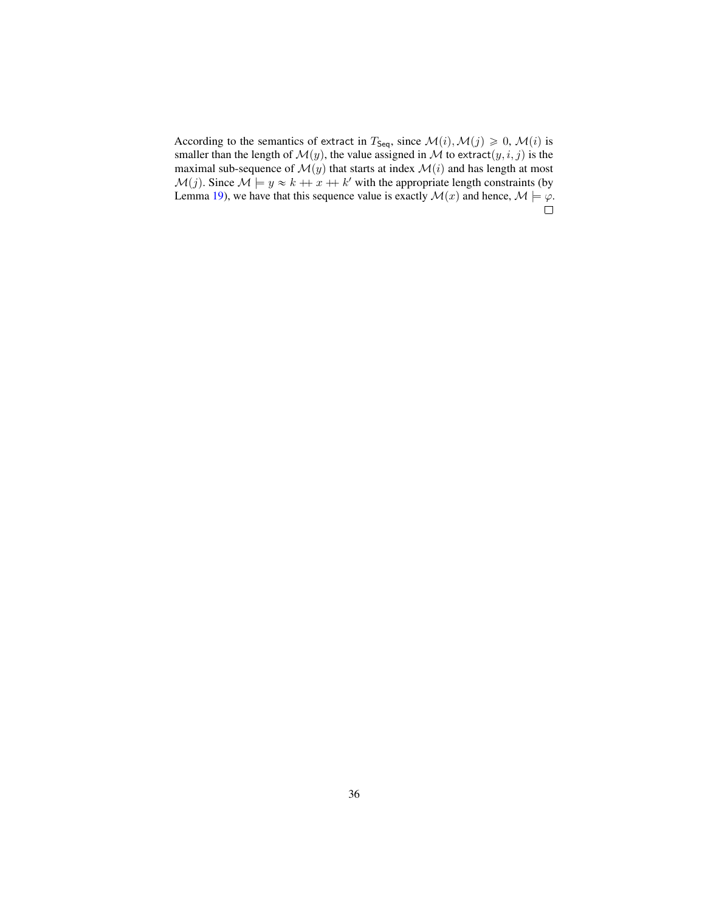According to the semantics of extract in $T_{\mathsf{Seq}}$, since $\mathcal{M}(i), \mathcal{M}(j) \geqslant 0$, $\mathcal{M}(i)$ is smaller than the length of $\mathcal{M}(y)$, the value assigned in $\mathcal{M}$ to $\mathsf{extract}(y, i, j)$ is the maximal sub-sequence of $\mathcal{M}(y)$ that starts at index $\mathcal{M}(i)$ and has length at most $\mathcal{M}(j)$. Since $\mathcal{M} \models y \approx k +\!\!+ x +\!\!+ k'$ with the appropriate length constraints (by Lemma 19), we have that this sequence value is exactly $\mathcal{M}(x)$ and hence, $\mathcal{M} \models \varphi$. □